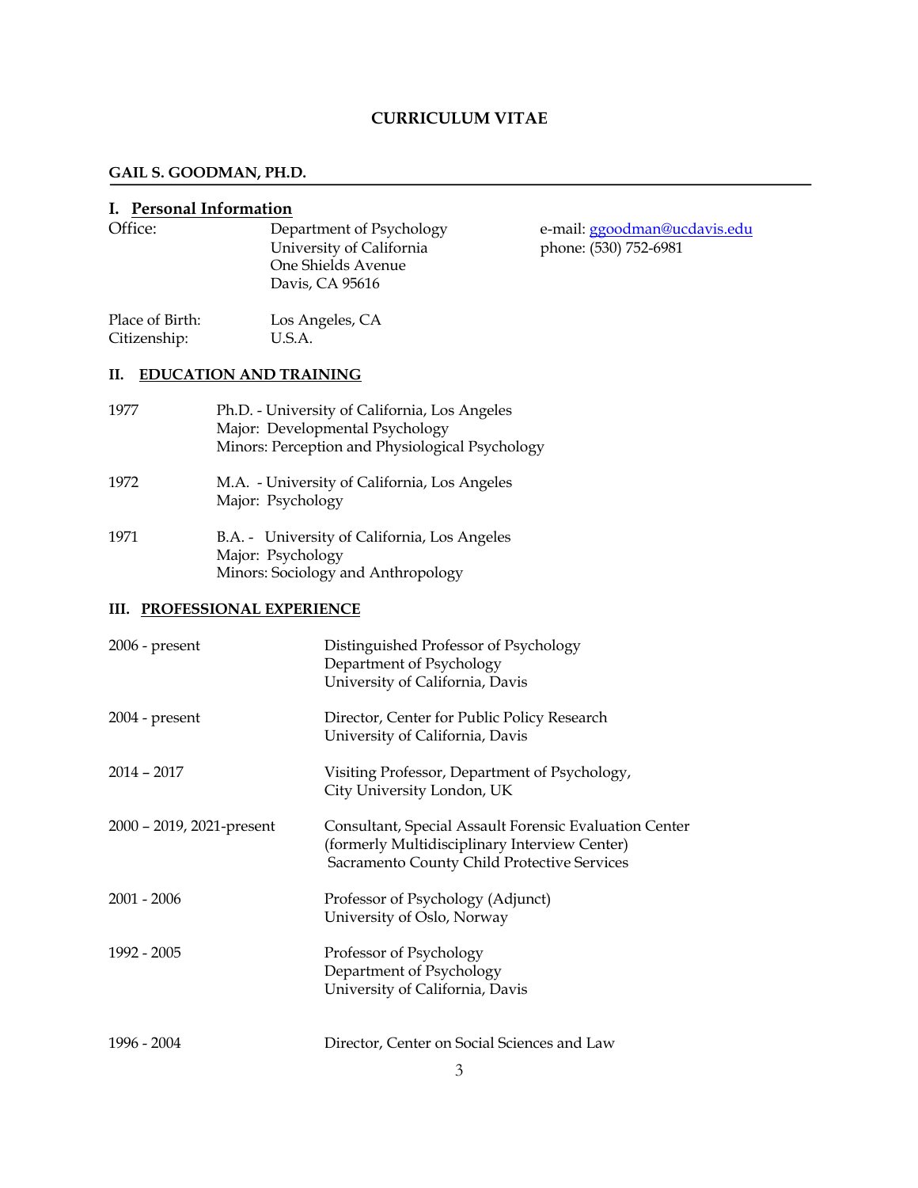# CURRICULUM VITAE

## GAIL S. GOODMAN, PH.D.

### I. Personal Information

Office: Department of Psychology
University of California
One Shields Avenue
Davis, CA 95616

e-mail: ggoodman@ucdavis.edu
phone: (530) 752-6981

Place of Birth: Los Angeles, CA
Citizenship: U.S.A.

### II. EDUCATION AND TRAINING

1977 Ph.D. - University of California, Los Angeles
Major: Developmental Psychology
Minors: Perception and Physiological Psychology

1972 M.A. - University of California, Los Angeles
Major: Psychology

1971 B.A. - University of California, Los Angeles
Major: Psychology
Minors: Sociology and Anthropology

### III. PROFESSIONAL EXPERIENCE

2006 - present
Distinguished Professor of Psychology
Department of Psychology
University of California, Davis

2004 - present
Director, Center for Public Policy Research
University of California, Davis

2014 – 2017
Visiting Professor, Department of Psychology,
City University London, UK

2000 – 2019, 2021-present
Consultant, Special Assault Forensic Evaluation Center
(formerly Multidisciplinary Interview Center)
Sacramento County Child Protective Services

2001 - 2006
Professor of Psychology (Adjunct)
University of Oslo, Norway

1992 - 2005
Professor of Psychology
Department of Psychology
University of California, Davis

1996 - 2004
Director, Center on Social Sciences and Law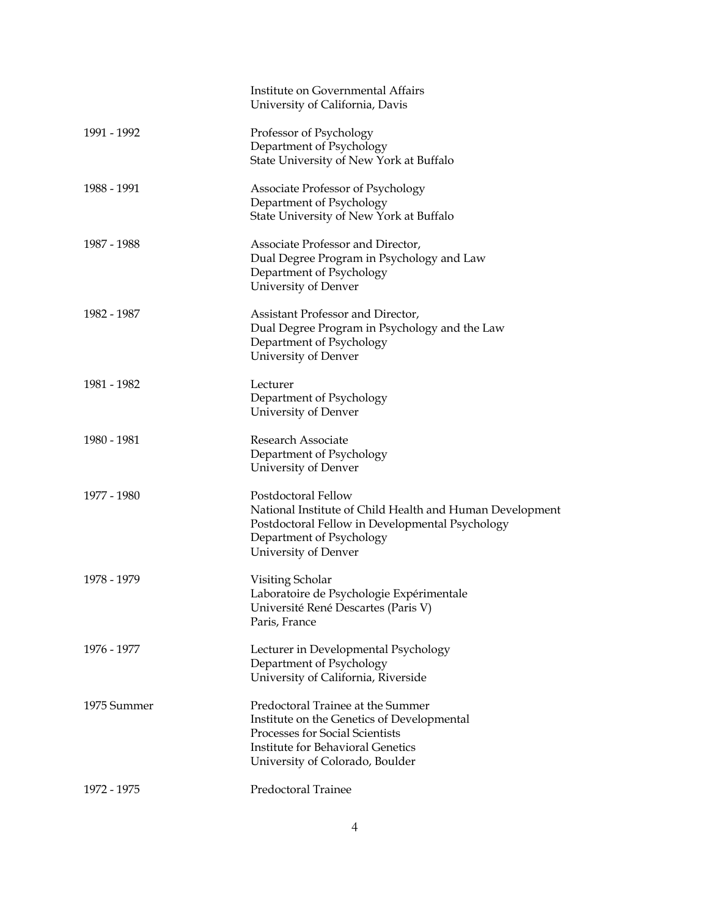| | |
|---|---|
| | Institute on Governmental Affairs<br>University of California, Davis |
| 1991 - 1992 | Professor of Psychology<br>Department of Psychology<br>State University of New York at Buffalo |
| 1988 - 1991 | Associate Professor of Psychology<br>Department of Psychology<br>State University of New York at Buffalo |
| 1987 - 1988 | Associate Professor and Director,<br>Dual Degree Program in Psychology and Law<br>Department of Psychology<br>University of Denver |
| 1982 - 1987 | Assistant Professor and Director,<br>Dual Degree Program in Psychology and the Law<br>Department of Psychology<br>University of Denver |
| 1981 - 1982 | Lecturer<br>Department of Psychology<br>University of Denver |
| 1980 - 1981 | Research Associate<br>Department of Psychology<br>University of Denver |
| 1977 - 1980 | Postdoctoral Fellow<br>National Institute of Child Health and Human Development<br>Postdoctoral Fellow in Developmental Psychology<br>Department of Psychology<br>University of Denver |
| 1978 - 1979 | Visiting Scholar<br>Laboratoire de Psychologie Expérimentale<br>Université René Descartes (Paris V)<br>Paris, France |
| 1976 - 1977 | Lecturer in Developmental Psychology<br>Department of Psychology<br>University of California, Riverside |
| 1975 Summer | Predoctoral Trainee at the Summer<br>Institute on the Genetics of Developmental<br>Processes for Social Scientists<br>Institute for Behavioral Genetics<br>University of Colorado, Boulder |
| 1972 - 1975 | Predoctoral Trainee |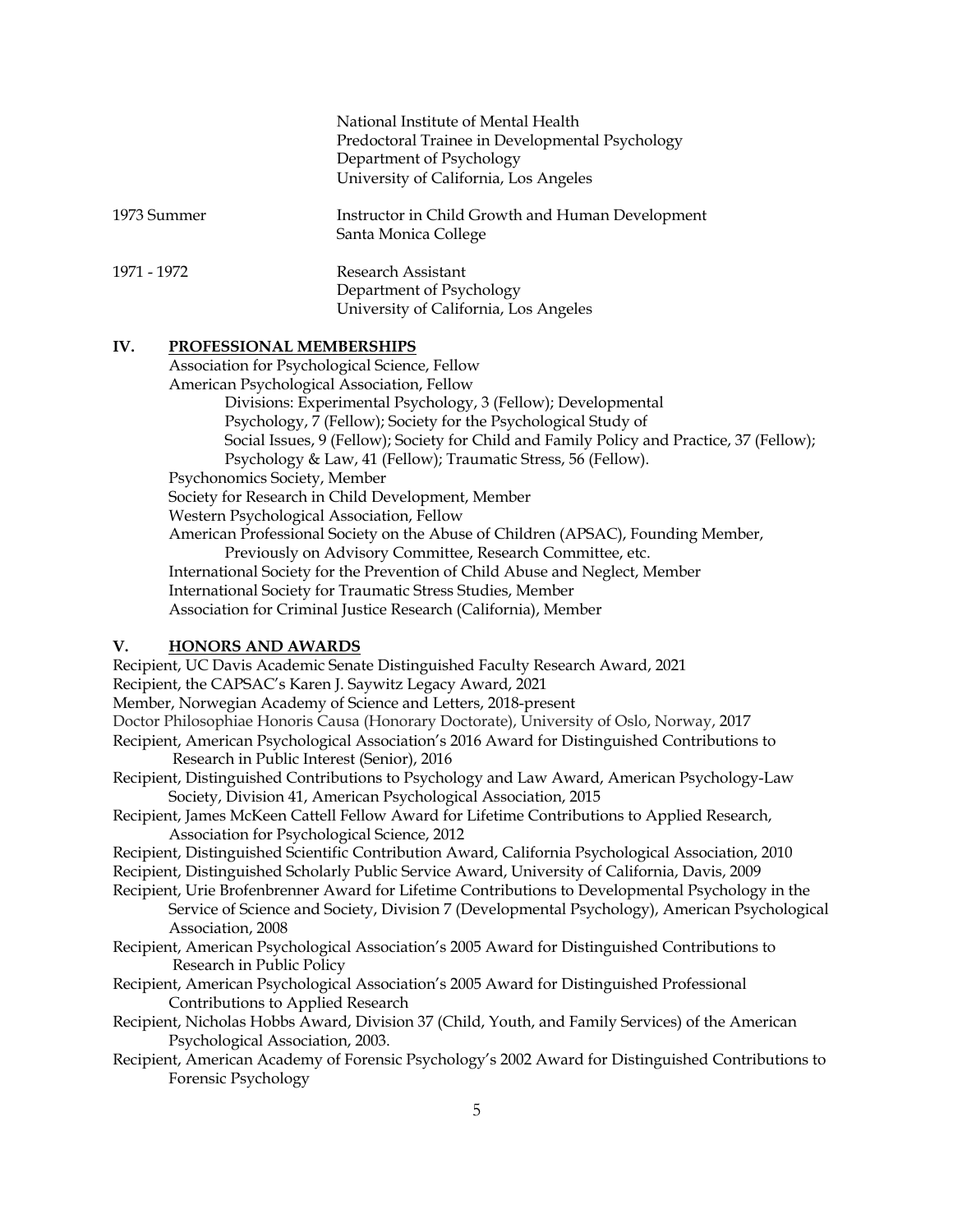| | |
|---|---|
| | National Institute of Mental Health<br>Predoctoral Trainee in Developmental Psychology<br>Department of Psychology<br>University of California, Los Angeles |
| 1973 Summer | Instructor in Child Growth and Human Development<br>Santa Monica College |
| 1971 - 1972 | Research Assistant<br>Department of Psychology<br>University of California, Los Angeles |

## IV. PROFESSIONAL MEMBERSHIPS

Association for Psychological Science, Fellow
American Psychological Association, Fellow
Divisions: Experimental Psychology, 3 (Fellow); Developmental Psychology, 7 (Fellow); Society for the Psychological Study of Social Issues, 9 (Fellow); Society for Child and Family Policy and Practice, 37 (Fellow); Psychology & Law, 41 (Fellow); Traumatic Stress, 56 (Fellow).
Psychonomics Society, Member
Society for Research in Child Development, Member
Western Psychological Association, Fellow
American Professional Society on the Abuse of Children (APSAC), Founding Member, Previously on Advisory Committee, Research Committee, etc.
International Society for the Prevention of Child Abuse and Neglect, Member
International Society for Traumatic Stress Studies, Member
Association for Criminal Justice Research (California), Member

## V. HONORS AND AWARDS

Recipient, UC Davis Academic Senate Distinguished Faculty Research Award, 2021
Recipient, the CAPSAC's Karen J. Saywitz Legacy Award, 2021
Member, Norwegian Academy of Science and Letters, 2018-present
Doctor Philosophiae Honoris Causa (Honorary Doctorate), University of Oslo, Norway, 2017
Recipient, American Psychological Association's 2016 Award for Distinguished Contributions to Research in Public Interest (Senior), 2016
Recipient, Distinguished Contributions to Psychology and Law Award, American Psychology-Law Society, Division 41, American Psychological Association, 2015
Recipient, James McKeen Cattell Fellow Award for Lifetime Contributions to Applied Research, Association for Psychological Science, 2012
Recipient, Distinguished Scientific Contribution Award, California Psychological Association, 2010
Recipient, Distinguished Scholarly Public Service Award, University of California, Davis, 2009
Recipient, Urie Brofenbrenner Award for Lifetime Contributions to Developmental Psychology in the Service of Science and Society, Division 7 (Developmental Psychology), American Psychological Association, 2008
Recipient, American Psychological Association's 2005 Award for Distinguished Contributions to Research in Public Policy
Recipient, American Psychological Association's 2005 Award for Distinguished Professional Contributions to Applied Research
Recipient, Nicholas Hobbs Award, Division 37 (Child, Youth, and Family Services) of the American Psychological Association, 2003.
Recipient, American Academy of Forensic Psychology's 2002 Award for Distinguished Contributions to Forensic Psychology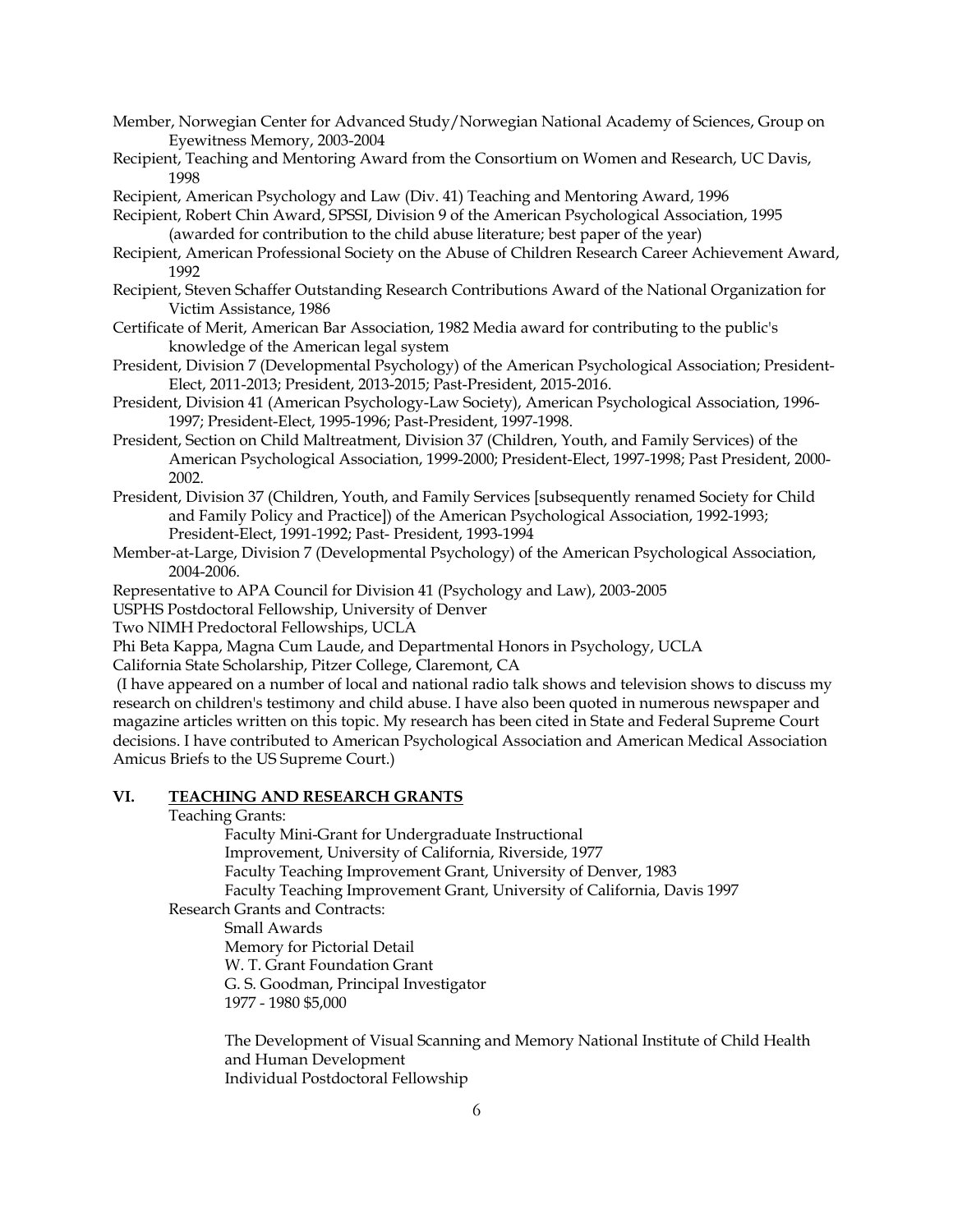Member, Norwegian Center for Advanced Study/Norwegian National Academy of Sciences, Group on Eyewitness Memory, 2003-2004

Recipient, Teaching and Mentoring Award from the Consortium on Women and Research, UC Davis, 1998

Recipient, American Psychology and Law (Div. 41) Teaching and Mentoring Award, 1996

Recipient, Robert Chin Award, SPSSI, Division 9 of the American Psychological Association, 1995 (awarded for contribution to the child abuse literature; best paper of the year)

Recipient, American Professional Society on the Abuse of Children Research Career Achievement Award, 1992

Recipient, Steven Schaffer Outstanding Research Contributions Award of the National Organization for Victim Assistance, 1986

Certificate of Merit, American Bar Association, 1982 Media award for contributing to the public's knowledge of the American legal system

President, Division 7 (Developmental Psychology) of the American Psychological Association; President-Elect, 2011-2013; President, 2013-2015; Past-President, 2015-2016.

President, Division 41 (American Psychology-Law Society), American Psychological Association, 1996-1997; President-Elect, 1995-1996; Past-President, 1997-1998.

President, Section on Child Maltreatment, Division 37 (Children, Youth, and Family Services) of the American Psychological Association, 1999-2000; President-Elect, 1997-1998; Past President, 2000-2002.

President, Division 37 (Children, Youth, and Family Services [subsequently renamed Society for Child and Family Policy and Practice]) of the American Psychological Association, 1992-1993; President-Elect, 1991-1992; Past- President, 1993-1994

Member-at-Large, Division 7 (Developmental Psychology) of the American Psychological Association, 2004-2006.

Representative to APA Council for Division 41 (Psychology and Law), 2003-2005

USPHS Postdoctoral Fellowship, University of Denver

Two NIMH Predoctoral Fellowships, UCLA

Phi Beta Kappa, Magna Cum Laude, and Departmental Honors in Psychology, UCLA

California State Scholarship, Pitzer College, Claremont, CA

(I have appeared on a number of local and national radio talk shows and television shows to discuss my research on children's testimony and child abuse. I have also been quoted in numerous newspaper and magazine articles written on this topic. My research has been cited in State and Federal Supreme Court decisions. I have contributed to American Psychological Association and American Medical Association Amicus Briefs to the US Supreme Court.)

## VI. <u>TEACHING AND RESEARCH GRANTS</u>

Teaching Grants:

Faculty Mini-Grant for Undergraduate Instructional Improvement, University of California, Riverside, 1977

Faculty Teaching Improvement Grant, University of Denver, 1983

Faculty Teaching Improvement Grant, University of California, Davis 1997

Research Grants and Contracts:

Small Awards

Memory for Pictorial Detail
W. T. Grant Foundation Grant
G. S. Goodman, Principal Investigator
1977 - 1980 $5,000

The Development of Visual Scanning and Memory National Institute of Child Health and Human Development
Individual Postdoctoral Fellowship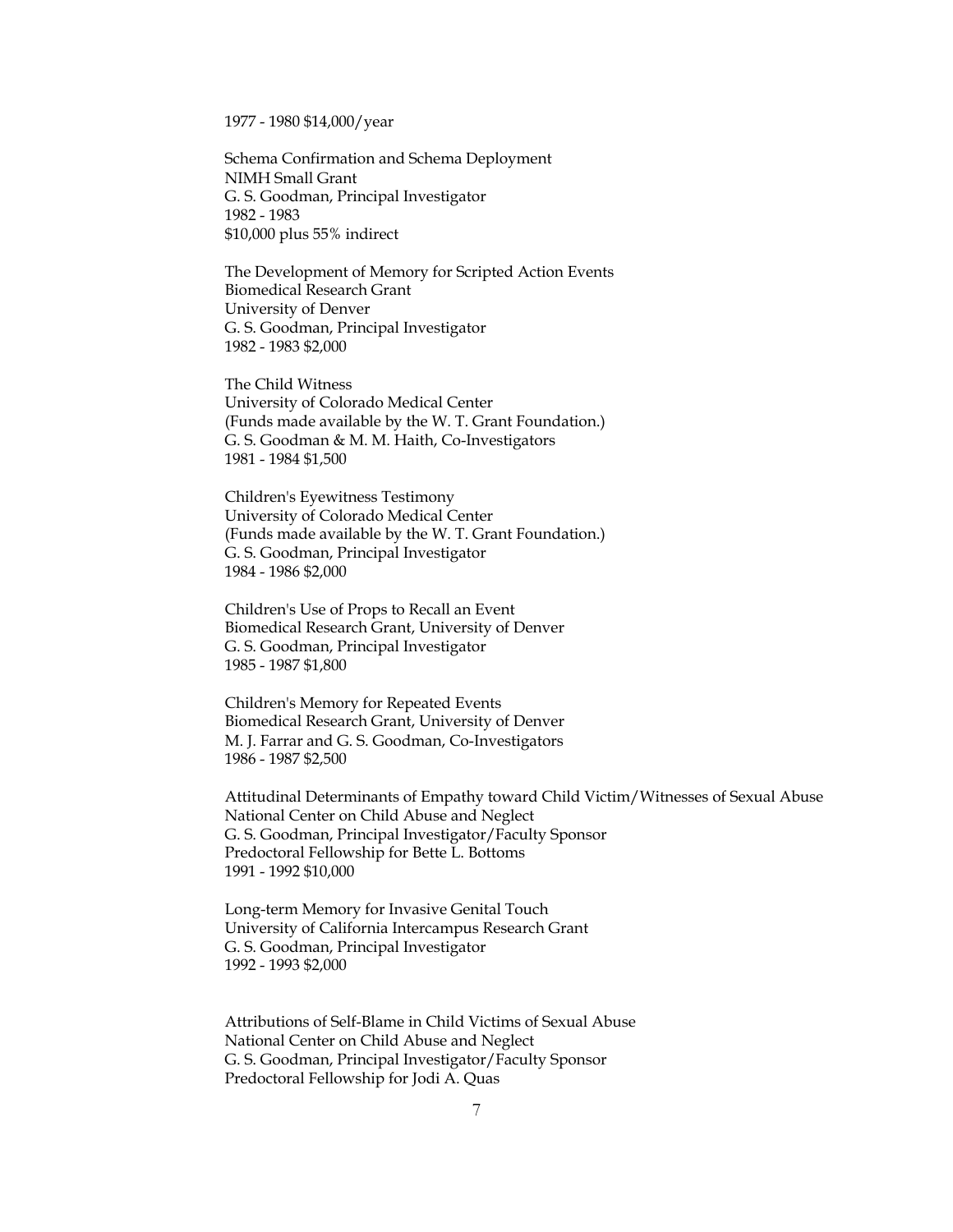1977 - 1980 $14,000/year

Schema Confirmation and Schema Deployment
NIMH Small Grant
G. S. Goodman, Principal Investigator
1982 - 1983
$10,000 plus 55% indirect

The Development of Memory for Scripted Action Events
Biomedical Research Grant
University of Denver
G. S. Goodman, Principal Investigator
1982 - 1983 $2,000

The Child Witness
University of Colorado Medical Center
(Funds made available by the W. T. Grant Foundation.)
G. S. Goodman & M. M. Haith, Co-Investigators
1981 - 1984 $1,500

Children's Eyewitness Testimony
University of Colorado Medical Center
(Funds made available by the W. T. Grant Foundation.)
G. S. Goodman, Principal Investigator
1984 - 1986 $2,000

Children's Use of Props to Recall an Event
Biomedical Research Grant, University of Denver
G. S. Goodman, Principal Investigator
1985 - 1987 $1,800

Children's Memory for Repeated Events
Biomedical Research Grant, University of Denver
M. J. Farrar and G. S. Goodman, Co-Investigators
1986 - 1987 $2,500

Attitudinal Determinants of Empathy toward Child Victim/Witnesses of Sexual Abuse
National Center on Child Abuse and Neglect
G. S. Goodman, Principal Investigator/Faculty Sponsor
Predoctoral Fellowship for Bette L. Bottoms
1991 - 1992 $10,000

Long-term Memory for Invasive Genital Touch
University of California Intercampus Research Grant
G. S. Goodman, Principal Investigator
1992 - 1993 $2,000

Attributions of Self-Blame in Child Victims of Sexual Abuse
National Center on Child Abuse and Neglect
G. S. Goodman, Principal Investigator/Faculty Sponsor
Predoctoral Fellowship for Jodi A. Quas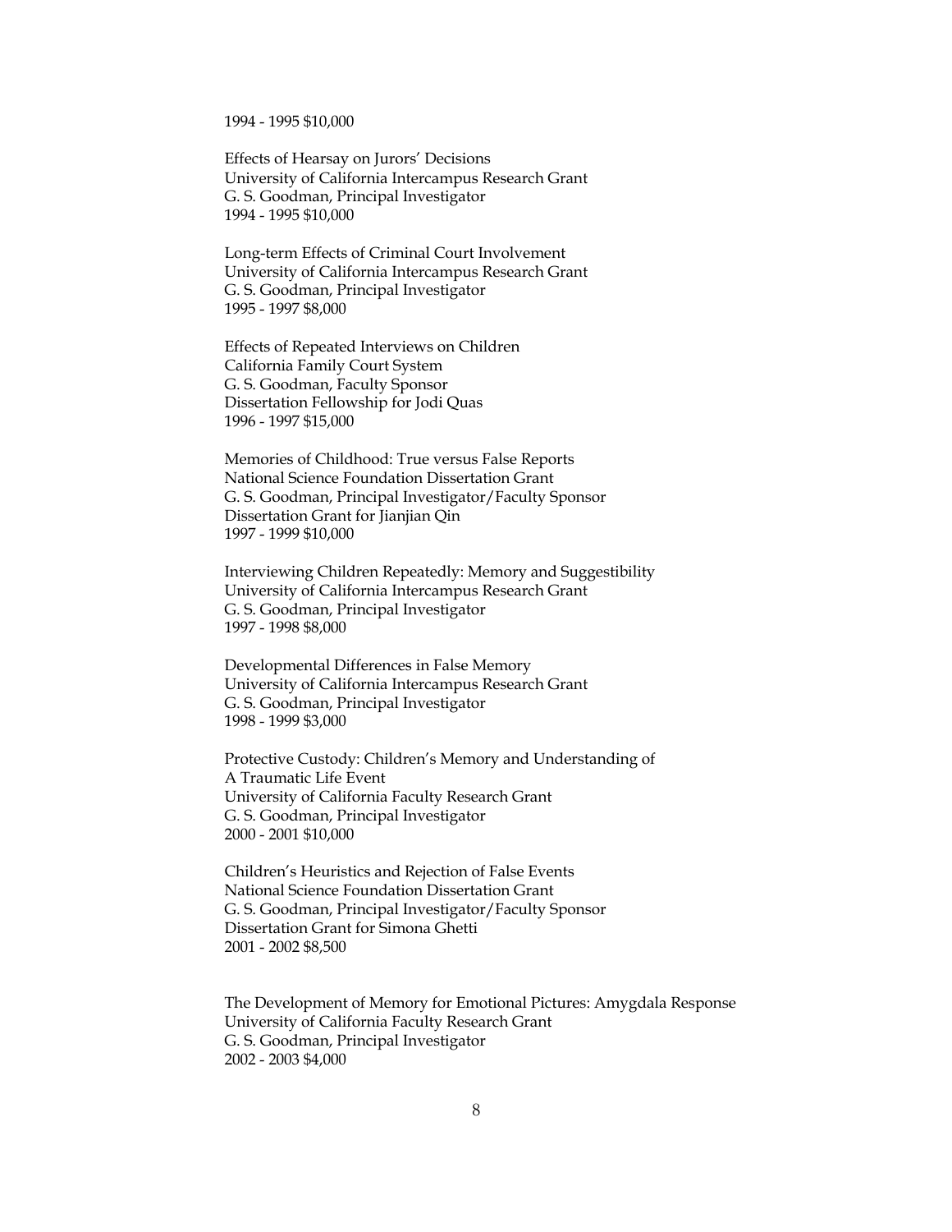1994 - 1995 $10,000

Effects of Hearsay on Jurors' Decisions
University of California Intercampus Research Grant
G. S. Goodman, Principal Investigator
1994 - 1995 $10,000

Long-term Effects of Criminal Court Involvement
University of California Intercampus Research Grant
G. S. Goodman, Principal Investigator
1995 - 1997 $8,000

Effects of Repeated Interviews on Children
California Family Court System
G. S. Goodman, Faculty Sponsor
Dissertation Fellowship for Jodi Quas
1996 - 1997 $15,000

Memories of Childhood: True versus False Reports
National Science Foundation Dissertation Grant
G. S. Goodman, Principal Investigator/Faculty Sponsor
Dissertation Grant for Jianjian Qin
1997 - 1999 $10,000

Interviewing Children Repeatedly: Memory and Suggestibility
University of California Intercampus Research Grant
G. S. Goodman, Principal Investigator
1997 - 1998 $8,000

Developmental Differences in False Memory
University of California Intercampus Research Grant
G. S. Goodman, Principal Investigator
1998 - 1999 $3,000

Protective Custody: Children's Memory and Understanding of
A Traumatic Life Event
University of California Faculty Research Grant
G. S. Goodman, Principal Investigator
2000 - 2001 $10,000

Children's Heuristics and Rejection of False Events
National Science Foundation Dissertation Grant
G. S. Goodman, Principal Investigator/Faculty Sponsor
Dissertation Grant for Simona Ghetti
2001 - 2002 $8,500

The Development of Memory for Emotional Pictures: Amygdala Response
University of California Faculty Research Grant
G. S. Goodman, Principal Investigator
2002 - 2003 $4,000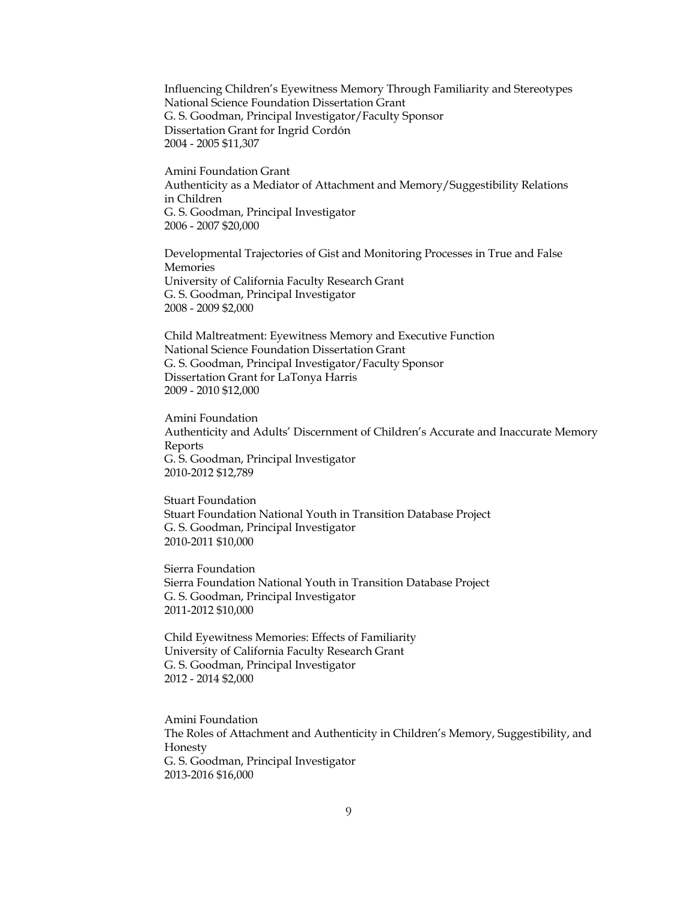Influencing Children's Eyewitness Memory Through Familiarity and Stereotypes
National Science Foundation Dissertation Grant
G. S. Goodman, Principal Investigator/Faculty Sponsor
Dissertation Grant for Ingrid Cordón
2004 - 2005 $11,307

Amini Foundation Grant
Authenticity as a Mediator of Attachment and Memory/Suggestibility Relations in Children
G. S. Goodman, Principal Investigator
2006 - 2007 $20,000

Developmental Trajectories of Gist and Monitoring Processes in True and False Memories
University of California Faculty Research Grant
G. S. Goodman, Principal Investigator
2008 - 2009 $2,000

Child Maltreatment: Eyewitness Memory and Executive Function
National Science Foundation Dissertation Grant
G. S. Goodman, Principal Investigator/Faculty Sponsor
Dissertation Grant for LaTonya Harris
2009 - 2010 $12,000

Amini Foundation
Authenticity and Adults' Discernment of Children's Accurate and Inaccurate Memory Reports
G. S. Goodman, Principal Investigator
2010-2012 $12,789

Stuart Foundation
Stuart Foundation National Youth in Transition Database Project
G. S. Goodman, Principal Investigator
2010-2011 $10,000

Sierra Foundation
Sierra Foundation National Youth in Transition Database Project
G. S. Goodman, Principal Investigator
2011-2012 $10,000

Child Eyewitness Memories: Effects of Familiarity
University of California Faculty Research Grant
G. S. Goodman, Principal Investigator
2012 - 2014 $2,000

Amini Foundation
The Roles of Attachment and Authenticity in Children's Memory, Suggestibility, and Honesty
G. S. Goodman, Principal Investigator
2013-2016 $16,000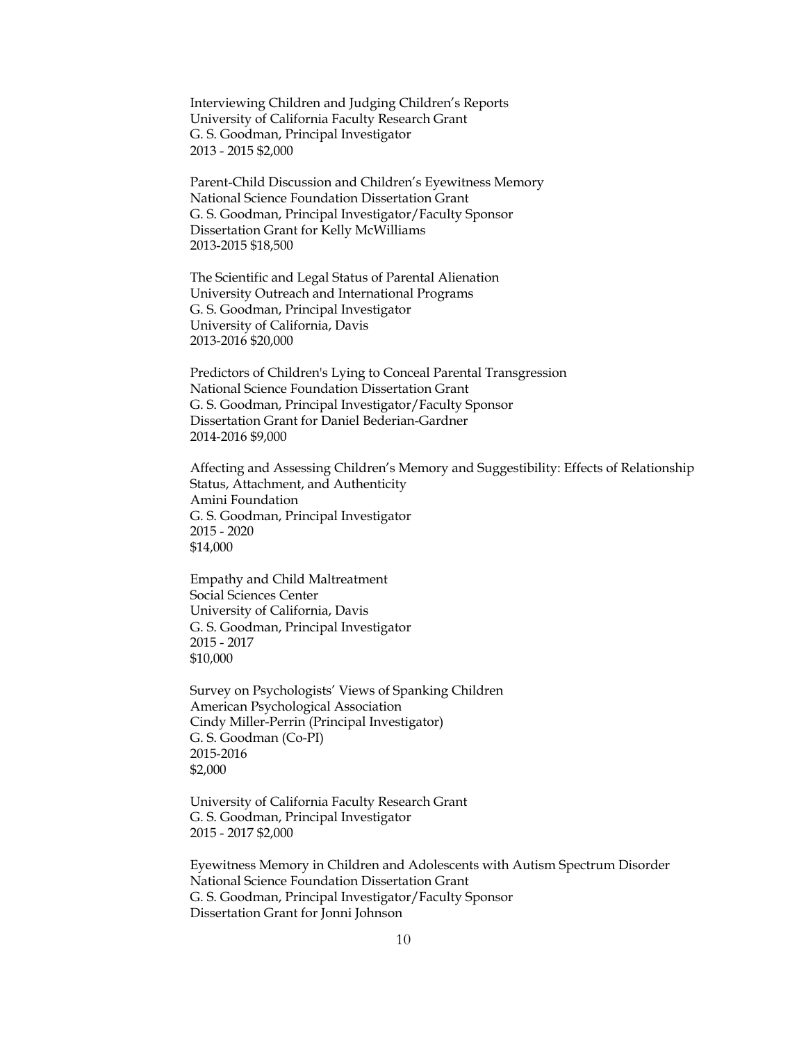Interviewing Children and Judging Children's Reports
University of California Faculty Research Grant
G. S. Goodman, Principal Investigator
2013 - 2015 $2,000

Parent-Child Discussion and Children's Eyewitness Memory
National Science Foundation Dissertation Grant
G. S. Goodman, Principal Investigator/Faculty Sponsor
Dissertation Grant for Kelly McWilliams
2013-2015 $18,500

The Scientific and Legal Status of Parental Alienation
University Outreach and International Programs
G. S. Goodman, Principal Investigator
University of California, Davis
2013-2016 $20,000

Predictors of Children's Lying to Conceal Parental Transgression
National Science Foundation Dissertation Grant
G. S. Goodman, Principal Investigator/Faculty Sponsor
Dissertation Grant for Daniel Bederian-Gardner
2014-2016 $9,000

Affecting and Assessing Children's Memory and Suggestibility: Effects of Relationship Status, Attachment, and Authenticity
Amini Foundation
G. S. Goodman, Principal Investigator
2015 - 2020
$14,000

Empathy and Child Maltreatment
Social Sciences Center
University of California, Davis
G. S. Goodman, Principal Investigator
2015 - 2017
$10,000

Survey on Psychologists' Views of Spanking Children
American Psychological Association
Cindy Miller-Perrin (Principal Investigator)
G. S. Goodman (Co-PI)
2015-2016
$2,000

University of California Faculty Research Grant
G. S. Goodman, Principal Investigator
2015 - 2017 $2,000

Eyewitness Memory in Children and Adolescents with Autism Spectrum Disorder
National Science Foundation Dissertation Grant
G. S. Goodman, Principal Investigator/Faculty Sponsor
Dissertation Grant for Jonni Johnson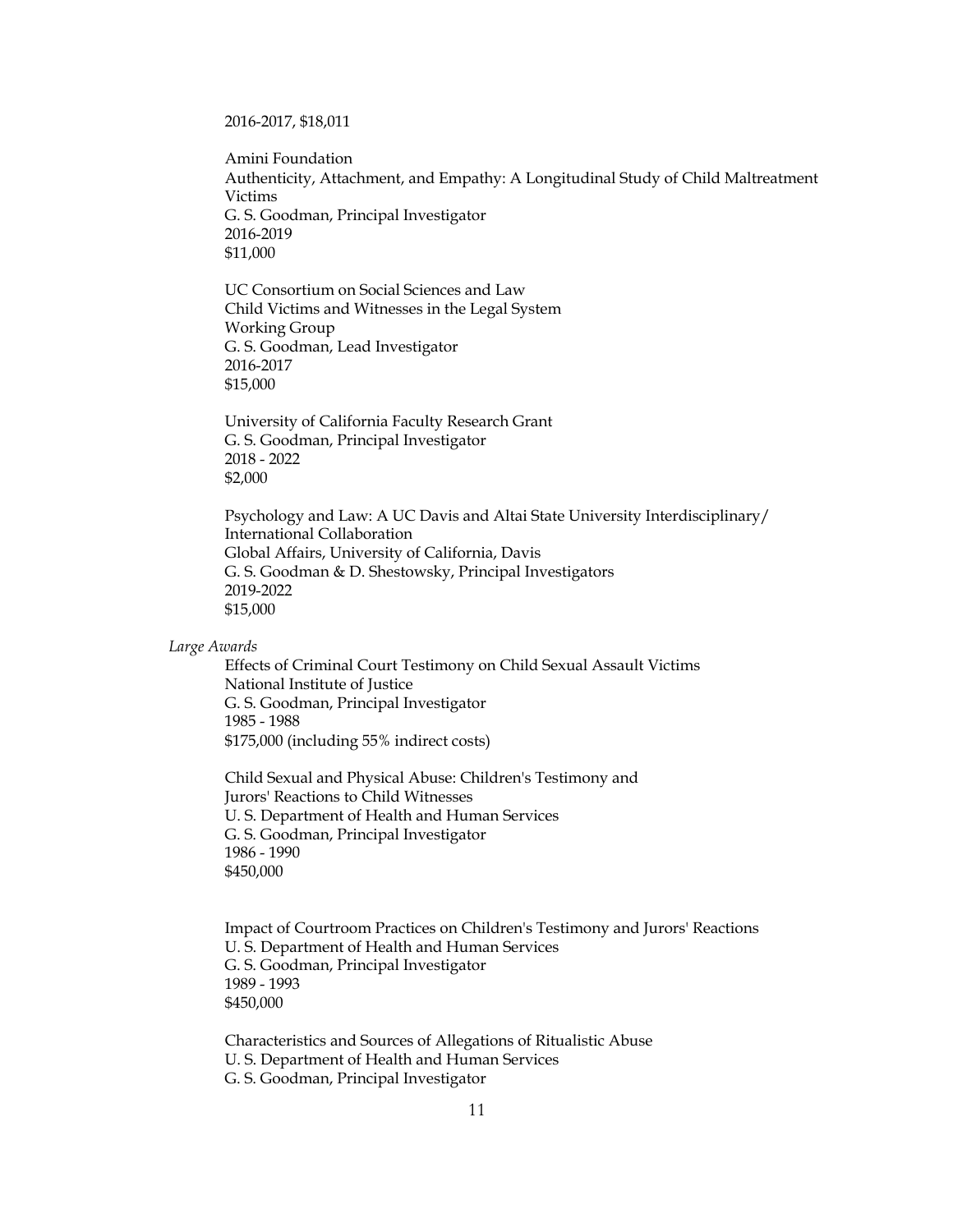2016-2017, $18,011

Amini Foundation
Authenticity, Attachment, and Empathy: A Longitudinal Study of Child Maltreatment Victims
G. S. Goodman, Principal Investigator
2016-2019
$11,000

UC Consortium on Social Sciences and Law
Child Victims and Witnesses in the Legal System
Working Group
G. S. Goodman, Lead Investigator
2016-2017
$15,000

University of California Faculty Research Grant
G. S. Goodman, Principal Investigator
2018 - 2022
$2,000

Psychology and Law: A UC Davis and Altai State University Interdisciplinary/ International Collaboration
Global Affairs, University of California, Davis
G. S. Goodman & D. Shestowsky, Principal Investigators
2019-2022
$15,000

*Large Awards*

Effects of Criminal Court Testimony on Child Sexual Assault Victims
National Institute of Justice
G. S. Goodman, Principal Investigator
1985 - 1988
$175,000 (including 55% indirect costs)

Child Sexual and Physical Abuse: Children's Testimony and Jurors' Reactions to Child Witnesses
U. S. Department of Health and Human Services
G. S. Goodman, Principal Investigator
1986 - 1990
$450,000

Impact of Courtroom Practices on Children's Testimony and Jurors' Reactions
U. S. Department of Health and Human Services
G. S. Goodman, Principal Investigator
1989 - 1993
$450,000

Characteristics and Sources of Allegations of Ritualistic Abuse
U. S. Department of Health and Human Services
G. S. Goodman, Principal Investigator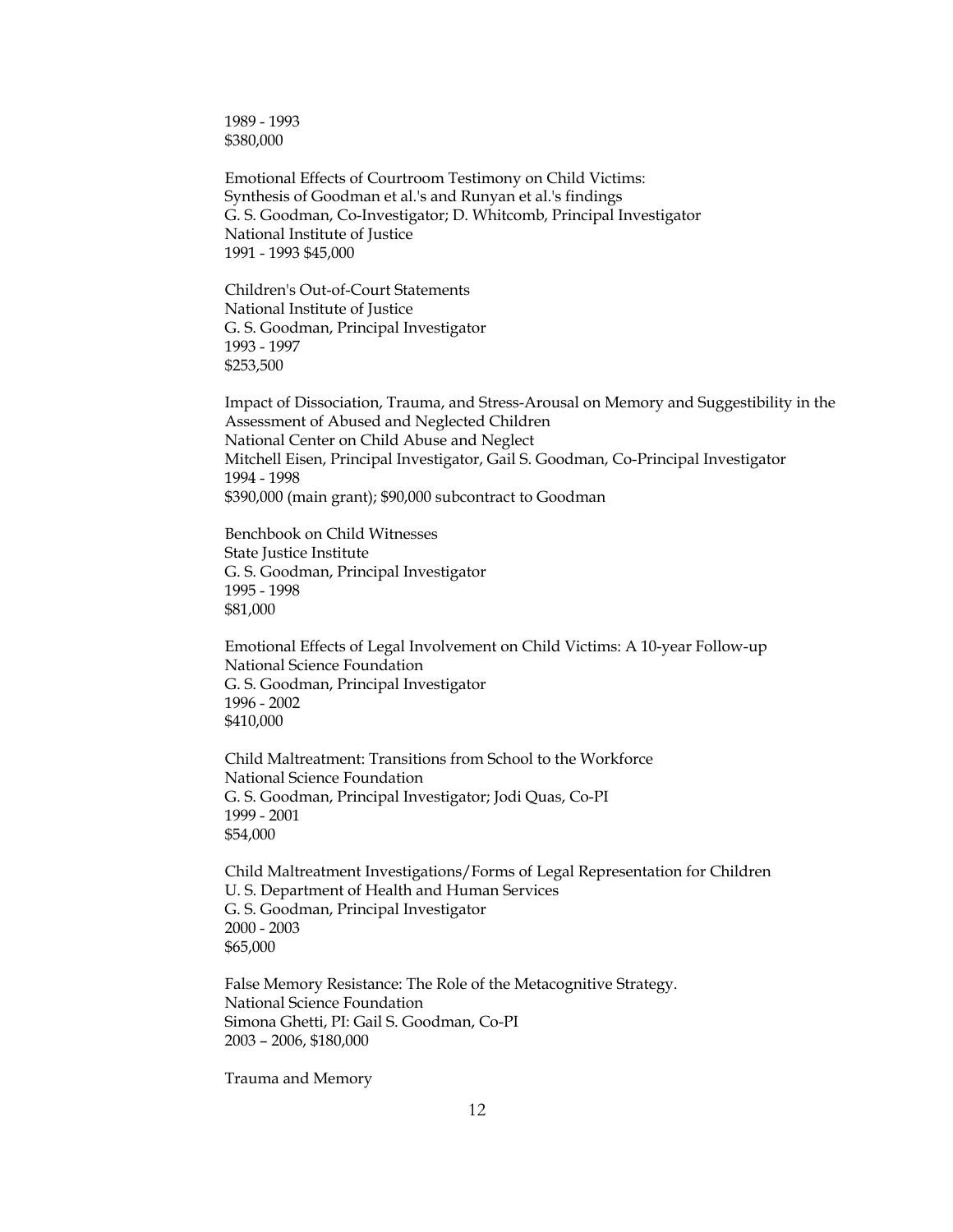1989 - 1993
$380,000

Emotional Effects of Courtroom Testimony on Child Victims:
Synthesis of Goodman et al.'s and Runyan et al.'s findings
G. S. Goodman, Co-Investigator; D. Whitcomb, Principal Investigator
National Institute of Justice
1991 - 1993 $45,000

Children's Out-of-Court Statements
National Institute of Justice
G. S. Goodman, Principal Investigator
1993 - 1997
$253,500

Impact of Dissociation, Trauma, and Stress-Arousal on Memory and Suggestibility in the Assessment of Abused and Neglected Children
National Center on Child Abuse and Neglect
Mitchell Eisen, Principal Investigator, Gail S. Goodman, Co-Principal Investigator
1994 - 1998
$390,000 (main grant); $90,000 subcontract to Goodman

Benchbook on Child Witnesses
State Justice Institute
G. S. Goodman, Principal Investigator
1995 - 1998
$81,000

Emotional Effects of Legal Involvement on Child Victims: A 10-year Follow-up
National Science Foundation
G. S. Goodman, Principal Investigator
1996 - 2002
$410,000

Child Maltreatment: Transitions from School to the Workforce
National Science Foundation
G. S. Goodman, Principal Investigator; Jodi Quas, Co-PI
1999 - 2001
$54,000

Child Maltreatment Investigations/Forms of Legal Representation for Children
U. S. Department of Health and Human Services
G. S. Goodman, Principal Investigator
2000 - 2003
$65,000

False Memory Resistance: The Role of the Metacognitive Strategy.
National Science Foundation
Simona Ghetti, PI: Gail S. Goodman, Co-PI
2003 – 2006, $180,000

Trauma and Memory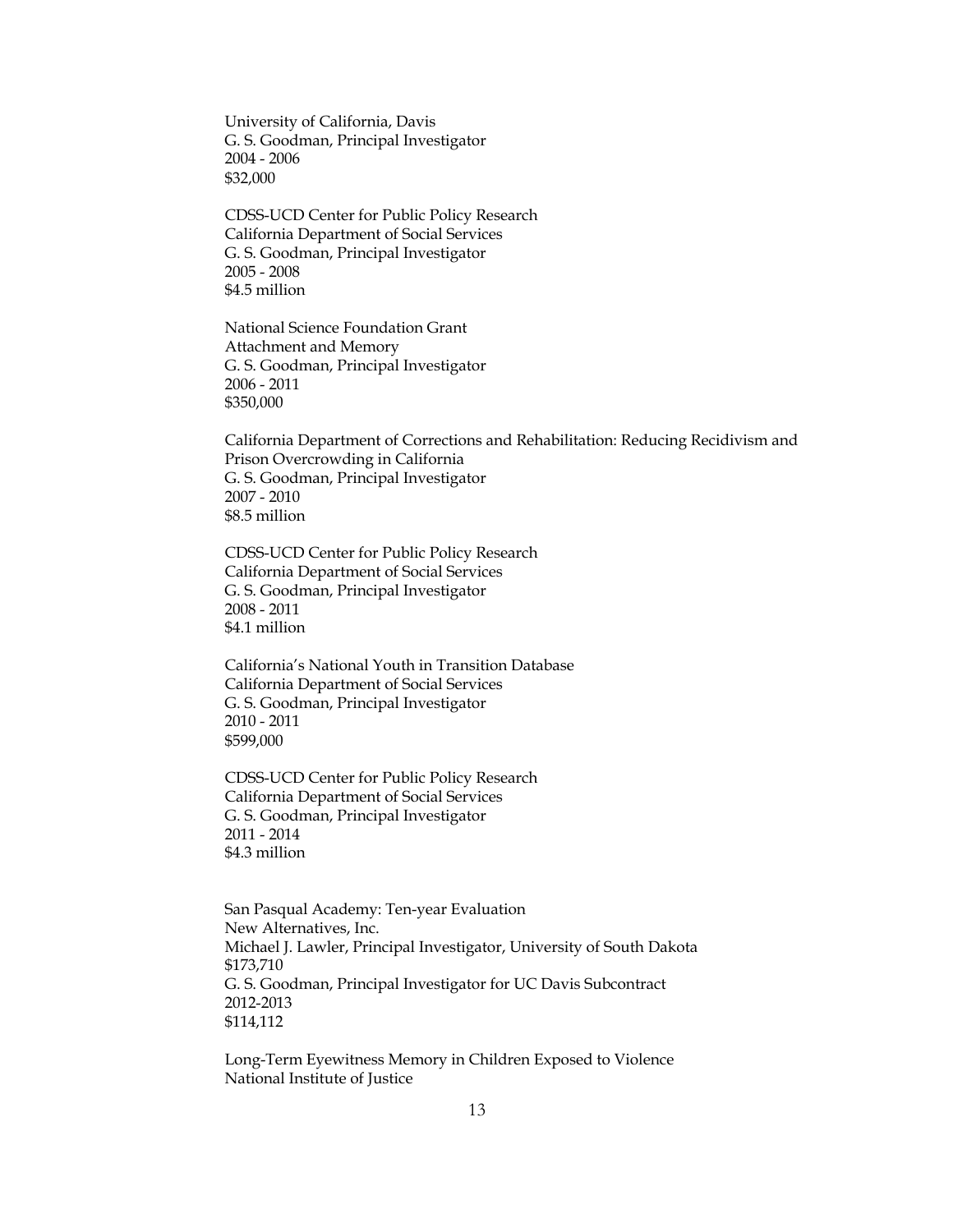University of California, Davis
G. S. Goodman, Principal Investigator
2004 - 2006
$32,000

CDSS-UCD Center for Public Policy Research
California Department of Social Services
G. S. Goodman, Principal Investigator
2005 - 2008
$4.5 million

National Science Foundation Grant
Attachment and Memory
G. S. Goodman, Principal Investigator
2006 - 2011
$350,000

California Department of Corrections and Rehabilitation: Reducing Recidivism and Prison Overcrowding in California
G. S. Goodman, Principal Investigator
2007 - 2010
$8.5 million

CDSS-UCD Center for Public Policy Research
California Department of Social Services
G. S. Goodman, Principal Investigator
2008 - 2011
$4.1 million

California's National Youth in Transition Database
California Department of Social Services
G. S. Goodman, Principal Investigator
2010 - 2011
$599,000

CDSS-UCD Center for Public Policy Research
California Department of Social Services
G. S. Goodman, Principal Investigator
2011 - 2014
$4.3 million

San Pasqual Academy: Ten-year Evaluation
New Alternatives, Inc.
Michael J. Lawler, Principal Investigator, University of South Dakota
$173,710
G. S. Goodman, Principal Investigator for UC Davis Subcontract
2012-2013
$114,112

Long-Term Eyewitness Memory in Children Exposed to Violence
National Institute of Justice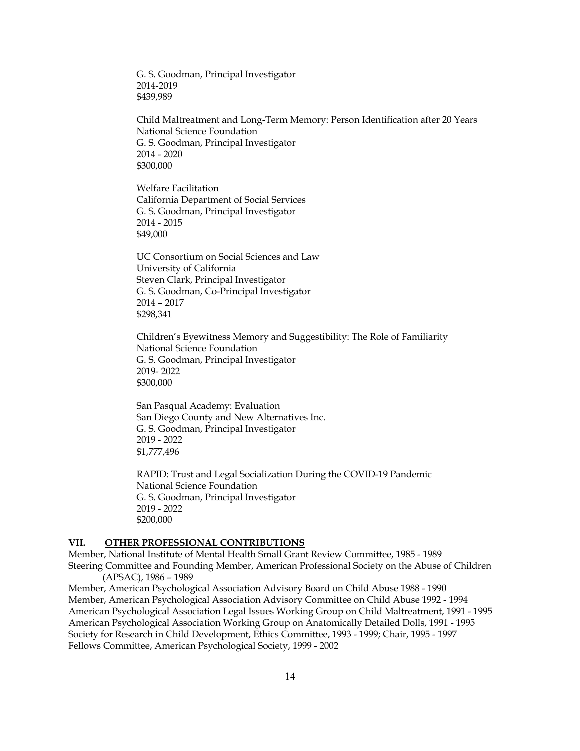G. S. Goodman, Principal Investigator
2014-2019
$439,989

Child Maltreatment and Long-Term Memory: Person Identification after 20 Years
National Science Foundation
G. S. Goodman, Principal Investigator
2014 - 2020
$300,000

Welfare Facilitation
California Department of Social Services
G. S. Goodman, Principal Investigator
2014 - 2015
$49,000

UC Consortium on Social Sciences and Law
University of California
Steven Clark, Principal Investigator
G. S. Goodman, Co-Principal Investigator
2014 – 2017
$298,341

Children's Eyewitness Memory and Suggestibility: The Role of Familiarity
National Science Foundation
G. S. Goodman, Principal Investigator
2019- 2022
$300,000

San Pasqual Academy: Evaluation
San Diego County and New Alternatives Inc.
G. S. Goodman, Principal Investigator
2019 - 2022
$1,777,496

RAPID: Trust and Legal Socialization During the COVID-19 Pandemic
National Science Foundation
G. S. Goodman, Principal Investigator
2019 - 2022
$200,000

## VII. OTHER PROFESSIONAL CONTRIBUTIONS

Member, National Institute of Mental Health Small Grant Review Committee, 1985 - 1989
Steering Committee and Founding Member, American Professional Society on the Abuse of Children (APSAC), 1986 – 1989
Member, American Psychological Association Advisory Board on Child Abuse 1988 - 1990
Member, American Psychological Association Advisory Committee on Child Abuse 1992 - 1994
American Psychological Association Legal Issues Working Group on Child Maltreatment, 1991 - 1995
American Psychological Association Working Group on Anatomically Detailed Dolls, 1991 - 1995
Society for Research in Child Development, Ethics Committee, 1993 - 1999; Chair, 1995 - 1997
Fellows Committee, American Psychological Society, 1999 - 2002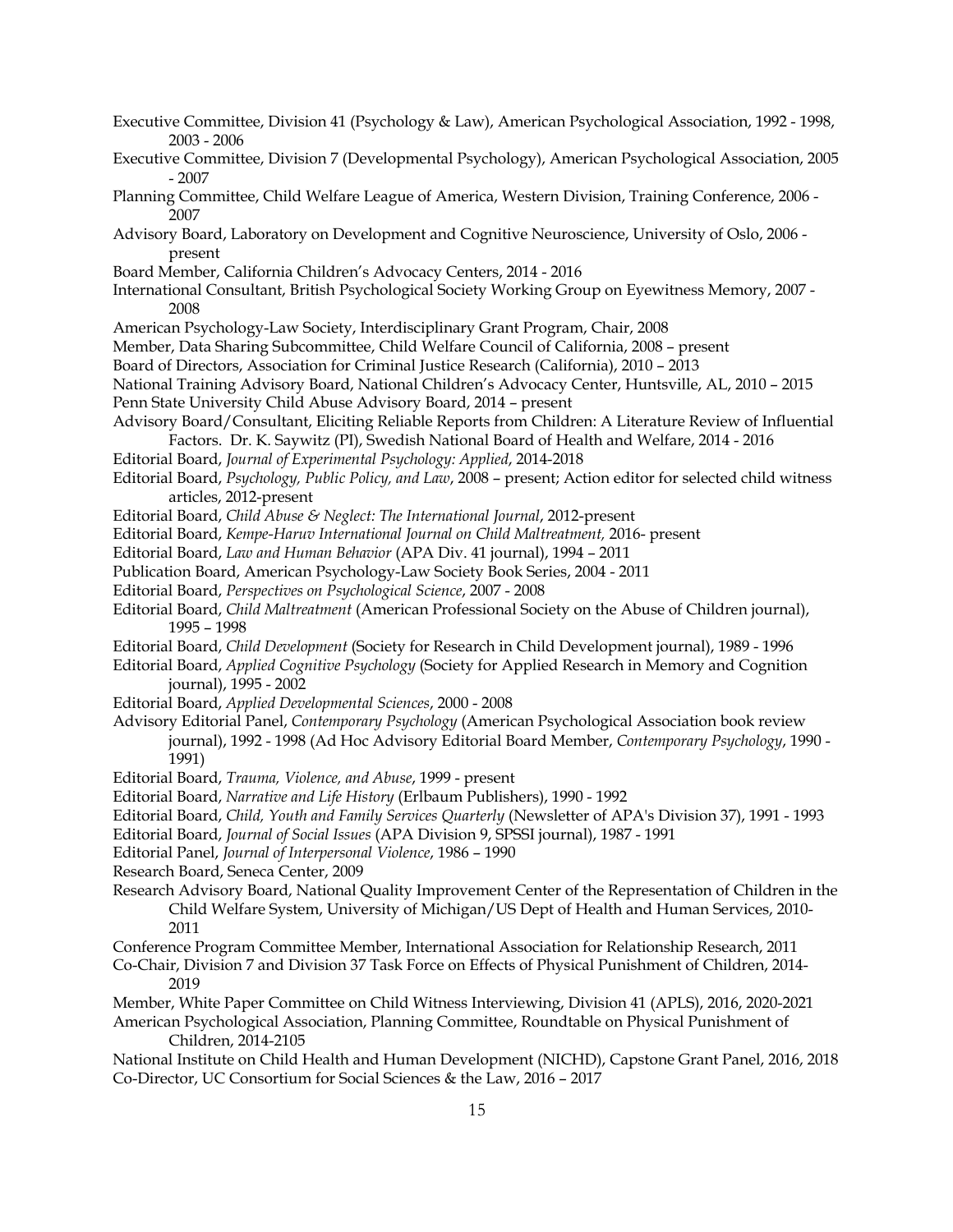Executive Committee, Division 41 (Psychology & Law), American Psychological Association, 1992 - 1998, 2003 - 2006

Executive Committee, Division 7 (Developmental Psychology), American Psychological Association, 2005 - 2007

Planning Committee, Child Welfare League of America, Western Division, Training Conference, 2006 - 2007

Advisory Board, Laboratory on Development and Cognitive Neuroscience, University of Oslo, 2006 - present

Board Member, California Children's Advocacy Centers, 2014 - 2016

International Consultant, British Psychological Society Working Group on Eyewitness Memory, 2007 - 2008

American Psychology-Law Society, Interdisciplinary Grant Program, Chair, 2008

Member, Data Sharing Subcommittee, Child Welfare Council of California, 2008 – present

Board of Directors, Association for Criminal Justice Research (California), 2010 – 2013

National Training Advisory Board, National Children's Advocacy Center, Huntsville, AL, 2010 – 2015

Penn State University Child Abuse Advisory Board, 2014 – present

Advisory Board/Consultant, Eliciting Reliable Reports from Children: A Literature Review of Influential Factors. Dr. K. Saywitz (PI), Swedish National Board of Health and Welfare, 2014 - 2016

Editorial Board, *Journal of Experimental Psychology: Applied*, 2014-2018

Editorial Board, *Psychology, Public Policy, and Law*, 2008 – present; Action editor for selected child witness articles, 2012-present

Editorial Board, *Child Abuse & Neglect: The International Journal*, 2012-present

Editorial Board, *Kempe-Haruv International Journal on Child Maltreatment,* 2016- present

Editorial Board, *Law and Human Behavior* (APA Div. 41 journal), 1994 – 2011

Publication Board, American Psychology-Law Society Book Series, 2004 - 2011

Editorial Board, *Perspectives on Psychological Science*, 2007 - 2008

Editorial Board, *Child Maltreatment* (American Professional Society on the Abuse of Children journal), 1995 – 1998

Editorial Board, *Child Development* (Society for Research in Child Development journal), 1989 - 1996

Editorial Board, *Applied Cognitive Psychology* (Society for Applied Research in Memory and Cognition journal), 1995 - 2002

Editorial Board, *Applied Developmental Sciences*, 2000 - 2008

Advisory Editorial Panel, *Contemporary Psychology* (American Psychological Association book review journal), 1992 - 1998 (Ad Hoc Advisory Editorial Board Member, *Contemporary Psychology*, 1990 - 1991)

Editorial Board, *Trauma, Violence, and Abuse*, 1999 - present

Editorial Board, *Narrative and Life History* (Erlbaum Publishers), 1990 - 1992

Editorial Board, *Child, Youth and Family Services Quarterly* (Newsletter of APA's Division 37), 1991 - 1993

Editorial Board, *Journal of Social Issues* (APA Division 9, SPSSI journal), 1987 - 1991

Editorial Panel, *Journal of Interpersonal Violence*, 1986 – 1990

Research Board, Seneca Center, 2009

Research Advisory Board, National Quality Improvement Center of the Representation of Children in the Child Welfare System, University of Michigan/US Dept of Health and Human Services, 2010-2011

Conference Program Committee Member, International Association for Relationship Research, 2011

Co-Chair, Division 7 and Division 37 Task Force on Effects of Physical Punishment of Children, 2014-2019

Member, White Paper Committee on Child Witness Interviewing, Division 41 (APLS), 2016, 2020-2021

American Psychological Association, Planning Committee, Roundtable on Physical Punishment of Children, 2014-2105

National Institute on Child Health and Human Development (NICHD), Capstone Grant Panel, 2016, 2018

Co-Director, UC Consortium for Social Sciences & the Law, 2016 – 2017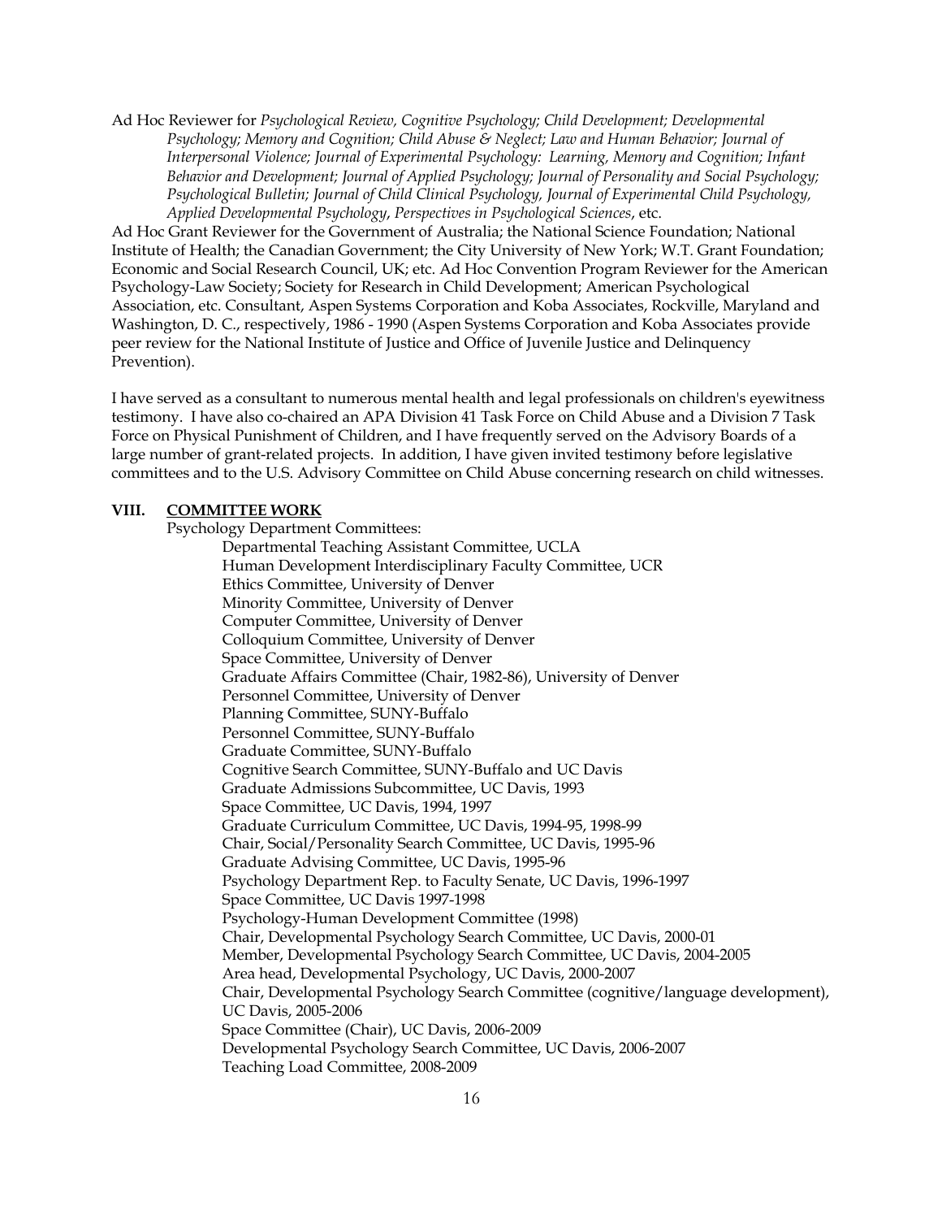Ad Hoc Reviewer for *Psychological Review, Cognitive Psychology; Child Development; Developmental Psychology; Memory and Cognition; Child Abuse & Neglect; Law and Human Behavior; Journal of Interpersonal Violence; Journal of Experimental Psychology: Learning, Memory and Cognition; Infant Behavior and Development; Journal of Applied Psychology; Journal of Personality and Social Psychology; Psychological Bulletin; Journal of Child Clinical Psychology, Journal of Experimental Child Psychology, Applied Developmental Psychology*, *Perspectives in Psychological Sciences*, etc.

Ad Hoc Grant Reviewer for the Government of Australia; the National Science Foundation; National Institute of Health; the Canadian Government; the City University of New York; W.T. Grant Foundation; Economic and Social Research Council, UK; etc. Ad Hoc Convention Program Reviewer for the American Psychology-Law Society; Society for Research in Child Development; American Psychological Association, etc. Consultant, Aspen Systems Corporation and Koba Associates, Rockville, Maryland and Washington, D. C., respectively, 1986 - 1990 (Aspen Systems Corporation and Koba Associates provide peer review for the National Institute of Justice and Office of Juvenile Justice and Delinquency Prevention).

I have served as a consultant to numerous mental health and legal professionals on children's eyewitness testimony. I have also co-chaired an APA Division 41 Task Force on Child Abuse and a Division 7 Task Force on Physical Punishment of Children, and I have frequently served on the Advisory Boards of a large number of grant-related projects. In addition, I have given invited testimony before legislative committees and to the U.S. Advisory Committee on Child Abuse concerning research on child witnesses.

## VIII. COMMITTEE WORK

Psychology Department Committees:

- Departmental Teaching Assistant Committee, UCLA
- Human Development Interdisciplinary Faculty Committee, UCR
- Ethics Committee, University of Denver
- Minority Committee, University of Denver
- Computer Committee, University of Denver
- Colloquium Committee, University of Denver
- Space Committee, University of Denver
- Graduate Affairs Committee (Chair, 1982-86), University of Denver
- Personnel Committee, University of Denver
- Planning Committee, SUNY-Buffalo
- Personnel Committee, SUNY-Buffalo
- Graduate Committee, SUNY-Buffalo
- Cognitive Search Committee, SUNY-Buffalo and UC Davis
- Graduate Admissions Subcommittee, UC Davis, 1993
- Space Committee, UC Davis, 1994, 1997
- Graduate Curriculum Committee, UC Davis, 1994-95, 1998-99
- Chair, Social/Personality Search Committee, UC Davis, 1995-96
- Graduate Advising Committee, UC Davis, 1995-96
- Psychology Department Rep. to Faculty Senate, UC Davis, 1996-1997
- Space Committee, UC Davis 1997-1998
- Psychology-Human Development Committee (1998)
- Chair, Developmental Psychology Search Committee, UC Davis, 2000-01
- Member, Developmental Psychology Search Committee, UC Davis, 2004-2005
- Area head, Developmental Psychology, UC Davis, 2000-2007
- Chair, Developmental Psychology Search Committee (cognitive/language development), UC Davis, 2005-2006
- Space Committee (Chair), UC Davis, 2006-2009
- Developmental Psychology Search Committee, UC Davis, 2006-2007
- Teaching Load Committee, 2008-2009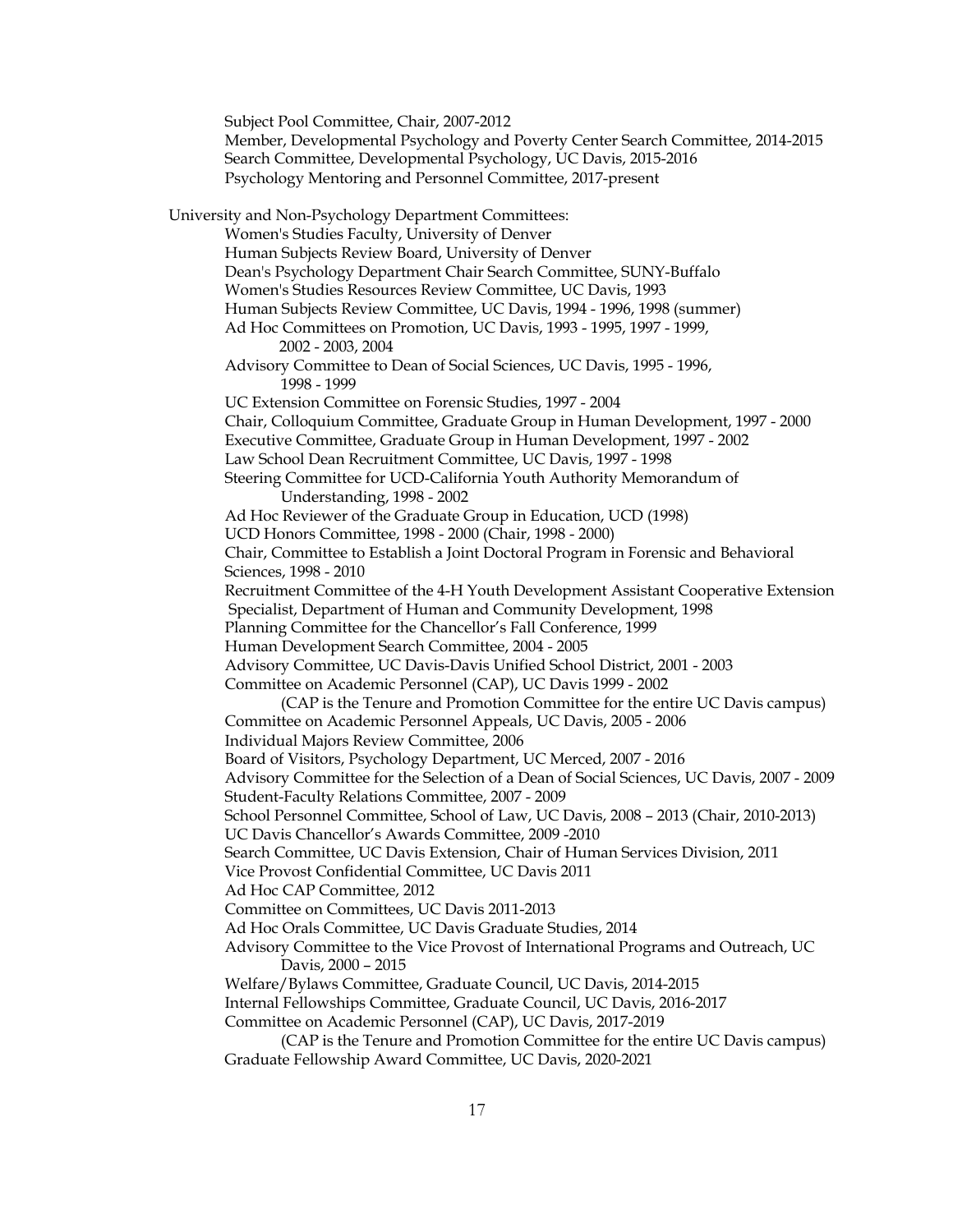Subject Pool Committee, Chair, 2007-2012
Member, Developmental Psychology and Poverty Center Search Committee, 2014-2015
Search Committee, Developmental Psychology, UC Davis, 2015-2016
Psychology Mentoring and Personnel Committee, 2017-present

University and Non-Psychology Department Committees:

- Women's Studies Faculty, University of Denver
- Human Subjects Review Board, University of Denver
- Dean's Psychology Department Chair Search Committee, SUNY-Buffalo
- Women's Studies Resources Review Committee, UC Davis, 1993
- Human Subjects Review Committee, UC Davis, 1994 - 1996, 1998 (summer)
- Ad Hoc Committees on Promotion, UC Davis, 1993 - 1995, 1997 - 1999, 2002 - 2003, 2004
- Advisory Committee to Dean of Social Sciences, UC Davis, 1995 - 1996, 1998 - 1999
- UC Extension Committee on Forensic Studies, 1997 - 2004
- Chair, Colloquium Committee, Graduate Group in Human Development, 1997 - 2000
- Executive Committee, Graduate Group in Human Development, 1997 - 2002
- Law School Dean Recruitment Committee, UC Davis, 1997 - 1998
- Steering Committee for UCD-California Youth Authority Memorandum of Understanding, 1998 - 2002
- Ad Hoc Reviewer of the Graduate Group in Education, UCD (1998)
- UCD Honors Committee, 1998 - 2000 (Chair, 1998 - 2000)
- Chair, Committee to Establish a Joint Doctoral Program in Forensic and Behavioral Sciences, 1998 - 2010
- Recruitment Committee of the 4-H Youth Development Assistant Cooperative Extension Specialist, Department of Human and Community Development, 1998
- Planning Committee for the Chancellor's Fall Conference, 1999
- Human Development Search Committee, 2004 - 2005
- Advisory Committee, UC Davis-Davis Unified School District, 2001 - 2003
- Committee on Academic Personnel (CAP), UC Davis 1999 - 2002
  (CAP is the Tenure and Promotion Committee for the entire UC Davis campus)
- Committee on Academic Personnel Appeals, UC Davis, 2005 - 2006
- Individual Majors Review Committee, 2006
- Board of Visitors, Psychology Department, UC Merced, 2007 - 2016
- Advisory Committee for the Selection of a Dean of Social Sciences, UC Davis, 2007 - 2009
- Student-Faculty Relations Committee, 2007 - 2009
- School Personnel Committee, School of Law, UC Davis, 2008 – 2013 (Chair, 2010-2013)
- UC Davis Chancellor's Awards Committee, 2009 -2010
- Search Committee, UC Davis Extension, Chair of Human Services Division, 2011
- Vice Provost Confidential Committee, UC Davis 2011
- Ad Hoc CAP Committee, 2012
- Committee on Committees, UC Davis 2011-2013
- Ad Hoc Orals Committee, UC Davis Graduate Studies, 2014
- Advisory Committee to the Vice Provost of International Programs and Outreach, UC Davis, 2000 – 2015
- Welfare/Bylaws Committee, Graduate Council, UC Davis, 2014-2015
- Internal Fellowships Committee, Graduate Council, UC Davis, 2016-2017
- Committee on Academic Personnel (CAP), UC Davis, 2017-2019
  (CAP is the Tenure and Promotion Committee for the entire UC Davis campus)
- Graduate Fellowship Award Committee, UC Davis, 2020-2021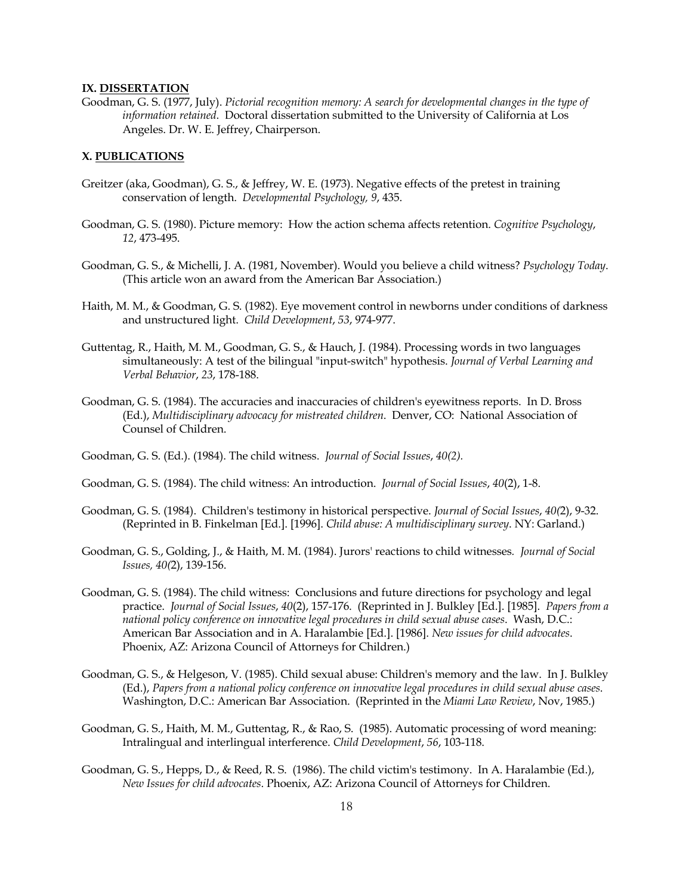### IX. <u>DISSERTATION</u>

Goodman, G. S. (1977, July). *Pictorial recognition memory: A search for developmental changes in the type of information retained*. Doctoral dissertation submitted to the University of California at Los Angeles. Dr. W. E. Jeffrey, Chairperson.

### X. <u>PUBLICATIONS</u>

Greitzer (aka, Goodman), G. S., & Jeffrey, W. E. (1973). Negative effects of the pretest in training conservation of length. *Developmental Psychology, 9*, 435.

Goodman, G. S. (1980). Picture memory: How the action schema affects retention. *Cognitive Psychology*, *12*, 473-495.

Goodman, G. S., & Michelli, J. A. (1981, November). Would you believe a child witness? *Psychology Today*. (This article won an award from the American Bar Association.)

Haith, M. M., & Goodman, G. S. (1982). Eye movement control in newborns under conditions of darkness and unstructured light. *Child Development*, *53*, 974-977.

Guttentag, R., Haith, M. M., Goodman, G. S., & Hauch, J. (1984). Processing words in two languages simultaneously: A test of the bilingual "input-switch" hypothesis. *Journal of Verbal Learning and Verbal Behavior*, *23*, 178-188.

Goodman, G. S. (1984). The accuracies and inaccuracies of children's eyewitness reports. In D. Bross (Ed.), *Multidisciplinary advocacy for mistreated children*. Denver, CO: National Association of Counsel of Children.

Goodman, G. S. (Ed.). (1984). The child witness. *Journal of Social Issues*, *40(2).*

Goodman, G. S. (1984). The child witness: An introduction. *Journal of Social Issues*, *40*(2), 1-8.

Goodman, G. S. (1984). Children's testimony in historical perspective. *Journal of Social Issues*, *40(*2), 9-32. (Reprinted in B. Finkelman [Ed.]. [1996]. *Child abuse: A multidisciplinary survey*. NY: Garland.)

Goodman, G. S., Golding, J., & Haith, M. M. (1984). Jurors' reactions to child witnesses. *Journal of Social Issues, 40(*2), 139-156.

Goodman, G. S. (1984). The child witness: Conclusions and future directions for psychology and legal practice. *Journal of Social Issues*, *40*(2), 157-176. (Reprinted in J. Bulkley [Ed.]. [1985]. *Papers from a national policy conference on innovative legal procedures in child sexual abuse cases*. Wash, D.C.: American Bar Association and in A. Haralambie [Ed.]. [1986]. *New issues for child advocates*. Phoenix, AZ: Arizona Council of Attorneys for Children.)

Goodman, G. S., & Helgeson, V. (1985). Child sexual abuse: Children's memory and the law. In J. Bulkley (Ed.), *Papers from a national policy conference on innovative legal procedures in child sexual abuse cases*. Washington, D.C.: American Bar Association. (Reprinted in the *Miami Law Review*, Nov, 1985.)

Goodman, G. S., Haith, M. M., Guttentag, R., & Rao, S. (1985). Automatic processing of word meaning: Intralingual and interlingual interference. *Child Development*, *56*, 103-118.

Goodman, G. S., Hepps, D., & Reed, R. S. (1986). The child victim's testimony. In A. Haralambie (Ed.), *New Issues for child advocates*. Phoenix, AZ: Arizona Council of Attorneys for Children.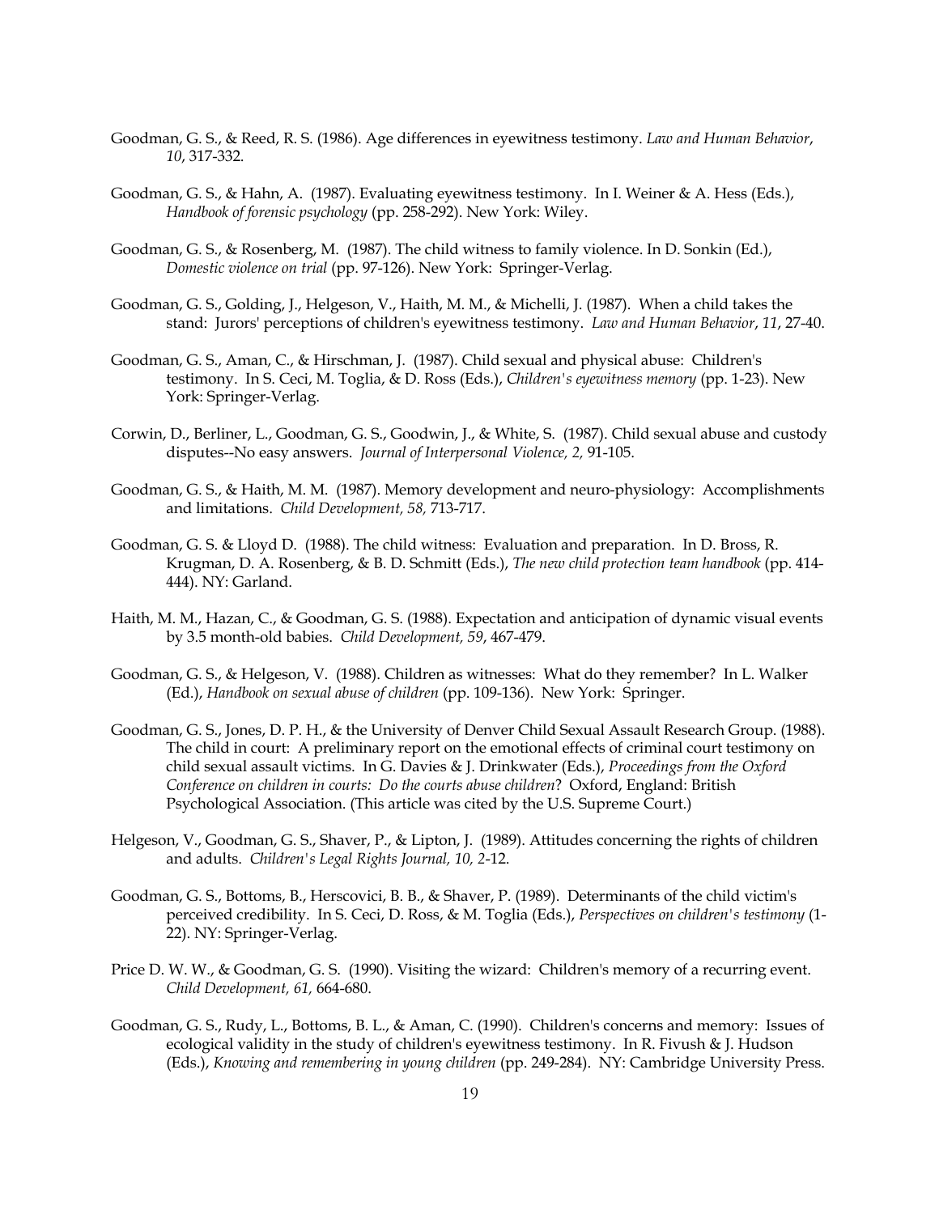Goodman, G. S., & Reed, R. S. (1986). Age differences in eyewitness testimony. *Law and Human Behavior*, *10*, 317-332.

Goodman, G. S., & Hahn, A. (1987). Evaluating eyewitness testimony. In I. Weiner & A. Hess (Eds.), *Handbook of forensic psychology* (pp. 258-292). New York: Wiley.

Goodman, G. S., & Rosenberg, M. (1987). The child witness to family violence. In D. Sonkin (Ed.), *Domestic violence on trial* (pp. 97-126). New York: Springer-Verlag.

Goodman, G. S., Golding, J., Helgeson, V., Haith, M. M., & Michelli, J. (1987). When a child takes the stand: Jurors' perceptions of children's eyewitness testimony. *Law and Human Behavior*, *11*, 27-40.

Goodman, G. S., Aman, C., & Hirschman, J. (1987). Child sexual and physical abuse: Children's testimony. In S. Ceci, M. Toglia, & D. Ross (Eds.), *Children's eyewitness memory* (pp. 1-23). New York: Springer-Verlag.

Corwin, D., Berliner, L., Goodman, G. S., Goodwin, J., & White, S. (1987). Child sexual abuse and custody disputes--No easy answers. *Journal of Interpersonal Violence, 2,* 91-105.

Goodman, G. S., & Haith, M. M. (1987). Memory development and neuro-physiology: Accomplishments and limitations. *Child Development, 58,* 713-717.

Goodman, G. S. & Lloyd D. (1988). The child witness: Evaluation and preparation. In D. Bross, R. Krugman, D. A. Rosenberg, & B. D. Schmitt (Eds.), *The new child protection team handbook* (pp. 414-444). NY: Garland.

Haith, M. M., Hazan, C., & Goodman, G. S. (1988). Expectation and anticipation of dynamic visual events by 3.5 month-old babies. *Child Development, 59*, 467-479.

Goodman, G. S., & Helgeson, V. (1988). Children as witnesses: What do they remember? In L. Walker (Ed.), *Handbook on sexual abuse of children* (pp. 109-136). New York: Springer.

Goodman, G. S., Jones, D. P. H., & the University of Denver Child Sexual Assault Research Group. (1988). The child in court: A preliminary report on the emotional effects of criminal court testimony on child sexual assault victims. In G. Davies & J. Drinkwater (Eds.), *Proceedings from the Oxford Conference on children in courts: Do the courts abuse children*? Oxford, England: British Psychological Association. (This article was cited by the U.S. Supreme Court.)

Helgeson, V., Goodman, G. S., Shaver, P., & Lipton, J. (1989). Attitudes concerning the rights of children and adults. *Children's Legal Rights Journal, 10, 2*-12.

Goodman, G. S., Bottoms, B., Herscovici, B. B., & Shaver, P. (1989). Determinants of the child victim's perceived credibility. In S. Ceci, D. Ross, & M. Toglia (Eds.), *Perspectives on children's testimony* (1-22). NY: Springer-Verlag.

Price D. W. W., & Goodman, G. S. (1990). Visiting the wizard: Children's memory of a recurring event. *Child Development, 61,* 664-680.

Goodman, G. S., Rudy, L., Bottoms, B. L., & Aman, C. (1990). Children's concerns and memory: Issues of ecological validity in the study of children's eyewitness testimony. In R. Fivush & J. Hudson (Eds.), *Knowing and remembering in young children* (pp. 249-284). NY: Cambridge University Press.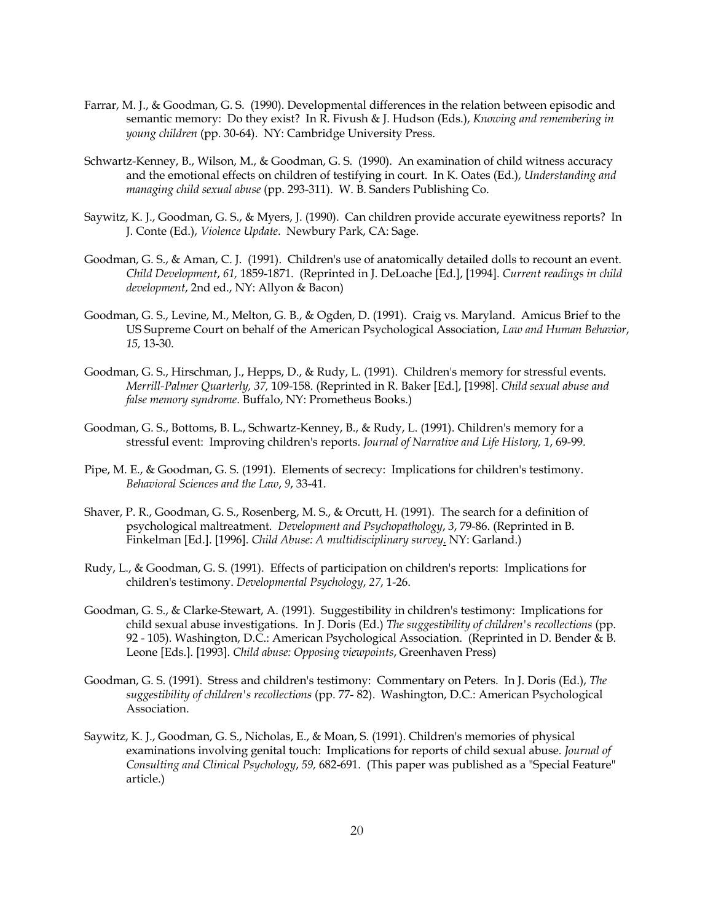Farrar, M. J., & Goodman, G. S. (1990). Developmental differences in the relation between episodic and semantic memory: Do they exist? In R. Fivush & J. Hudson (Eds.), *Knowing and remembering in young children* (pp. 30-64). NY: Cambridge University Press.

Schwartz-Kenney, B., Wilson, M., & Goodman, G. S. (1990). An examination of child witness accuracy and the emotional effects on children of testifying in court. In K. Oates (Ed.), *Understanding and managing child sexual abuse* (pp. 293-311). W. B. Sanders Publishing Co.

Saywitz, K. J., Goodman, G. S., & Myers, J. (1990). Can children provide accurate eyewitness reports? In J. Conte (Ed.), *Violence Update*. Newbury Park, CA: Sage.

Goodman, G. S., & Aman, C. J. (1991). Children's use of anatomically detailed dolls to recount an event. *Child Development*, *61,* 1859-1871. (Reprinted in J. DeLoache [Ed.], [1994]. *Current readings in child development*, 2nd ed., NY: Allyon & Bacon)

Goodman, G. S., Levine, M., Melton, G. B., & Ogden, D. (1991). Craig vs. Maryland. Amicus Brief to the US Supreme Court on behalf of the American Psychological Association, *Law and Human Behavior*, *15,* 13-30.

Goodman, G. S., Hirschman, J., Hepps, D., & Rudy, L. (1991). Children's memory for stressful events. *Merrill-Palmer Quarterly, 37,* 109-158. (Reprinted in R. Baker [Ed.], [1998]. *Child sexual abuse and false memory syndrome*. Buffalo, NY: Prometheus Books.)

Goodman, G. S., Bottoms, B. L., Schwartz-Kenney, B., & Rudy, L. (1991). Children's memory for a stressful event: Improving children's reports. *Journal of Narrative and Life History, 1*, 69-99.

Pipe, M. E., & Goodman, G. S. (1991). Elements of secrecy: Implications for children's testimony. *Behavioral Sciences and the Law*, *9*, 33-41.

Shaver, P. R., Goodman, G. S., Rosenberg, M. S., & Orcutt, H. (1991). The search for a definition of psychological maltreatment. *Development and Psychopathology*, *3*, 79-86. (Reprinted in B. Finkelman [Ed.]. [1996]. *Child Abuse: A multidisciplinary survey*. NY: Garland.)

Rudy, L., & Goodman, G. S. (1991). Effects of participation on children's reports: Implications for children's testimony. *Developmental Psychology*, *27*, 1-26.

Goodman, G. S., & Clarke-Stewart, A. (1991). Suggestibility in children's testimony: Implications for child sexual abuse investigations. In J. Doris (Ed.) *The suggestibility of children's recollections* (pp. 92 - 105). Washington, D.C.: American Psychological Association. (Reprinted in D. Bender & B. Leone [Eds.]. [1993]. *Child abuse: Opposing viewpoints*, Greenhaven Press)

Goodman, G. S. (1991). Stress and children's testimony: Commentary on Peters. In J. Doris (Ed.), *The suggestibility of children's recollections* (pp. 77- 82). Washington, D.C.: American Psychological Association.

Saywitz, K. J., Goodman, G. S., Nicholas, E., & Moan, S. (1991). Children's memories of physical examinations involving genital touch: Implications for reports of child sexual abuse. *Journal of Consulting and Clinical Psychology*, *59,* 682-691. (This paper was published as a "Special Feature" article.)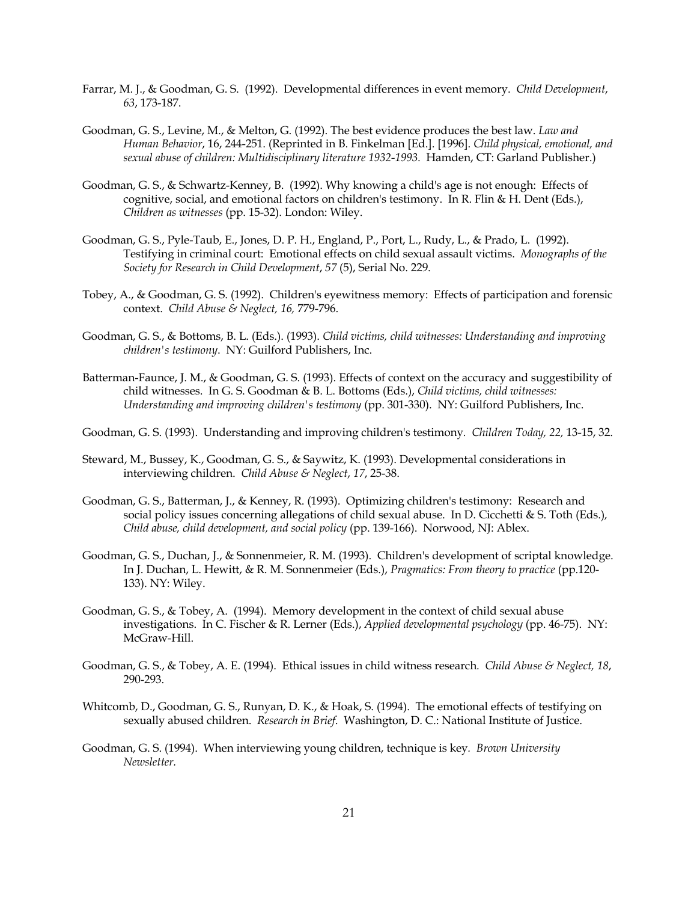Farrar, M. J., & Goodman, G. S. (1992). Developmental differences in event memory. *Child Development*, *63*, 173-187.

Goodman, G. S., Levine, M., & Melton, G. (1992). The best evidence produces the best law. *Law and Human Behavior*, 16, 244-251. (Reprinted in B. Finkelman [Ed.]. [1996]. *Child physical, emotional, and sexual abuse of children: Multidisciplinary literature 1932-1993.* Hamden, CT: Garland Publisher.)

Goodman, G. S., & Schwartz-Kenney, B. (1992). Why knowing a child's age is not enough: Effects of cognitive, social, and emotional factors on children's testimony. In R. Flin & H. Dent (Eds.), *Children as witnesses* (pp. 15-32). London: Wiley.

Goodman, G. S., Pyle-Taub, E., Jones, D. P. H., England, P., Port, L., Rudy, L., & Prado, L. (1992). Testifying in criminal court: Emotional effects on child sexual assault victims. *Monographs of the Society for Research in Child Development*, *57* (5), Serial No. 229.

Tobey, A., & Goodman, G. S. (1992). Children's eyewitness memory: Effects of participation and forensic context. *Child Abuse & Neglect, 16,* 779-796.

Goodman, G. S., & Bottoms, B. L. (Eds.). (1993). *Child victims, child witnesses: Understanding and improving children's testimony*. NY: Guilford Publishers, Inc.

Batterman-Faunce, J. M., & Goodman, G. S. (1993). Effects of context on the accuracy and suggestibility of child witnesses. In G. S. Goodman & B. L. Bottoms (Eds.), *Child victims, child witnesses: Understanding and improving children's testimony* (pp. 301-330). NY: Guilford Publishers, Inc.

Goodman, G. S. (1993). Understanding and improving children's testimony. *Children Today, 22,* 13-15, 32.

Steward, M., Bussey, K., Goodman, G. S., & Saywitz, K. (1993). Developmental considerations in interviewing children. *Child Abuse & Neglect*, *17*, 25-38.

Goodman, G. S., Batterman, J., & Kenney, R. (1993). Optimizing children's testimony: Research and social policy issues concerning allegations of child sexual abuse. In D. Cicchetti & S. Toth (Eds.), *Child abuse, child development, and social policy* (pp. 139-166). Norwood, NJ: Ablex.

Goodman, G. S., Duchan, J., & Sonnenmeier, R. M. (1993). Children's development of scriptal knowledge. In J. Duchan, L. Hewitt, & R. M. Sonnenmeier (Eds.), *Pragmatics: From theory to practice* (pp.120-133). NY: Wiley.

Goodman, G. S., & Tobey, A. (1994). Memory development in the context of child sexual abuse investigations. In C. Fischer & R. Lerner (Eds.), *Applied developmental psychology* (pp. 46-75). NY: McGraw-Hill.

Goodman, G. S., & Tobey, A. E. (1994). Ethical issues in child witness research. *Child Abuse & Neglect, 18*, 290-293.

Whitcomb, D., Goodman, G. S., Runyan, D. K., & Hoak, S. (1994). The emotional effects of testifying on sexually abused children. *Research in Brief*. Washington, D. C.: National Institute of Justice.

Goodman, G. S. (1994). When interviewing young children, technique is key. *Brown University Newsletter.*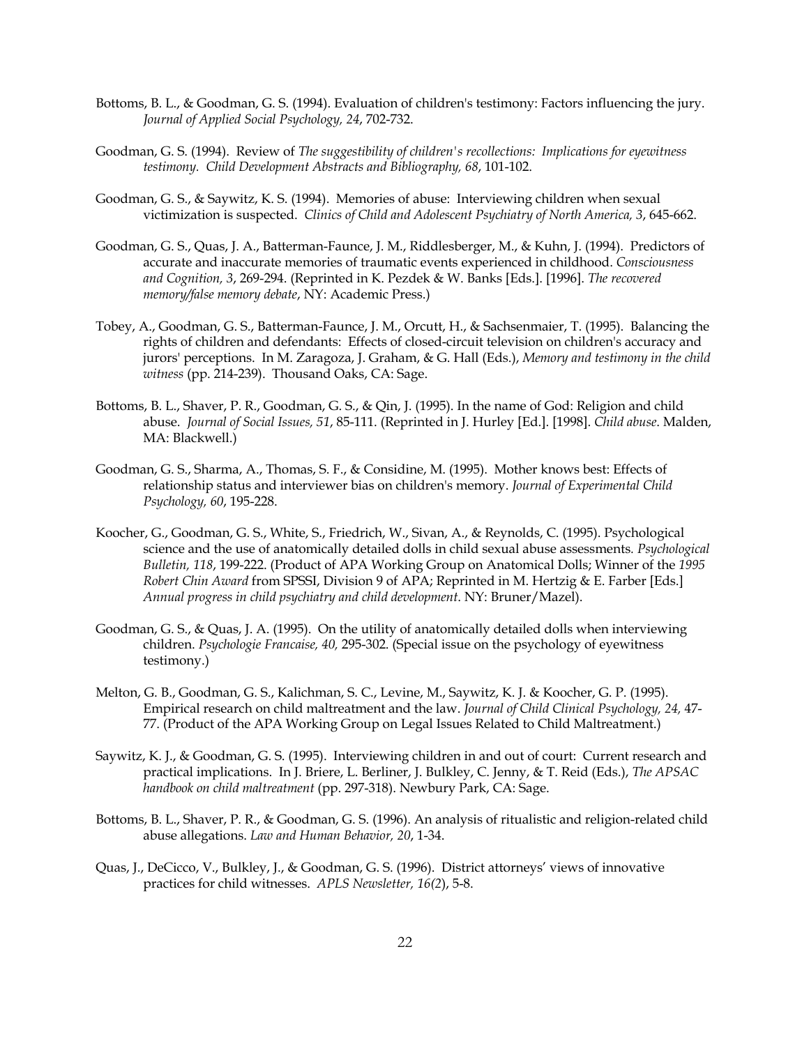Bottoms, B. L., & Goodman, G. S. (1994). Evaluation of children's testimony: Factors influencing the jury. *Journal of Applied Social Psychology, 24*, 702-732.

Goodman, G. S. (1994). Review of *The suggestibility of children's recollections: Implications for eyewitness testimony. Child Development Abstracts and Bibliography, 68*, 101-102.

Goodman, G. S., & Saywitz, K. S. (1994). Memories of abuse: Interviewing children when sexual victimization is suspected. *Clinics of Child and Adolescent Psychiatry of North America, 3*, 645-662.

Goodman, G. S., Quas, J. A., Batterman-Faunce, J. M., Riddlesberger, M., & Kuhn, J. (1994). Predictors of accurate and inaccurate memories of traumatic events experienced in childhood. *Consciousness and Cognition, 3*, 269-294. (Reprinted in K. Pezdek & W. Banks [Eds.]. [1996]. *The recovered memory/false memory debate*, NY: Academic Press.)

Tobey, A., Goodman, G. S., Batterman-Faunce, J. M., Orcutt, H., & Sachsenmaier, T. (1995). Balancing the rights of children and defendants: Effects of closed-circuit television on children's accuracy and jurors' perceptions. In M. Zaragoza, J. Graham, & G. Hall (Eds.), *Memory and testimony in the child witness* (pp. 214-239). Thousand Oaks, CA: Sage.

Bottoms, B. L., Shaver, P. R., Goodman, G. S., & Qin, J. (1995). In the name of God: Religion and child abuse. *Journal of Social Issues, 51*, 85-111. (Reprinted in J. Hurley [Ed.]. [1998]. *Child abuse*. Malden, MA: Blackwell.)

Goodman, G. S., Sharma, A., Thomas, S. F., & Considine, M. (1995). Mother knows best: Effects of relationship status and interviewer bias on children's memory. *Journal of Experimental Child Psychology, 60*, 195-228.

Koocher, G., Goodman, G. S., White, S., Friedrich, W., Sivan, A., & Reynolds, C. (1995). Psychological science and the use of anatomically detailed dolls in child sexual abuse assessments. *Psychological Bulletin, 118*, 199-222. (Product of APA Working Group on Anatomical Dolls; Winner of the *1995 Robert Chin Award* from SPSSI, Division 9 of APA; Reprinted in M. Hertzig & E. Farber [Eds.] *Annual progress in child psychiatry and child development*. NY: Bruner/Mazel).

Goodman, G. S., & Quas, J. A. (1995). On the utility of anatomically detailed dolls when interviewing children. *Psychologie Francaise, 40,* 295-302. (Special issue on the psychology of eyewitness testimony.)

Melton, G. B., Goodman, G. S., Kalichman, S. C., Levine, M., Saywitz, K. J. & Koocher, G. P. (1995). Empirical research on child maltreatment and the law. *Journal of Child Clinical Psychology, 24,* 47-77. (Product of the APA Working Group on Legal Issues Related to Child Maltreatment.)

Saywitz, K. J., & Goodman, G. S. (1995). Interviewing children in and out of court: Current research and practical implications. In J. Briere, L. Berliner, J. Bulkley, C. Jenny, & T. Reid (Eds.), *The APSAC handbook on child maltreatment* (pp. 297-318). Newbury Park, CA: Sage.

Bottoms, B. L., Shaver, P. R., & Goodman, G. S. (1996). An analysis of ritualistic and religion-related child abuse allegations. *Law and Human Behavior, 20*, 1-34.

Quas, J., DeCicco, V., Bulkley, J., & Goodman, G. S. (1996). District attorneys' views of innovative practices for child witnesses. *APLS Newsletter, 16(*2), 5-8.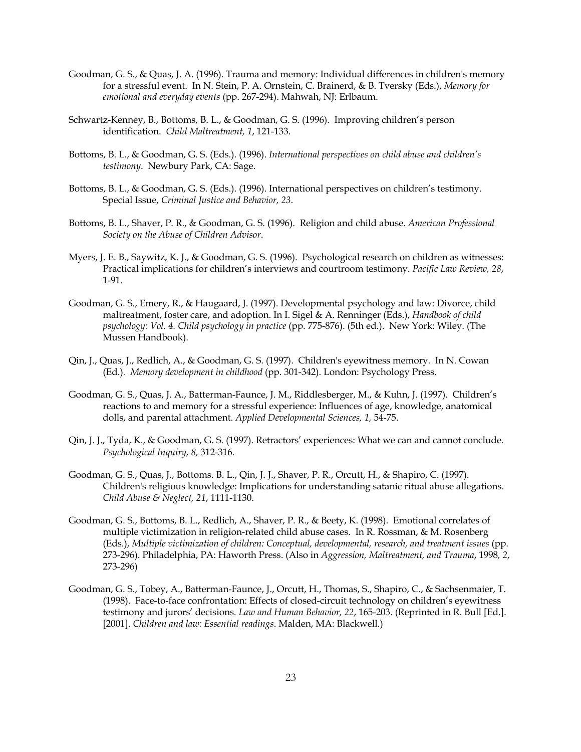Goodman, G. S., & Quas, J. A. (1996). Trauma and memory: Individual differences in children's memory for a stressful event. In N. Stein, P. A. Ornstein, C. Brainerd, & B. Tversky (Eds.), *Memory for emotional and everyday events* (pp. 267-294). Mahwah, NJ: Erlbaum.

Schwartz-Kenney, B., Bottoms, B. L., & Goodman, G. S. (1996). Improving children's person identification. *Child Maltreatment, 1*, 121-133.

Bottoms, B. L., & Goodman, G. S. (Eds.). (1996). *International perspectives on child abuse and children's testimony*. Newbury Park, CA: Sage.

Bottoms, B. L., & Goodman, G. S. (Eds.). (1996). International perspectives on children's testimony. Special Issue, *Criminal Justice and Behavior, 23*.

Bottoms, B. L., Shaver, P. R., & Goodman, G. S. (1996). Religion and child abuse. *American Professional Society on the Abuse of Children Advisor*.

Myers, J. E. B., Saywitz, K. J., & Goodman, G. S. (1996). Psychological research on children as witnesses: Practical implications for children's interviews and courtroom testimony. *Pacific Law Review, 28*, 1-91.

Goodman, G. S., Emery, R., & Haugaard, J. (1997). Developmental psychology and law: Divorce, child maltreatment, foster care, and adoption. In I. Sigel & A. Renninger (Eds.), *Handbook of child psychology: Vol. 4. Child psychology in practice* (pp. 775-876). (5th ed.). New York: Wiley. (The Mussen Handbook).

Qin, J., Quas, J., Redlich, A., & Goodman, G. S. (1997). Children's eyewitness memory. In N. Cowan (Ed.). *Memory development in childhood* (pp. 301-342). London: Psychology Press.

Goodman, G. S., Quas, J. A., Batterman-Faunce, J. M., Riddlesberger, M., & Kuhn, J. (1997). Children's reactions to and memory for a stressful experience: Influences of age, knowledge, anatomical dolls, and parental attachment. *Applied Developmental Sciences, 1,* 54-75.

Qin, J. J., Tyda, K., & Goodman, G. S. (1997). Retractors' experiences: What we can and cannot conclude. *Psychological Inquiry, 8,* 312-316.

Goodman, G. S., Quas, J., Bottoms. B. L., Qin, J. J., Shaver, P. R., Orcutt, H., & Shapiro, C. (1997). Children's religious knowledge: Implications for understanding satanic ritual abuse allegations. *Child Abuse & Neglect, 21*, 1111-1130.

Goodman, G. S., Bottoms, B. L., Redlich, A., Shaver, P. R., & Beety, K. (1998). Emotional correlates of multiple victimization in religion-related child abuse cases. In R. Rossman, & M. Rosenberg (Eds.), *Multiple victimization of children: Conceptual, developmental, research, and treatment issues* (pp. 273-296). Philadelphia, PA: Haworth Press. (Also in *Aggression, Maltreatment, and Trauma*, 1998, *2*, 273-296)

Goodman, G. S., Tobey, A., Batterman-Faunce, J., Orcutt, H., Thomas, S., Shapiro, C., & Sachsenmaier, T. (1998). Face-to-face confrontation: Effects of closed-circuit technology on children's eyewitness testimony and jurors' decisions. *Law and Human Behavior, 22*, 165-203. (Reprinted in R. Bull [Ed.]. [2001]. *Children and law: Essential readings*. Malden, MA: Blackwell.)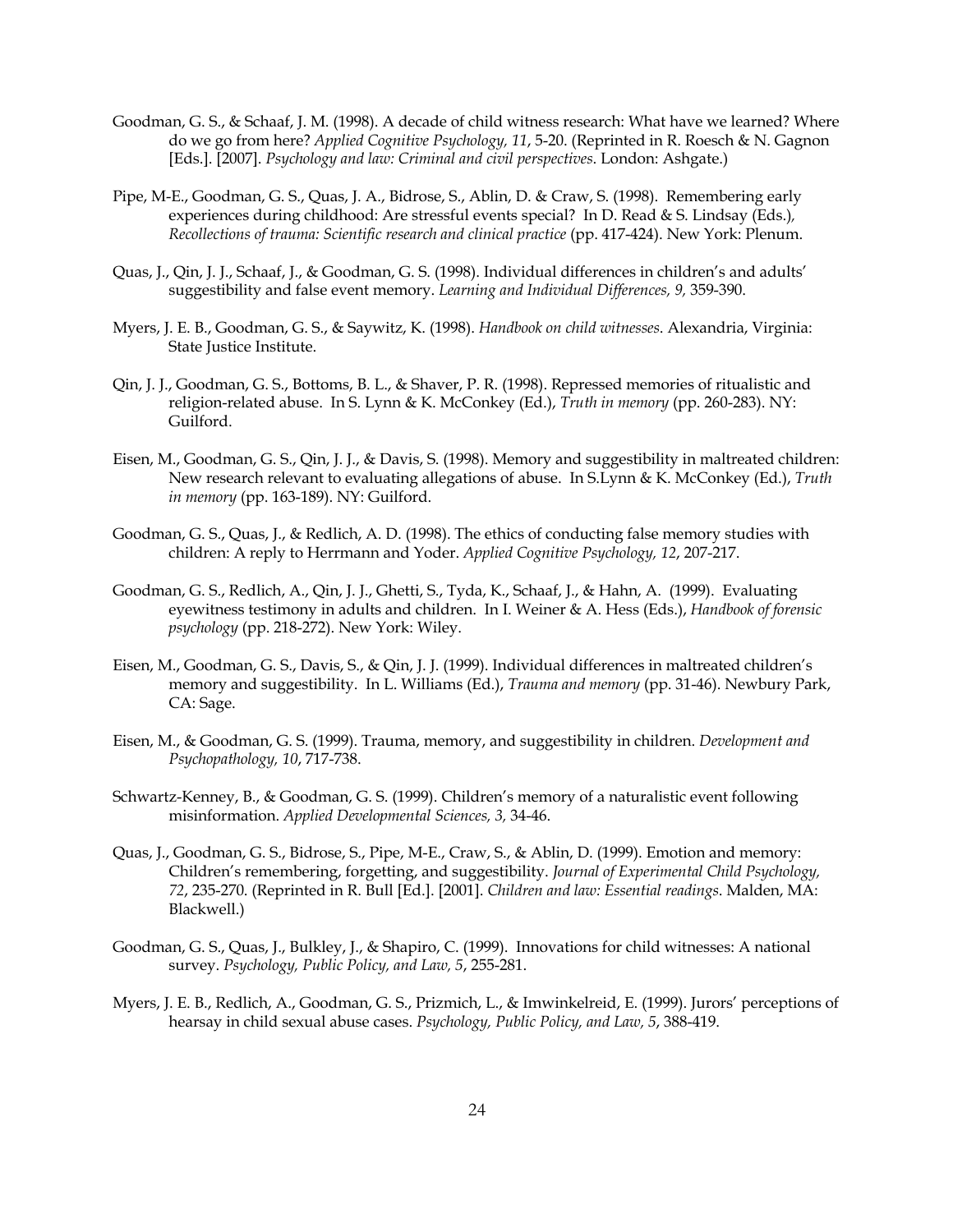Goodman, G. S., & Schaaf, J. M. (1998). A decade of child witness research: What have we learned? Where do we go from here? *Applied Cognitive Psychology, 11*, 5-20. (Reprinted in R. Roesch & N. Gagnon [Eds.]. [2007]. *Psychology and law: Criminal and civil perspectives*. London: Ashgate.)

Pipe, M-E., Goodman, G. S., Quas, J. A., Bidrose, S., Ablin, D. & Craw, S. (1998). Remembering early experiences during childhood: Are stressful events special? In D. Read & S. Lindsay (Eds.), *Recollections of trauma: Scientific research and clinical practice* (pp. 417-424). New York: Plenum.

Quas, J., Qin, J. J., Schaaf, J., & Goodman, G. S. (1998). Individual differences in children's and adults' suggestibility and false event memory. *Learning and Individual Differences, 9,* 359-390.

Myers, J. E. B., Goodman, G. S., & Saywitz, K. (1998). *Handbook on child witnesses*. Alexandria, Virginia: State Justice Institute.

Qin, J. J., Goodman, G. S., Bottoms, B. L., & Shaver, P. R. (1998). Repressed memories of ritualistic and religion-related abuse. In S. Lynn & K. McConkey (Ed.), *Truth in memory* (pp. 260-283). NY: Guilford.

Eisen, M., Goodman, G. S., Qin, J. J., & Davis, S. (1998). Memory and suggestibility in maltreated children: New research relevant to evaluating allegations of abuse. In S.Lynn & K. McConkey (Ed.), *Truth in memory* (pp. 163-189). NY: Guilford.

Goodman, G. S., Quas, J., & Redlich, A. D. (1998). The ethics of conducting false memory studies with children: A reply to Herrmann and Yoder. *Applied Cognitive Psychology, 12*, 207-217.

Goodman, G. S., Redlich, A., Qin, J. J., Ghetti, S., Tyda, K., Schaaf, J., & Hahn, A. (1999). Evaluating eyewitness testimony in adults and children. In I. Weiner & A. Hess (Eds.), *Handbook of forensic psychology* (pp. 218-272). New York: Wiley.

Eisen, M., Goodman, G. S., Davis, S., & Qin, J. J. (1999). Individual differences in maltreated children's memory and suggestibility. In L. Williams (Ed.), *Trauma and memory* (pp. 31-46). Newbury Park, CA: Sage.

Eisen, M., & Goodman, G. S. (1999). Trauma, memory, and suggestibility in children. *Development and Psychopathology, 10*, 717-738.

Schwartz-Kenney, B., & Goodman, G. S. (1999). Children's memory of a naturalistic event following misinformation. *Applied Developmental Sciences, 3,* 34-46.

Quas, J., Goodman, G. S., Bidrose, S., Pipe, M-E., Craw, S., & Ablin, D. (1999). Emotion and memory: Children's remembering, forgetting, and suggestibility. *Journal of Experimental Child Psychology, 72*, 235-270. (Reprinted in R. Bull [Ed.]. [2001]. *Children and law: Essential readings*. Malden, MA: Blackwell.)

Goodman, G. S., Quas, J., Bulkley, J., & Shapiro, C. (1999). Innovations for child witnesses: A national survey. *Psychology, Public Policy, and Law, 5*, 255-281.

Myers, J. E. B., Redlich, A., Goodman, G. S., Prizmich, L., & Imwinkelreid, E. (1999). Jurors' perceptions of hearsay in child sexual abuse cases. *Psychology, Public Policy, and Law, 5*, 388-419.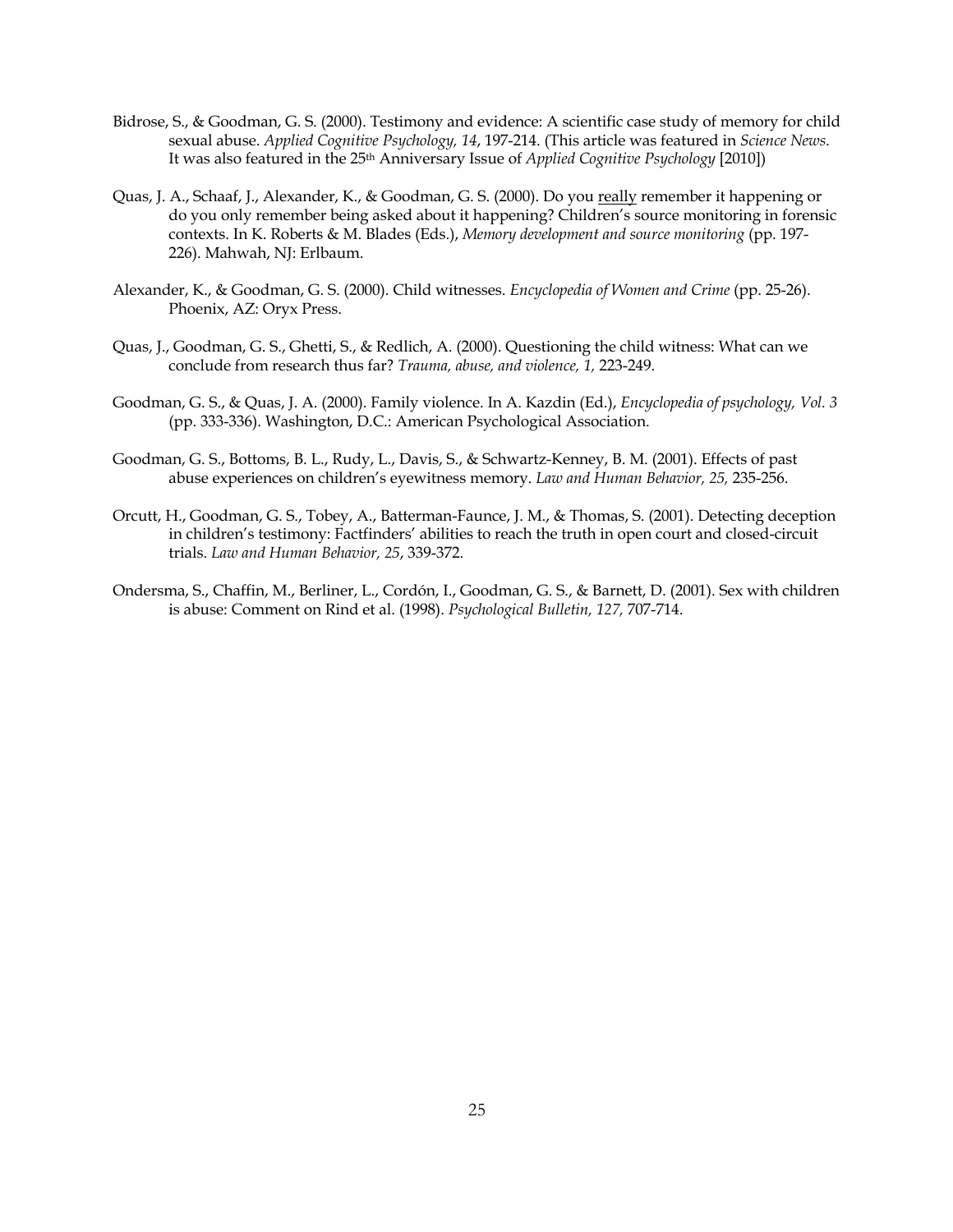Bidrose, S., & Goodman, G. S. (2000). Testimony and evidence: A scientific case study of memory for child sexual abuse. *Applied Cognitive Psychology, 14*, 197-214. (This article was featured in *Science News*. It was also featured in the 25th Anniversary Issue of *Applied Cognitive Psychology* [2010])

Quas, J. A., Schaaf, J., Alexander, K., & Goodman, G. S. (2000). Do you <u>really</u> remember it happening or do you only remember being asked about it happening? Children's source monitoring in forensic contexts. In K. Roberts & M. Blades (Eds.), *Memory development and source monitoring* (pp. 197-226). Mahwah, NJ: Erlbaum.

Alexander, K., & Goodman, G. S. (2000). Child witnesses. *Encyclopedia of Women and Crime* (pp. 25-26). Phoenix, AZ: Oryx Press.

Quas, J., Goodman, G. S., Ghetti, S., & Redlich, A. (2000). Questioning the child witness: What can we conclude from research thus far? *Trauma, abuse, and violence, 1,* 223-249.

Goodman, G. S., & Quas, J. A. (2000). Family violence. In A. Kazdin (Ed.), *Encyclopedia of psychology, Vol. 3* (pp. 333-336). Washington, D.C.: American Psychological Association.

Goodman, G. S., Bottoms, B. L., Rudy, L., Davis, S., & Schwartz-Kenney, B. M. (2001). Effects of past abuse experiences on children's eyewitness memory. *Law and Human Behavior, 25,* 235-256.

Orcutt, H., Goodman, G. S., Tobey, A., Batterman-Faunce, J. M., & Thomas, S. (2001). Detecting deception in children's testimony: Factfinders' abilities to reach the truth in open court and closed-circuit trials. *Law and Human Behavior, 25*, 339-372.

Ondersma, S., Chaffin, M., Berliner, L., Cordón, I., Goodman, G. S., & Barnett, D. (2001). Sex with children is abuse: Comment on Rind et al. (1998). *Psychological Bulletin, 127,* 707-714.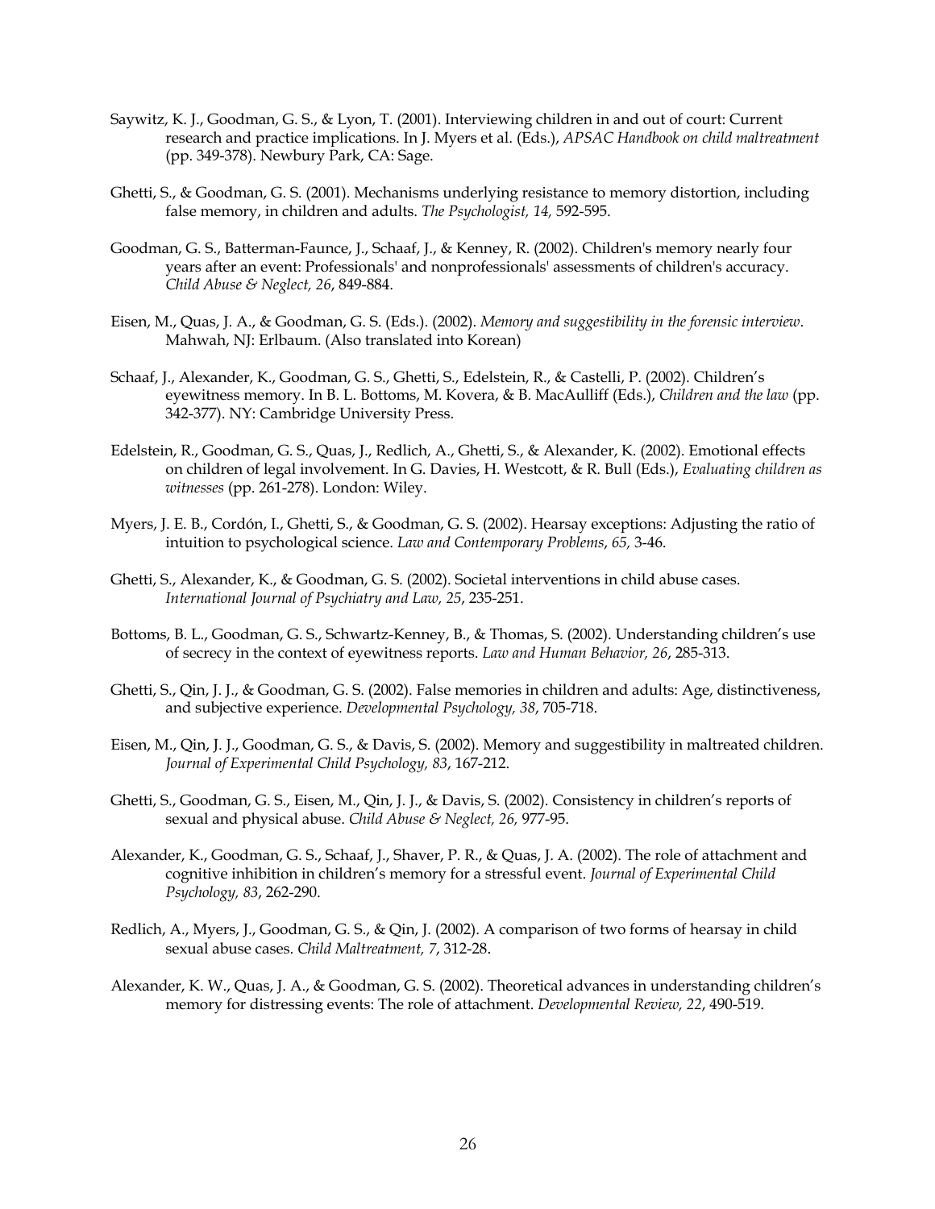Saywitz, K. J., Goodman, G. S., & Lyon, T. (2001). Interviewing children in and out of court: Current research and practice implications. In J. Myers et al. (Eds.), *APSAC Handbook on child maltreatment* (pp. 349-378). Newbury Park, CA: Sage.

Ghetti, S., & Goodman, G. S. (2001). Mechanisms underlying resistance to memory distortion, including false memory, in children and adults. *The Psychologist, 14,* 592-595.

Goodman, G. S., Batterman-Faunce, J., Schaaf, J., & Kenney, R. (2002). Children's memory nearly four years after an event: Professionals' and nonprofessionals' assessments of children's accuracy. *Child Abuse & Neglect, 26*, 849-884.

Eisen, M., Quas, J. A., & Goodman, G. S. (Eds.). (2002). *Memory and suggestibility in the forensic interview*. Mahwah, NJ: Erlbaum. (Also translated into Korean)

Schaaf, J., Alexander, K., Goodman, G. S., Ghetti, S., Edelstein, R., & Castelli, P. (2002). Children's eyewitness memory. In B. L. Bottoms, M. Kovera, & B. MacAulliff (Eds.), *Children and the law* (pp. 342-377). NY: Cambridge University Press.

Edelstein, R., Goodman, G. S., Quas, J., Redlich, A., Ghetti, S., & Alexander, K. (2002). Emotional effects on children of legal involvement. In G. Davies, H. Westcott, & R. Bull (Eds.), *Evaluating children as witnesses* (pp. 261-278). London: Wiley.

Myers, J. E. B., Cordón, I., Ghetti, S., & Goodman, G. S. (2002). Hearsay exceptions: Adjusting the ratio of intuition to psychological science. *Law and Contemporary Problems*, *65,* 3-46.

Ghetti, S., Alexander, K., & Goodman, G. S. (2002). Societal interventions in child abuse cases. *International Journal of Psychiatry and Law, 25*, 235-251.

Bottoms, B. L., Goodman, G. S., Schwartz-Kenney, B., & Thomas, S. (2002). Understanding children's use of secrecy in the context of eyewitness reports. *Law and Human Behavior, 26*, 285-313.

Ghetti, S., Qin, J. J., & Goodman, G. S. (2002). False memories in children and adults: Age, distinctiveness, and subjective experience. *Developmental Psychology, 38*, 705-718.

Eisen, M., Qin, J. J., Goodman, G. S., & Davis, S. (2002). Memory and suggestibility in maltreated children. *Journal of Experimental Child Psychology, 83*, 167-212.

Ghetti, S., Goodman, G. S., Eisen, M., Qin, J. J., & Davis, S. (2002). Consistency in children's reports of sexual and physical abuse. *Child Abuse & Neglect, 26,* 977-95.

Alexander, K., Goodman, G. S., Schaaf, J., Shaver, P. R., & Quas, J. A. (2002). The role of attachment and cognitive inhibition in children's memory for a stressful event. *Journal of Experimental Child Psychology, 83*, 262-290.

Redlich, A., Myers, J., Goodman, G. S., & Qin, J. (2002). A comparison of two forms of hearsay in child sexual abuse cases. *Child Maltreatment, 7*, 312-28.

Alexander, K. W., Quas, J. A., & Goodman, G. S. (2002). Theoretical advances in understanding children's memory for distressing events: The role of attachment. *Developmental Review, 22*, 490-519.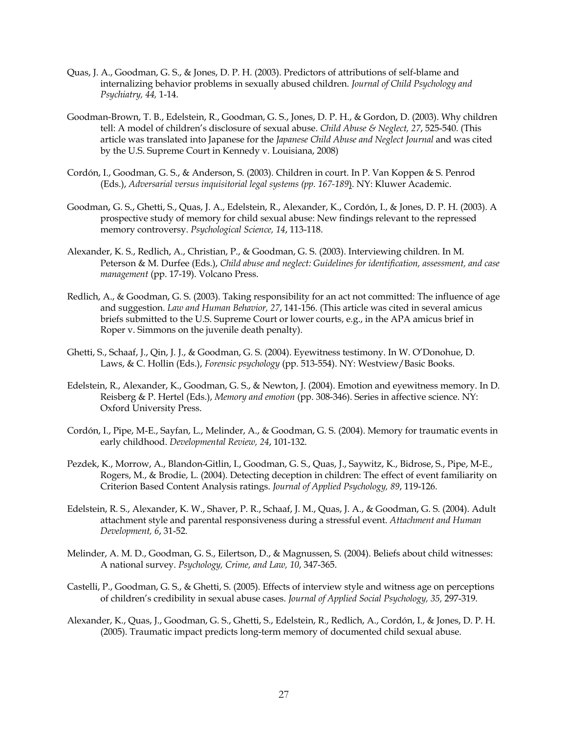Quas, J. A., Goodman, G. S., & Jones, D. P. H. (2003). Predictors of attributions of self-blame and internalizing behavior problems in sexually abused children. *Journal of Child Psychology and Psychiatry, 44,* 1-14.

Goodman-Brown, T. B., Edelstein, R., Goodman, G. S., Jones, D. P. H., & Gordon, D. (2003). Why children tell: A model of children's disclosure of sexual abuse. *Child Abuse & Neglect, 27*, 525-540. (This article was translated into Japanese for the *Japanese Child Abuse and Neglect Journal* and was cited by the U.S. Supreme Court in Kennedy v. Louisiana, 2008)

Cordón, I., Goodman, G. S., & Anderson, S. (2003). Children in court. In P. Van Koppen & S. Penrod (Eds.), *Adversarial versus inquisitorial legal systems (pp. 167-189*). NY: Kluwer Academic.

Goodman, G. S., Ghetti, S., Quas, J. A., Edelstein, R., Alexander, K., Cordón, I., & Jones, D. P. H. (2003). A prospective study of memory for child sexual abuse: New findings relevant to the repressed memory controversy. *Psychological Science, 14*, 113-118.

Alexander, K. S., Redlich, A., Christian, P., & Goodman, G. S. (2003). Interviewing children. In M. Peterson & M. Durfee (Eds.), *Child abuse and neglect: Guidelines for identification, assessment, and case management* (pp. 17-19). Volcano Press.

Redlich, A., & Goodman, G. S. (2003). Taking responsibility for an act not committed: The influence of age and suggestion. *Law and Human Behavior, 27*, 141-156. (This article was cited in several amicus briefs submitted to the U.S. Supreme Court or lower courts, e.g., in the APA amicus brief in Roper v. Simmons on the juvenile death penalty).

Ghetti, S., Schaaf, J., Qin, J. J., & Goodman, G. S. (2004). Eyewitness testimony. In W. O'Donohue, D. Laws, & C. Hollin (Eds.), *Forensic psychology* (pp. 513-554). NY: Westview/Basic Books.

Edelstein, R., Alexander, K., Goodman, G. S., & Newton, J. (2004). Emotion and eyewitness memory. In D. Reisberg & P. Hertel (Eds.), *Memory and emotion* (pp. 308-346). Series in affective science. NY: Oxford University Press.

Cordón, I., Pipe, M-E., Sayfan, L., Melinder, A., & Goodman, G. S. (2004). Memory for traumatic events in early childhood. *Developmental Review, 24*, 101-132.

Pezdek, K., Morrow, A., Blandon-Gitlin, I., Goodman, G. S., Quas, J., Saywitz, K., Bidrose, S., Pipe, M-E., Rogers, M., & Brodie, L. (2004). Detecting deception in children: The effect of event familiarity on Criterion Based Content Analysis ratings. *Journal of Applied Psychology, 89*, 119-126.

Edelstein, R. S., Alexander, K. W., Shaver, P. R., Schaaf, J. M., Quas, J. A., & Goodman, G. S. (2004). Adult attachment style and parental responsiveness during a stressful event. *Attachment and Human Development, 6*, 31-52.

Melinder, A. M. D., Goodman, G. S., Eilertson, D., & Magnussen, S. (2004). Beliefs about child witnesses: A national survey. *Psychology, Crime, and Law, 10*, 347-365.

Castelli, P., Goodman, G. S., & Ghetti, S. (2005). Effects of interview style and witness age on perceptions of children's credibility in sexual abuse cases. *Journal of Applied Social Psychology, 35,* 297-319.

Alexander, K., Quas, J., Goodman, G. S., Ghetti, S., Edelstein, R., Redlich, A., Cordón, I., & Jones, D. P. H. (2005). Traumatic impact predicts long-term memory of documented child sexual abuse.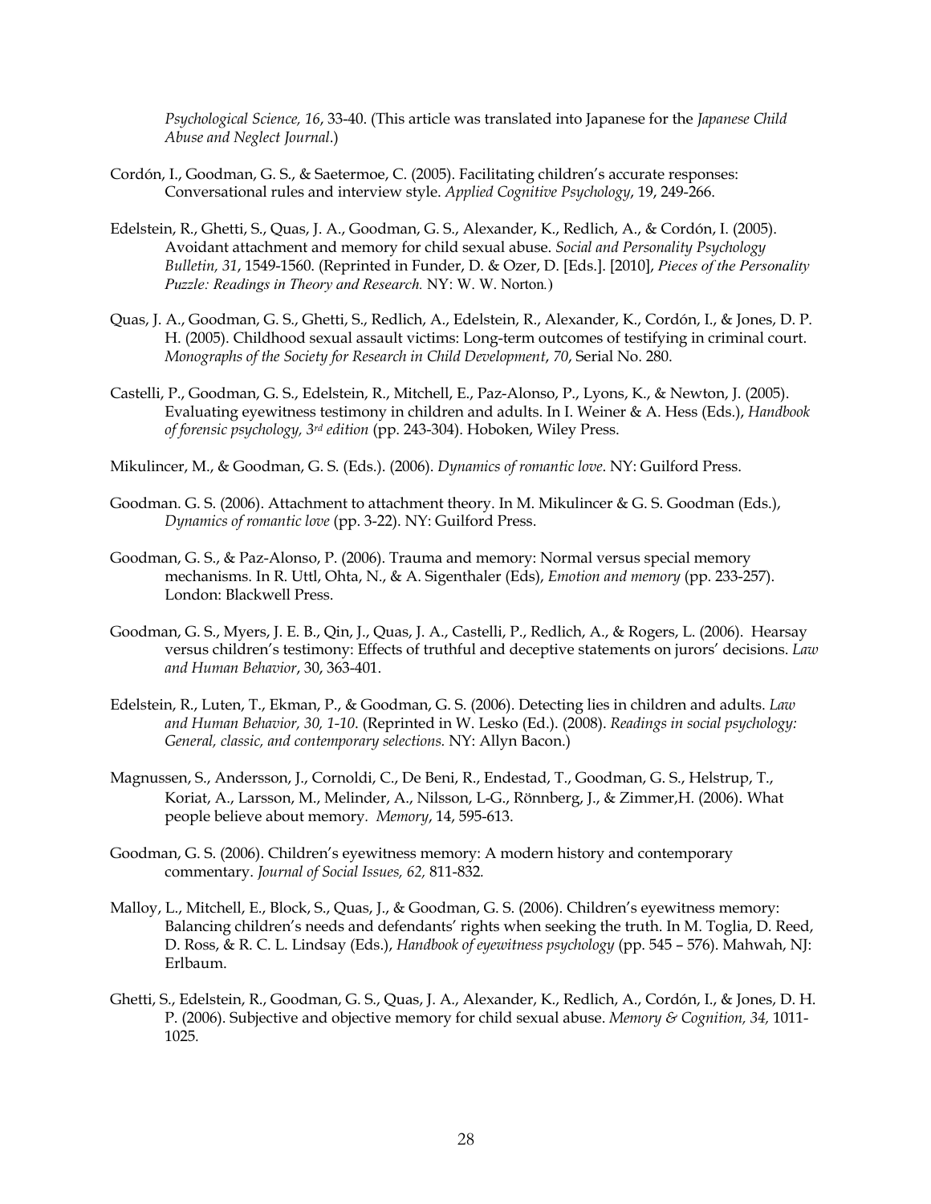*Psychological Science, 16*, 33-40. (This article was translated into Japanese for the *Japanese Child Abuse and Neglect Journal*.)

Cordón, I., Goodman, G. S., & Saetermoe, C. (2005). Facilitating children's accurate responses: Conversational rules and interview style. *Applied Cognitive Psychology*, 19, 249-266.

Edelstein, R., Ghetti, S., Quas, J. A., Goodman, G. S., Alexander, K., Redlich, A., & Cordón, I. (2005). Avoidant attachment and memory for child sexual abuse. *Social and Personality Psychology Bulletin, 31*, 1549-1560. (Reprinted in Funder, D. & Ozer, D. [Eds.]. [2010], *Pieces of the Personality Puzzle: Readings in Theory and Research.* NY: W. W. Norton.)

Quas, J. A., Goodman, G. S., Ghetti, S., Redlich, A., Edelstein, R., Alexander, K., Cordón, I., & Jones, D. P. H. (2005). Childhood sexual assault victims: Long-term outcomes of testifying in criminal court. *Monographs of the Society for Research in Child Development*, *70*, Serial No. 280.

Castelli, P., Goodman, G. S., Edelstein, R., Mitchell, E., Paz-Alonso, P., Lyons, K., & Newton, J. (2005). Evaluating eyewitness testimony in children and adults. In I. Weiner & A. Hess (Eds.), *Handbook of forensic psychology, 3rd edition* (pp. 243-304). Hoboken, Wiley Press.

Mikulincer, M., & Goodman, G. S. (Eds.). (2006). *Dynamics of romantic love*. NY: Guilford Press.

Goodman. G. S. (2006). Attachment to attachment theory. In M. Mikulincer & G. S. Goodman (Eds.), *Dynamics of romantic love* (pp. 3-22). NY: Guilford Press.

Goodman, G. S., & Paz-Alonso, P. (2006). Trauma and memory: Normal versus special memory mechanisms. In R. Uttl, Ohta, N., & A. Sigenthaler (Eds), *Emotion and memory* (pp. 233-257). London: Blackwell Press.

Goodman, G. S., Myers, J. E. B., Qin, J., Quas, J. A., Castelli, P., Redlich, A., & Rogers, L. (2006). Hearsay versus children's testimony: Effects of truthful and deceptive statements on jurors' decisions. *Law and Human Behavior*, 30, 363-401.

Edelstein, R., Luten, T., Ekman, P., & Goodman, G. S. (2006). Detecting lies in children and adults. *Law and Human Behavior, 30, 1-10*. (Reprinted in W. Lesko (Ed.). (2008). *Readings in social psychology: General, classic, and contemporary selections.* NY: Allyn Bacon.)

Magnussen, S., Andersson, J., Cornoldi, C., De Beni, R., Endestad, T., Goodman, G. S., Helstrup, T., Koriat, A., Larsson, M., Melinder, A., Nilsson, L-G., Rönnberg, J., & Zimmer,H. (2006). What people believe about memory. *Memory*, 14, 595-613.

Goodman, G. S. (2006). Children's eyewitness memory: A modern history and contemporary commentary. *Journal of Social Issues, 62,* 811-832.

Malloy, L., Mitchell, E., Block, S., Quas, J., & Goodman, G. S. (2006). Children's eyewitness memory: Balancing children's needs and defendants' rights when seeking the truth. In M. Toglia, D. Reed, D. Ross, & R. C. L. Lindsay (Eds.), *Handbook of eyewitness psychology* (pp. 545 – 576). Mahwah, NJ: Erlbaum.

Ghetti, S., Edelstein, R., Goodman, G. S., Quas, J. A., Alexander, K., Redlich, A., Cordón, I., & Jones, D. H. P. (2006). Subjective and objective memory for child sexual abuse. *Memory & Cognition, 34,* 1011-1025.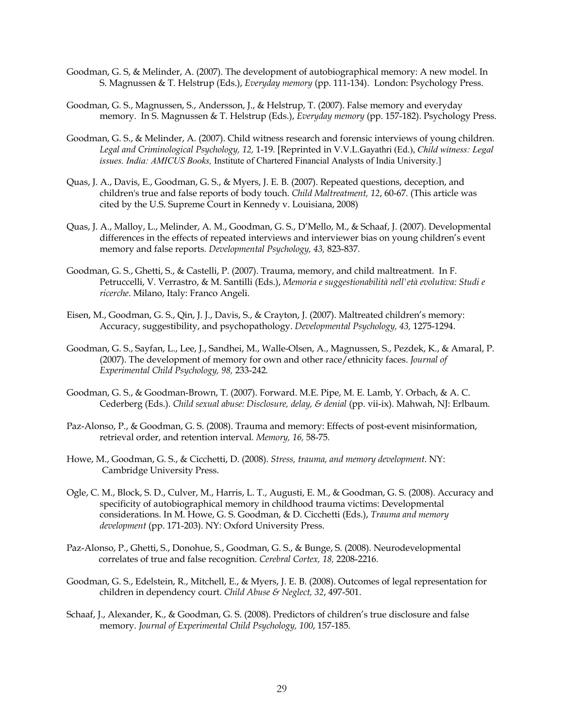Goodman, G. S, & Melinder, A. (2007). The development of autobiographical memory: A new model. In S. Magnussen & T. Helstrup (Eds.), *Everyday memory* (pp. 111-134). London: Psychology Press.

Goodman, G. S., Magnussen, S., Andersson, J., & Helstrup, T. (2007). False memory and everyday memory. In S. Magnussen & T. Helstrup (Eds.), *Everyday memory* (pp. 157-182). Psychology Press.

Goodman, G. S., & Melinder, A. (2007). Child witness research and forensic interviews of young children. *Legal and Criminological Psychology, 12,* 1-19. [Reprinted in V.V.L.Gayathri (Ed.), *Child witness: Legal issues. India: AMICUS Books,* Institute of Chartered Financial Analysts of India University.]

Quas, J. A., Davis, E., Goodman, G. S., & Myers, J. E. B. (2007). Repeated questions, deception, and children's true and false reports of body touch. *Child Maltreatment, 12*, 60-67. (This article was cited by the U.S. Supreme Court in Kennedy v. Louisiana, 2008)

Quas, J. A., Malloy, L., Melinder, A. M., Goodman, G. S., D'Mello, M., & Schaaf, J. (2007). Developmental differences in the effects of repeated interviews and interviewer bias on young children's event memory and false reports. *Developmental Psychology, 43,* 823-837.

Goodman, G. S., Ghetti, S., & Castelli, P. (2007). Trauma, memory, and child maltreatment. In F. Petruccelli, V. Verrastro, & M. Santilli (Eds.), *Memoria e suggestionabilità nell'età evolutiva: Studi e ricerche*. Milano, Italy: Franco Angeli.

Eisen, M., Goodman, G. S., Qin, J. J., Davis, S., & Crayton, J. (2007). Maltreated children's memory: Accuracy, suggestibility, and psychopathology. *Developmental Psychology, 43,* 1275-1294.

Goodman, G. S., Sayfan, L., Lee, J., Sandhei, M., Walle-Olsen, A., Magnussen, S., Pezdek, K., & Amaral, P. (2007). The development of memory for own and other race/ethnicity faces. *Journal of Experimental Child Psychology, 98,* 233-242.

Goodman, G. S., & Goodman-Brown, T. (2007). Forward. M.E. Pipe, M. E. Lamb, Y. Orbach, & A. C. Cederberg (Eds.). *Child sexual abuse: Disclosure, delay, & denial* (pp. vii-ix). Mahwah, NJ: Erlbaum.

Paz-Alonso, P., & Goodman, G. S. (2008). Trauma and memory: Effects of post-event misinformation, retrieval order, and retention interval. *Memory, 16,* 58-75.

Howe, M., Goodman, G. S., & Cicchetti, D. (2008). *Stress, trauma, and memory development*. NY: Cambridge University Press.

Ogle, C. M., Block, S. D., Culver, M., Harris, L. T., Augusti, E. M., & Goodman, G. S. (2008). Accuracy and specificity of autobiographical memory in childhood trauma victims: Developmental considerations. In M. Howe, G. S. Goodman, & D. Cicchetti (Eds.), *Trauma and memory development* (pp. 171-203). NY: Oxford University Press.

Paz-Alonso, P., Ghetti, S., Donohue, S., Goodman, G. S., & Bunge, S. (2008). Neurodevelopmental correlates of true and false recognition. *Cerebral Cortex, 18,* 2208-2216.

Goodman, G. S., Edelstein, R., Mitchell, E., & Myers, J. E. B. (2008). Outcomes of legal representation for children in dependency court. *Child Abuse & Neglect, 32*, 497-501.

Schaaf, J., Alexander, K., & Goodman, G. S. (2008). Predictors of children's true disclosure and false memory. *Journal of Experimental Child Psychology, 100*, 157-185.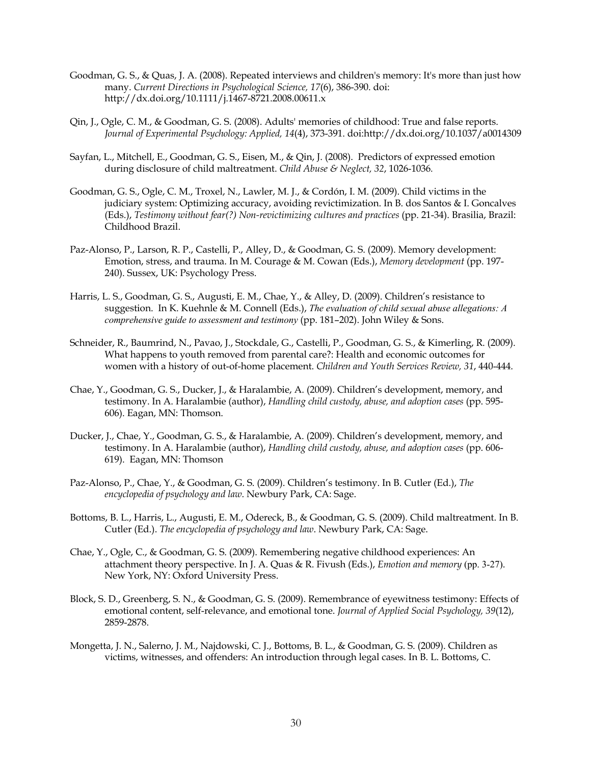Goodman, G. S., & Quas, J. A. (2008). Repeated interviews and children's memory: It's more than just how many. *Current Directions in Psychological Science, 17*(6), 386-390. doi: http://dx.doi.org/10.1111/j.1467-8721.2008.00611.x

Qin, J., Ogle, C. M., & Goodman, G. S. (2008). Adults' memories of childhood: True and false reports. *Journal of Experimental Psychology: Applied, 14*(4), 373-391. doi:http://dx.doi.org/10.1037/a0014309

Sayfan, L., Mitchell, E., Goodman, G. S., Eisen, M., & Qin, J. (2008). Predictors of expressed emotion during disclosure of child maltreatment. *Child Abuse & Neglect, 32*, 1026-1036.

Goodman, G. S., Ogle, C. M., Troxel, N., Lawler, M. J., & Cordón, I. M. (2009). Child victims in the judiciary system: Optimizing accuracy, avoiding revictimization. In B. dos Santos & I. Goncalves (Eds.), *Testimony without fear(?) Non-revictimizing cultures and practices* (pp. 21-34). Brasilia, Brazil: Childhood Brazil.

Paz-Alonso, P., Larson, R. P., Castelli, P., Alley, D., & Goodman, G. S. (2009). Memory development: Emotion, stress, and trauma. In M. Courage & M. Cowan (Eds.), *Memory development* (pp. 197-240). Sussex, UK: Psychology Press.

Harris, L. S., Goodman, G. S., Augusti, E. M., Chae, Y., & Alley, D. (2009). Children's resistance to suggestion. In K. Kuehnle & M. Connell (Eds.), *The evaluation of child sexual abuse allegations: A comprehensive guide to assessment and testimony* (pp. 181–202). John Wiley & Sons.

Schneider, R., Baumrind, N., Pavao, J., Stockdale, G., Castelli, P., Goodman, G. S., & Kimerling, R. (2009). What happens to youth removed from parental care?: Health and economic outcomes for women with a history of out-of-home placement. *Children and Youth Services Review, 31*, 440-444.

Chae, Y., Goodman, G. S., Ducker, J., & Haralambie, A. (2009). Children's development, memory, and testimony. In A. Haralambie (author), *Handling child custody, abuse, and adoption cases* (pp. 595-606). Eagan, MN: Thomson.

Ducker, J., Chae, Y., Goodman, G. S., & Haralambie, A. (2009). Children's development, memory, and testimony. In A. Haralambie (author), *Handling child custody, abuse, and adoption cases* (pp. 606-619). Eagan, MN: Thomson

Paz-Alonso, P., Chae, Y., & Goodman, G. S. (2009). Children's testimony. In B. Cutler (Ed.), *The encyclopedia of psychology and law*. Newbury Park, CA: Sage.

Bottoms, B. L., Harris, L., Augusti, E. M., Odereck, B., & Goodman, G. S. (2009). Child maltreatment. In B. Cutler (Ed.). *The encyclopedia of psychology and law*. Newbury Park, CA: Sage.

Chae, Y., Ogle, C., & Goodman, G. S. (2009). Remembering negative childhood experiences: An attachment theory perspective. In J. A. Quas & R. Fivush (Eds.), *Emotion and memory* (pp. 3-27). New York, NY: Oxford University Press.

Block, S. D., Greenberg, S. N., & Goodman, G. S. (2009). Remembrance of eyewitness testimony: Effects of emotional content, self-relevance, and emotional tone. *Journal of Applied Social Psychology, 39*(12), 2859-2878.

Mongetta, J. N., Salerno, J. M., Najdowski, C. J., Bottoms, B. L., & Goodman, G. S. (2009). Children as victims, witnesses, and offenders: An introduction through legal cases. In B. L. Bottoms, C.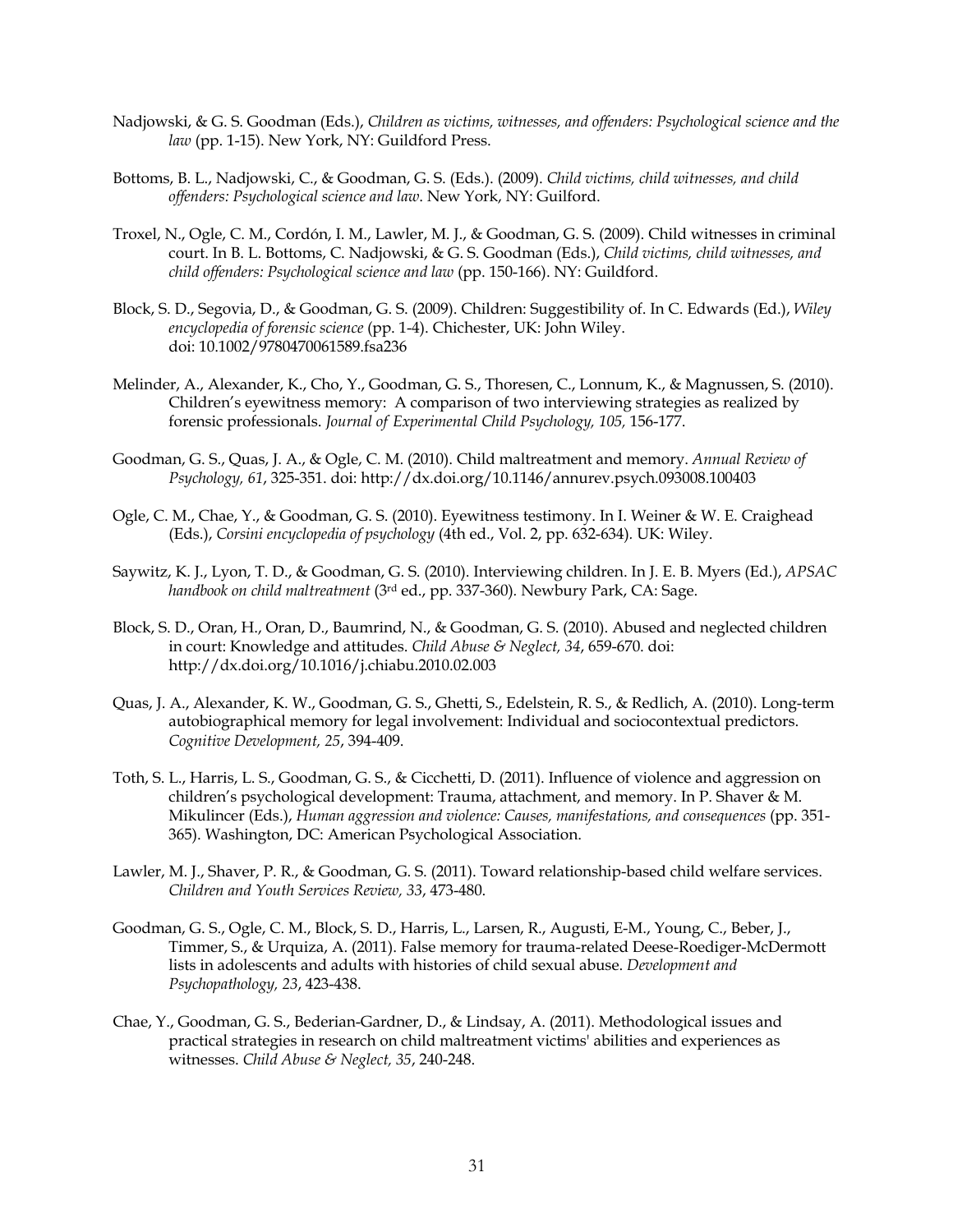Nadjowski, & G. S. Goodman (Eds.), *Children as victims, witnesses, and offenders: Psychological science and the law* (pp. 1-15). New York, NY: Guildford Press.

Bottoms, B. L., Nadjowski, C., & Goodman, G. S. (Eds.). (2009). *Child victims, child witnesses, and child offenders: Psychological science and law*. New York, NY: Guilford.

Troxel, N., Ogle, C. M., Cordón, I. M., Lawler, M. J., & Goodman, G. S. (2009). Child witnesses in criminal court. In B. L. Bottoms, C. Nadjowski, & G. S. Goodman (Eds.), *Child victims, child witnesses, and child offenders: Psychological science and law* (pp. 150-166). NY: Guildford.

Block, S. D., Segovia, D., & Goodman, G. S. (2009). Children: Suggestibility of. In C. Edwards (Ed.), *Wiley encyclopedia of forensic science* (pp. 1-4). Chichester, UK: John Wiley. doi: 10.1002/9780470061589.fsa236

Melinder, A., Alexander, K., Cho, Y., Goodman, G. S., Thoresen, C., Lonnum, K., & Magnussen, S. (2010). Children's eyewitness memory: A comparison of two interviewing strategies as realized by forensic professionals. *Journal of Experimental Child Psychology, 105,* 156-177.

Goodman, G. S., Quas, J. A., & Ogle, C. M. (2010). Child maltreatment and memory. *Annual Review of Psychology, 61*, 325-351. doi: http://dx.doi.org/10.1146/annurev.psych.093008.100403

Ogle, C. M., Chae, Y., & Goodman, G. S. (2010). Eyewitness testimony. In I. Weiner & W. E. Craighead (Eds.), *Corsini encyclopedia of psychology* (4th ed., Vol. 2, pp. 632-634). UK: Wiley.

Saywitz, K. J., Lyon, T. D., & Goodman, G. S. (2010). Interviewing children. In J. E. B. Myers (Ed.), *APSAC handbook on child maltreatment* (3rd ed., pp. 337-360). Newbury Park, CA: Sage.

Block, S. D., Oran, H., Oran, D., Baumrind, N., & Goodman, G. S. (2010). Abused and neglected children in court: Knowledge and attitudes. *Child Abuse & Neglect, 34*, 659-670. doi: http://dx.doi.org/10.1016/j.chiabu.2010.02.003

Quas, J. A., Alexander, K. W., Goodman, G. S., Ghetti, S., Edelstein, R. S., & Redlich, A. (2010). Long-term autobiographical memory for legal involvement: Individual and sociocontextual predictors. *Cognitive Development, 25*, 394-409.

Toth, S. L., Harris, L. S., Goodman, G. S., & Cicchetti, D. (2011). Influence of violence and aggression on children's psychological development: Trauma, attachment, and memory. In P. Shaver & M. Mikulincer (Eds.), *Human aggression and violence: Causes, manifestations, and consequences* (pp. 351-365). Washington, DC: American Psychological Association.

Lawler, M. J., Shaver, P. R., & Goodman, G. S. (2011). Toward relationship-based child welfare services. *Children and Youth Services Review, 33*, 473-480.

Goodman, G. S., Ogle, C. M., Block, S. D., Harris, L., Larsen, R., Augusti, E-M., Young, C., Beber, J., Timmer, S., & Urquiza, A. (2011). False memory for trauma-related Deese-Roediger-McDermott lists in adolescents and adults with histories of child sexual abuse. *Development and Psychopathology, 23*, 423-438.

Chae, Y., Goodman, G. S., Bederian-Gardner, D., & Lindsay, A. (2011). Methodological issues and practical strategies in research on child maltreatment victims' abilities and experiences as witnesses. *Child Abuse & Neglect, 35*, 240-248.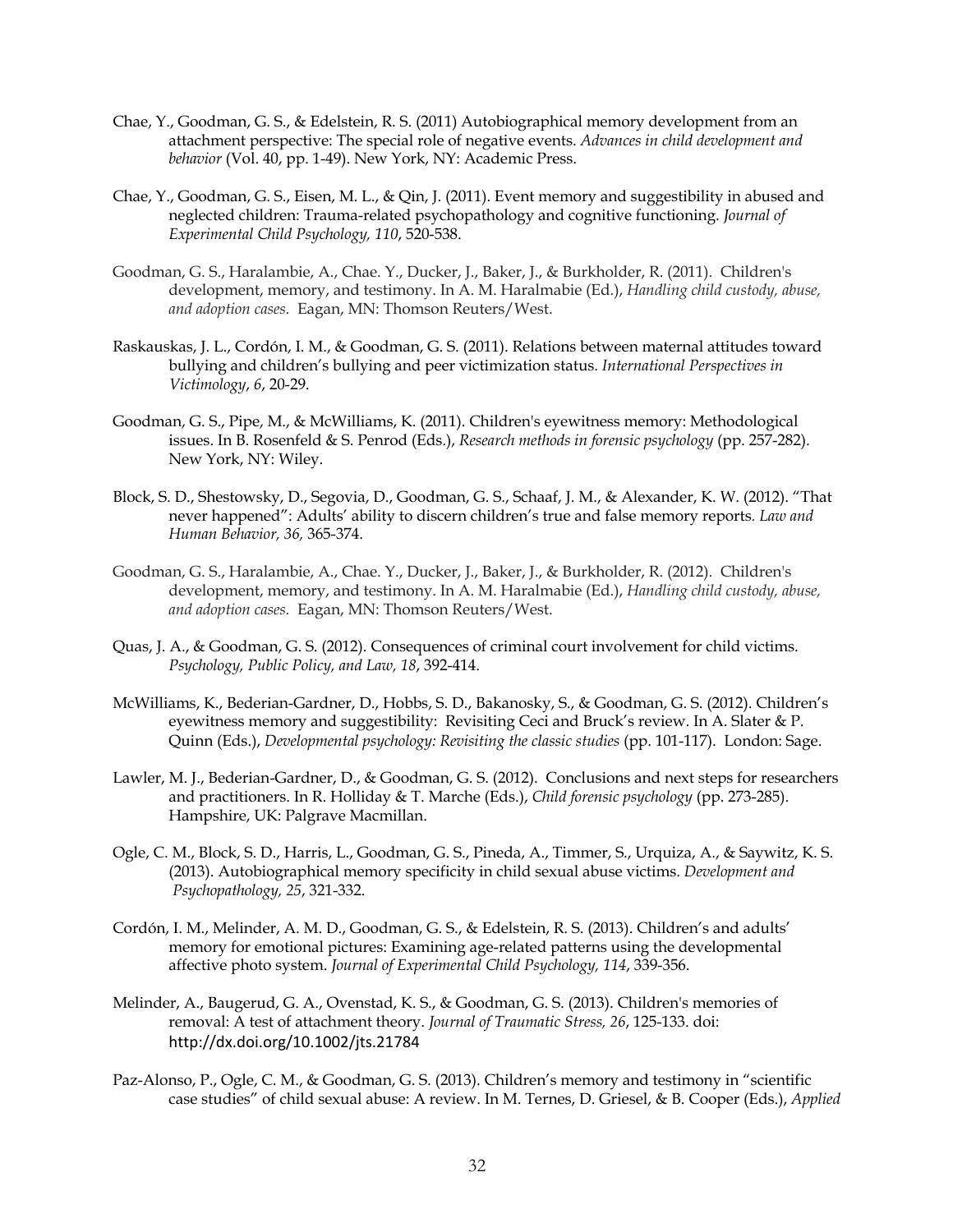Chae, Y., Goodman, G. S., & Edelstein, R. S. (2011) Autobiographical memory development from an attachment perspective: The special role of negative events. *Advances in child development and behavior* (Vol. 40, pp. 1-49). New York, NY: Academic Press.

Chae, Y., Goodman, G. S., Eisen, M. L., & Qin, J. (2011). Event memory and suggestibility in abused and neglected children: Trauma-related psychopathology and cognitive functioning. *Journal of Experimental Child Psychology, 110*, 520-538.

Goodman, G. S., Haralambie, A., Chae. Y., Ducker, J., Baker, J., & Burkholder, R. (2011). Children's development, memory, and testimony. In A. M. Haralmabie (Ed.), *Handling child custody, abuse, and adoption cases.* Eagan, MN: Thomson Reuters/West.

Raskauskas, J. L., Cordón, I. M., & Goodman, G. S. (2011). Relations between maternal attitudes toward bullying and children's bullying and peer victimization status. *International Perspectives in Victimology*, *6*, 20-29.

Goodman, G. S., Pipe, M., & McWilliams, K. (2011). Children's eyewitness memory: Methodological issues. In B. Rosenfeld & S. Penrod (Eds.), *Research methods in forensic psychology* (pp. 257-282). New York, NY: Wiley.

Block, S. D., Shestowsky, D., Segovia, D., Goodman, G. S., Schaaf, J. M., & Alexander, K. W. (2012). "That never happened": Adults' ability to discern children's true and false memory reports*. Law and Human Behavior, 36*, 365-374.

Goodman, G. S., Haralambie, A., Chae. Y., Ducker, J., Baker, J., & Burkholder, R. (2012). Children's development, memory, and testimony. In A. M. Haralmabie (Ed.), *Handling child custody, abuse, and adoption cases.* Eagan, MN: Thomson Reuters/West.

Quas, J. A., & Goodman, G. S. (2012). Consequences of criminal court involvement for child victims. *Psychology, Public Policy, and Law, 18*, 392-414.

McWilliams, K., Bederian-Gardner, D., Hobbs, S. D., Bakanosky, S., & Goodman, G. S. (2012). Children's eyewitness memory and suggestibility: Revisiting Ceci and Bruck's review. In A. Slater & P. Quinn (Eds.), *Developmental psychology: Revisiting the classic studies* (pp. 101-117). London: Sage.

Lawler, M. J., Bederian-Gardner, D., & Goodman, G. S. (2012). Conclusions and next steps for researchers and practitioners. In R. Holliday & T. Marche (Eds.), *Child forensic psychology* (pp. 273-285). Hampshire, UK: Palgrave Macmillan.

Ogle, C. M., Block, S. D., Harris, L., Goodman, G. S., Pineda, A., Timmer, S., Urquiza, A., & Saywitz, K. S. (2013). Autobiographical memory specificity in child sexual abuse victims. *Development and Psychopathology, 25*, 321-332.

Cordón, I. M., Melinder, A. M. D., Goodman, G. S., & Edelstein, R. S. (2013). Children's and adults' memory for emotional pictures: Examining age-related patterns using the developmental affective photo system. *Journal of Experimental Child Psychology, 114*, 339-356.

Melinder, A., Baugerud, G. A., Ovenstad, K. S., & Goodman, G. S. (2013). Children's memories of removal: A test of attachment theory. *Journal of Traumatic Stress, 26*, 125-133. doi: http://dx.doi.org/10.1002/jts.21784

Paz-Alonso, P., Ogle, C. M., & Goodman, G. S. (2013). Children's memory and testimony in "scientific case studies" of child sexual abuse: A review. In M. Ternes, D. Griesel, & B. Cooper (Eds.), *Applied*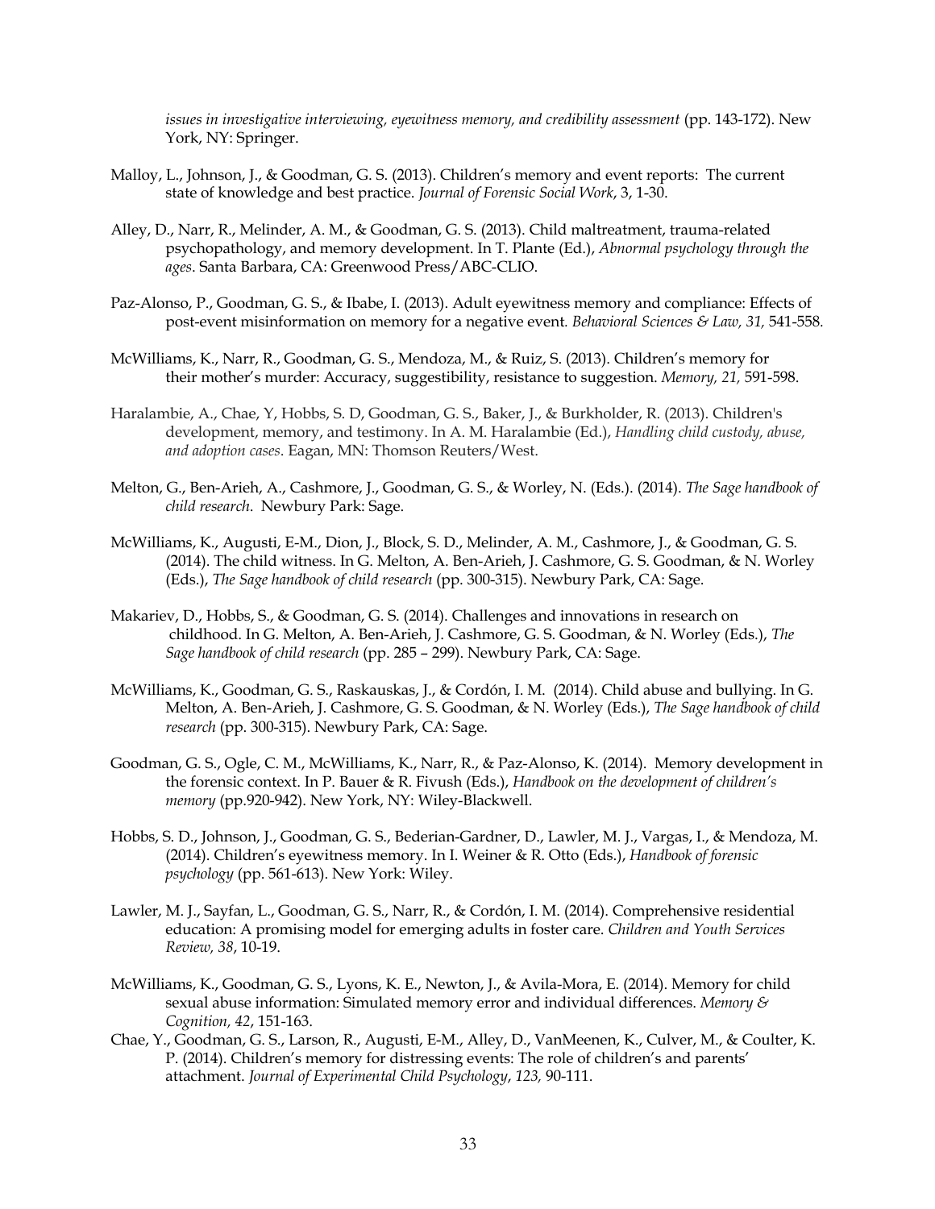*issues in investigative interviewing, eyewitness memory, and credibility assessment* (pp. 143-172). New York, NY: Springer.

Malloy, L., Johnson, J., & Goodman, G. S. (2013). Children's memory and event reports: The current state of knowledge and best practice. *Journal of Forensic Social Work*, 3, 1-30.

Alley, D., Narr, R., Melinder, A. M., & Goodman, G. S. (2013). Child maltreatment, trauma-related psychopathology, and memory development. In T. Plante (Ed.), *Abnormal psychology through the ages*. Santa Barbara, CA: Greenwood Press/ABC-CLIO.

Paz-Alonso, P., Goodman, G. S., & Ibabe, I. (2013). Adult eyewitness memory and compliance: Effects of post-event misinformation on memory for a negative event. *Behavioral Sciences & Law, 31,* 541-558.

McWilliams, K., Narr, R., Goodman, G. S., Mendoza, M., & Ruiz, S. (2013). Children's memory for their mother's murder: Accuracy, suggestibility, resistance to suggestion. *Memory, 21,* 591-598.

Haralambie, A., Chae, Y, Hobbs, S. D, Goodman, G. S., Baker, J., & Burkholder, R. (2013). Children's development, memory, and testimony. In A. M. Haralambie (Ed.), *Handling child custody, abuse, and adoption cases*. Eagan, MN: Thomson Reuters/West.

Melton, G., Ben-Arieh, A., Cashmore, J., Goodman, G. S., & Worley, N. (Eds.). (2014). *The Sage handbook of child research*. Newbury Park: Sage.

McWilliams, K., Augusti, E-M., Dion, J., Block, S. D., Melinder, A. M., Cashmore, J., & Goodman, G. S. (2014). The child witness. In G. Melton, A. Ben-Arieh, J. Cashmore, G. S. Goodman, & N. Worley (Eds.), *The Sage handbook of child research* (pp. 300-315). Newbury Park, CA: Sage.

Makariev, D., Hobbs, S., & Goodman, G. S. (2014). Challenges and innovations in research on childhood. In G. Melton, A. Ben-Arieh, J. Cashmore, G. S. Goodman, & N. Worley (Eds.), *The Sage handbook of child research* (pp. 285 – 299). Newbury Park, CA: Sage.

McWilliams, K., Goodman, G. S., Raskauskas, J., & Cordón, I. M. (2014). Child abuse and bullying. In G. Melton, A. Ben-Arieh, J. Cashmore, G. S. Goodman, & N. Worley (Eds.), *The Sage handbook of child research* (pp. 300-315). Newbury Park, CA: Sage.

Goodman, G. S., Ogle, C. M., McWilliams, K., Narr, R., & Paz-Alonso, K. (2014). Memory development in the forensic context. In P. Bauer & R. Fivush (Eds.), *Handbook on the development of children's memory* (pp.920-942). New York, NY: Wiley-Blackwell.

Hobbs, S. D., Johnson, J., Goodman, G. S., Bederian-Gardner, D., Lawler, M. J., Vargas, I., & Mendoza, M. (2014). Children's eyewitness memory. In I. Weiner & R. Otto (Eds.), *Handbook of forensic psychology* (pp. 561-613). New York: Wiley.

Lawler, M. J., Sayfan, L., Goodman, G. S., Narr, R., & Cordón, I. M. (2014). Comprehensive residential education: A promising model for emerging adults in foster care. *Children and Youth Services Review, 38*, 10-19.

McWilliams, K., Goodman, G. S., Lyons, K. E., Newton, J., & Avila-Mora, E. (2014). Memory for child sexual abuse information: Simulated memory error and individual differences. *Memory & Cognition, 42*, 151-163.

Chae, Y., Goodman, G. S., Larson, R., Augusti, E-M., Alley, D., VanMeenen, K., Culver, M., & Coulter, K. P. (2014). Children's memory for distressing events: The role of children's and parents' attachment. *Journal of Experimental Child Psychology*, *123,* 90-111.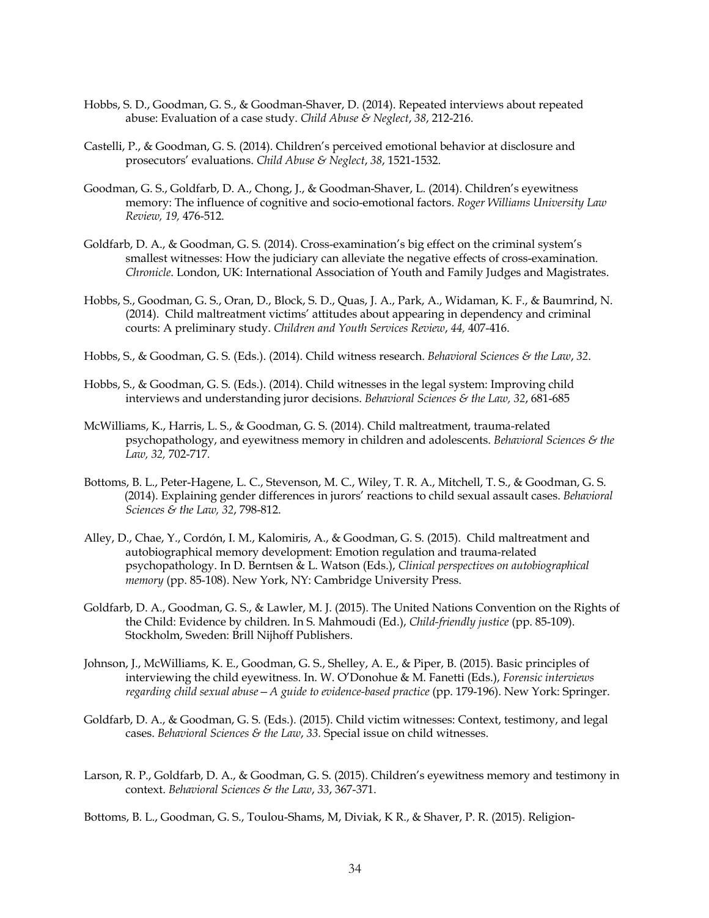Hobbs, S. D., Goodman, G. S., & Goodman-Shaver, D. (2014). Repeated interviews about repeated abuse: Evaluation of a case study. *Child Abuse & Neglect*, *38*, 212-216.

Castelli, P., & Goodman, G. S. (2014). Children's perceived emotional behavior at disclosure and prosecutors' evaluations. *Child Abuse & Neglect*, *38*, 1521-1532.

Goodman, G. S., Goldfarb, D. A., Chong, J., & Goodman-Shaver, L. (2014). Children's eyewitness memory: The influence of cognitive and socio-emotional factors. *Roger Williams University Law Review, 19,* 476-512.

Goldfarb, D. A., & Goodman, G. S. (2014). Cross-examination's big effect on the criminal system's smallest witnesses: How the judiciary can alleviate the negative effects of cross-examination. *Chronicle*. London, UK: International Association of Youth and Family Judges and Magistrates.

Hobbs, S., Goodman, G. S., Oran, D., Block, S. D., Quas, J. A., Park, A., Widaman, K. F., & Baumrind, N. (2014). Child maltreatment victims' attitudes about appearing in dependency and criminal courts: A preliminary study. *Children and Youth Services Review*, *44,* 407-416.

Hobbs, S., & Goodman, G. S. (Eds.). (2014). Child witness research. *Behavioral Sciences & the Law*, *32*.

Hobbs, S., & Goodman, G. S. (Eds.). (2014). Child witnesses in the legal system: Improving child interviews and understanding juror decisions. *Behavioral Sciences & the Law, 32*, 681-685

McWilliams, K., Harris, L. S., & Goodman, G. S. (2014). Child maltreatment, trauma-related psychopathology, and eyewitness memory in children and adolescents. *Behavioral Sciences & the Law, 32,* 702-717.

Bottoms, B. L., Peter-Hagene, L. C., Stevenson, M. C., Wiley, T. R. A., Mitchell, T. S., & Goodman, G. S. (2014). Explaining gender differences in jurors' reactions to child sexual assault cases. *Behavioral Sciences & the Law, 32*, 798-812.

Alley, D., Chae, Y., Cordón, I. M., Kalomiris, A., & Goodman, G. S. (2015). Child maltreatment and autobiographical memory development: Emotion regulation and trauma-related psychopathology. In D. Berntsen & L. Watson (Eds.), *Clinical perspectives on autobiographical memory* (pp. 85-108). New York, NY: Cambridge University Press.

Goldfarb, D. A., Goodman, G. S., & Lawler, M. J. (2015). The United Nations Convention on the Rights of the Child: Evidence by children. In S. Mahmoudi (Ed.), *Child-friendly justice* (pp. 85-109). Stockholm, Sweden: Brill Nijhoff Publishers.

Johnson, J., McWilliams, K. E., Goodman, G. S., Shelley, A. E., & Piper, B. (2015). Basic principles of interviewing the child eyewitness. In. W. O'Donohue & M. Fanetti (Eds.), *Forensic interviews regarding child sexual abuse—A guide to evidence-based practice* (pp. 179-196). New York: Springer.

Goldfarb, D. A., & Goodman, G. S. (Eds.). (2015). Child victim witnesses: Context, testimony, and legal cases. *Behavioral Sciences & the Law*, *33*. Special issue on child witnesses.

Larson, R. P., Goldfarb, D. A., & Goodman, G. S. (2015). Children's eyewitness memory and testimony in context. *Behavioral Sciences & the Law*, *33*, 367-371.

Bottoms, B. L., Goodman, G. S., Toulou-Shams, M, Diviak, K R., & Shaver, P. R. (2015). Religion-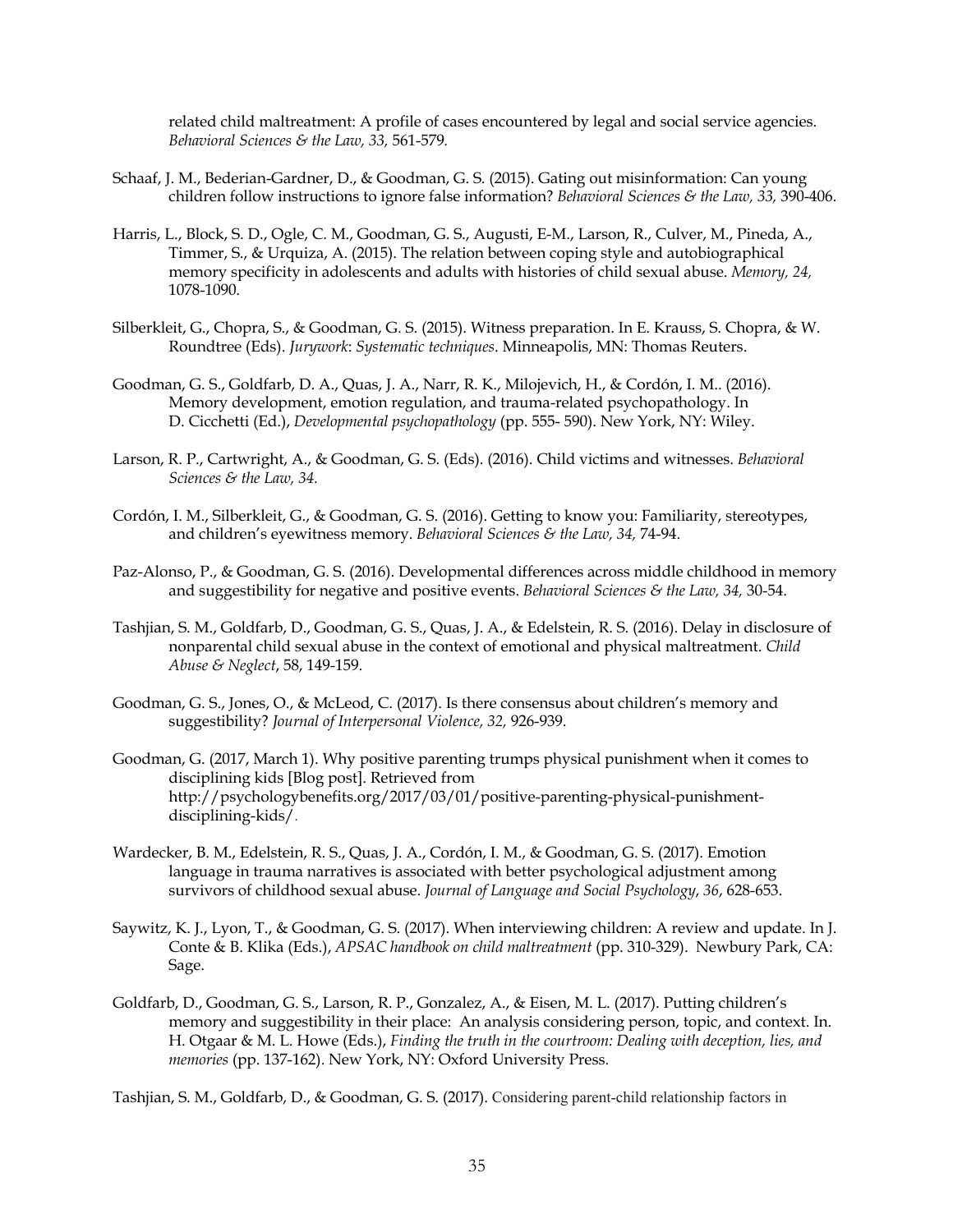related child maltreatment: A profile of cases encountered by legal and social service agencies. *Behavioral Sciences & the Law, 33,* 561-579.

Schaaf, J. M., Bederian-Gardner, D., & Goodman, G. S. (2015). Gating out misinformation: Can young children follow instructions to ignore false information? *Behavioral Sciences & the Law, 33,* 390-406.

Harris, L., Block, S. D., Ogle, C. M., Goodman, G. S., Augusti, E-M., Larson, R., Culver, M., Pineda, A., Timmer, S., & Urquiza, A. (2015). The relation between coping style and autobiographical memory specificity in adolescents and adults with histories of child sexual abuse. *Memory, 24,* 1078-1090.

Silberkleit, G., Chopra, S., & Goodman, G. S. (2015). Witness preparation. In E. Krauss, S. Chopra, & W. Roundtree (Eds). *Jurywork*: *Systematic techniques*. Minneapolis, MN: Thomas Reuters.

Goodman, G. S., Goldfarb, D. A., Quas, J. A., Narr, R. K., Milojevich, H., & Cordón, I. M.. (2016). Memory development, emotion regulation, and trauma-related psychopathology. In D. Cicchetti (Ed.), *Developmental psychopathology* (pp. 555- 590). New York, NY: Wiley.

Larson, R. P., Cartwright, A., & Goodman, G. S. (Eds). (2016). Child victims and witnesses. *Behavioral Sciences & the Law, 34.*

Cordón, I. M., Silberkleit, G., & Goodman, G. S. (2016). Getting to know you: Familiarity, stereotypes, and children's eyewitness memory. *Behavioral Sciences & the Law, 34,* 74-94.

Paz-Alonso, P., & Goodman, G. S. (2016). Developmental differences across middle childhood in memory and suggestibility for negative and positive events. *Behavioral Sciences & the Law, 34,* 30-54.

Tashjian, S. M., Goldfarb, D., Goodman, G. S., Quas, J. A., & Edelstein, R. S. (2016). Delay in disclosure of nonparental child sexual abuse in the context of emotional and physical maltreatment. *Child Abuse & Neglect*, 58, 149-159.

Goodman, G. S., Jones, O., & McLeod, C. (2017). Is there consensus about children's memory and suggestibility? *Journal of Interpersonal Violence, 32,* 926-939.

Goodman, G. (2017, March 1). Why positive parenting trumps physical punishment when it comes to disciplining kids [Blog post]. Retrieved from http://psychologybenefits.org/2017/03/01/positive-parenting-physical-punishment-disciplining-kids/.

Wardecker, B. M., Edelstein, R. S., Quas, J. A., Cordón, I. M., & Goodman, G. S. (2017). Emotion language in trauma narratives is associated with better psychological adjustment among survivors of childhood sexual abuse. *Journal of Language and Social Psychology*, *36*, 628-653.

Saywitz, K. J., Lyon, T., & Goodman, G. S. (2017). When interviewing children: A review and update. In J. Conte & B. Klika (Eds.), *APSAC handbook on child maltreatment* (pp. 310-329). Newbury Park, CA: Sage.

Goldfarb, D., Goodman, G. S., Larson, R. P., Gonzalez, A., & Eisen, M. L. (2017). Putting children's memory and suggestibility in their place: An analysis considering person, topic, and context. In. H. Otgaar & M. L. Howe (Eds.), *Finding the truth in the courtroom: Dealing with deception, lies, and memories* (pp. 137-162). New York, NY: Oxford University Press.

Tashjian, S. M., Goldfarb, D., & Goodman, G. S. (2017). Considering parent-child relationship factors in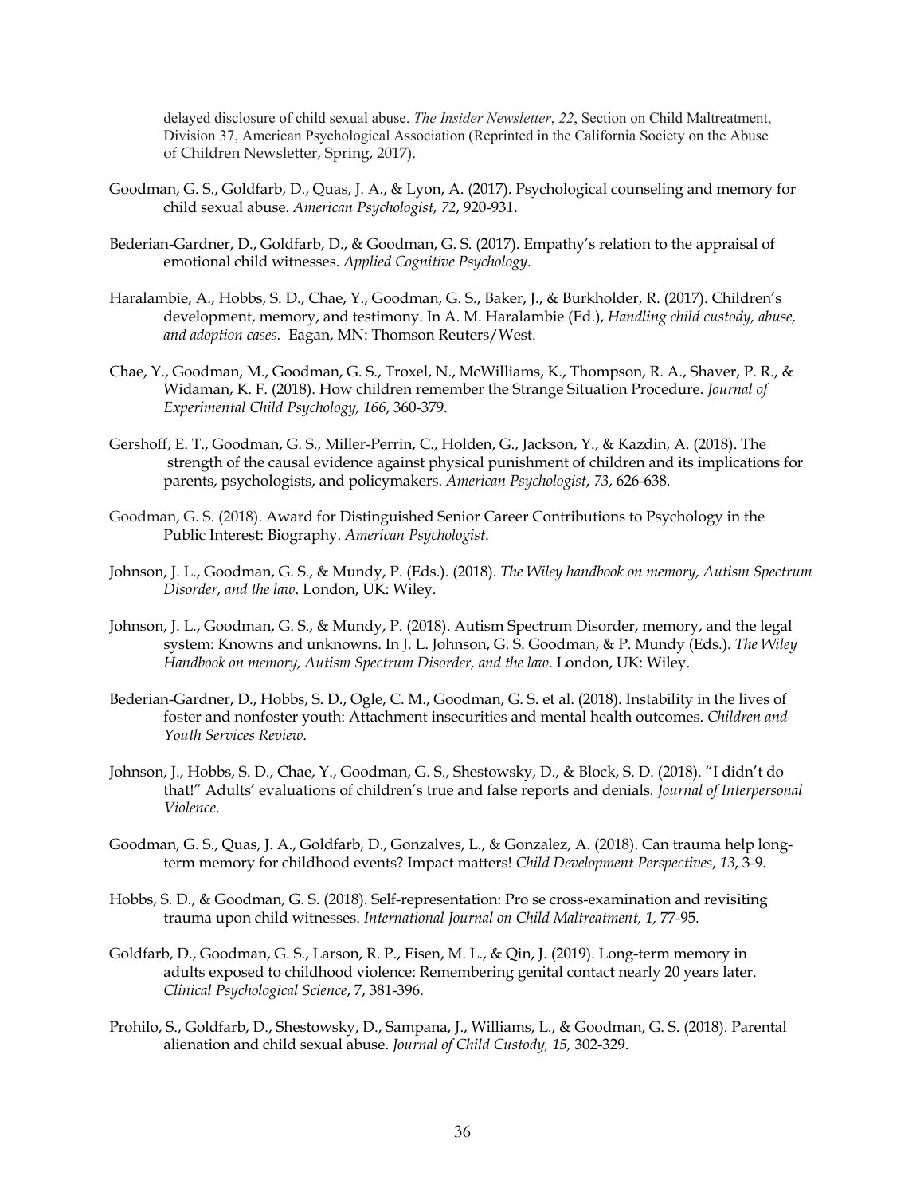delayed disclosure of child sexual abuse. *The Insider Newsletter*, *22*, Section on Child Maltreatment, Division 37, American Psychological Association (Reprinted in the California Society on the Abuse of Children Newsletter, Spring, 2017).

Goodman, G. S., Goldfarb, D., Quas, J. A., & Lyon, A. (2017). Psychological counseling and memory for child sexual abuse. *American Psychologist, 72*, 920-931.

Bederian-Gardner, D., Goldfarb, D., & Goodman, G. S. (2017). Empathy's relation to the appraisal of emotional child witnesses. *Applied Cognitive Psychology*.

Haralambie, A., Hobbs, S. D., Chae, Y., Goodman, G. S., Baker, J., & Burkholder, R. (2017). Children's development, memory, and testimony. In A. M. Haralambie (Ed.), *Handling child custody, abuse, and adoption cases.* Eagan, MN: Thomson Reuters/West.

Chae, Y., Goodman, M., Goodman, G. S., Troxel, N., McWilliams, K., Thompson, R. A., Shaver, P. R., & Widaman, K. F. (2018). How children remember the Strange Situation Procedure. *Journal of Experimental Child Psychology, 166*, 360-379.

Gershoff, E. T., Goodman, G. S., Miller-Perrin, C., Holden, G., Jackson, Y., & Kazdin, A. (2018). The strength of the causal evidence against physical punishment of children and its implications for parents, psychologists, and policymakers. *American Psychologist*, *73*, 626-638.

Goodman, G. S. (2018). Award for Distinguished Senior Career Contributions to Psychology in the Public Interest: Biography. *American Psychologist*.

Johnson, J. L., Goodman, G. S., & Mundy, P. (Eds.). (2018). *The Wiley handbook on memory, Autism Spectrum Disorder, and the law*. London, UK: Wiley.

Johnson, J. L., Goodman, G. S., & Mundy, P. (2018). Autism Spectrum Disorder, memory, and the legal system: Knowns and unknowns. In J. L. Johnson, G. S. Goodman, & P. Mundy (Eds.). *The Wiley Handbook on memory, Autism Spectrum Disorder, and the law*. London, UK: Wiley.

Bederian-Gardner, D., Hobbs, S. D., Ogle, C. M., Goodman, G. S. et al. (2018). Instability in the lives of foster and nonfoster youth: Attachment insecurities and mental health outcomes. *Children and Youth Services Review*.

Johnson, J., Hobbs, S. D., Chae, Y., Goodman, G. S., Shestowsky, D., & Block, S. D. (2018). "I didn't do that!" Adults' evaluations of children's true and false reports and denials. *Journal of Interpersonal Violence*.

Goodman, G. S., Quas, J. A., Goldfarb, D., Gonzalves, L., & Gonzalez, A. (2018). Can trauma help long-term memory for childhood events? Impact matters! *Child Development Perspectives*, *13*, 3-9.

Hobbs, S. D., & Goodman, G. S. (2018). Self-representation: Pro se cross-examination and revisiting trauma upon child witnesses. *International Journal on Child Maltreatment, 1,* 77-95.

Goldfarb, D., Goodman, G. S., Larson, R. P., Eisen, M. L., & Qin, J. (2019). Long-term memory in adults exposed to childhood violence: Remembering genital contact nearly 20 years later. *Clinical Psychological Science*, 7, 381-396.

Prohilo, S., Goldfarb, D., Shestowsky, D., Sampana, J., Williams, L., & Goodman, G. S. (2018). Parental alienation and child sexual abuse. *Journal of Child Custody, 15,* 302-329.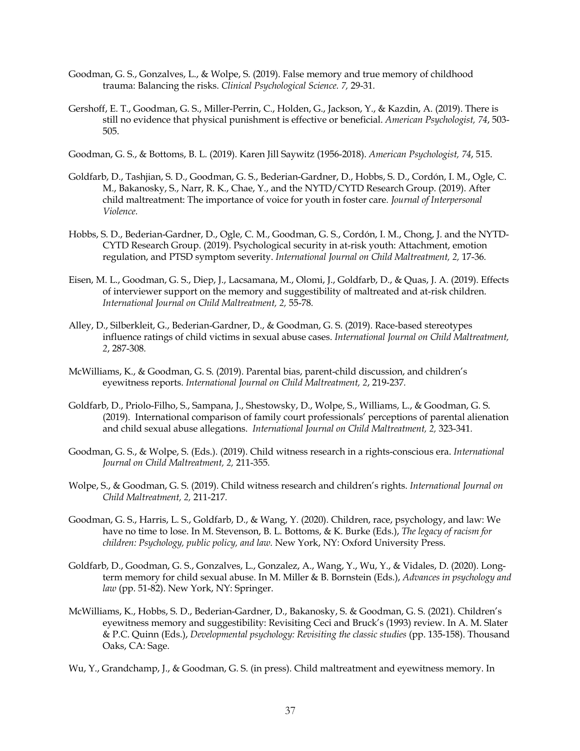Goodman, G. S., Gonzalves, L., & Wolpe, S. (2019). False memory and true memory of childhood trauma: Balancing the risks. *Clinical Psychological Science. 7,* 29-31.

Gershoff, E. T., Goodman, G. S., Miller-Perrin, C., Holden, G., Jackson, Y., & Kazdin, A. (2019). There is still no evidence that physical punishment is effective or beneficial. *American Psychologist, 74*, 503-505.

Goodman, G. S., & Bottoms, B. L. (2019). Karen Jill Saywitz (1956-2018). *American Psychologist, 74*, 515.

Goldfarb, D., Tashjian, S. D., Goodman, G. S., Bederian-Gardner, D., Hobbs, S. D., Cordón, I. M., Ogle, C. M., Bakanosky, S., Narr, R. K., Chae, Y., and the NYTD/CYTD Research Group. (2019). After child maltreatment: The importance of voice for youth in foster care. *Journal of Interpersonal Violence.*

Hobbs, S. D., Bederian-Gardner, D., Ogle, C. M., Goodman, G. S., Cordón, I. M., Chong, J. and the NYTD-CYTD Research Group. (2019). Psychological security in at-risk youth: Attachment, emotion regulation, and PTSD symptom severity. *International Journal on Child Maltreatment, 2,* 17-36.

Eisen, M. L., Goodman, G. S., Diep, J., Lacsamana, M., Olomi, J., Goldfarb, D., & Quas, J. A. (2019). Effects of interviewer support on the memory and suggestibility of maltreated and at-risk children. *International Journal on Child Maltreatment, 2,* 55-78.

Alley, D., Silberkleit, G., Bederian-Gardner, D., & Goodman, G. S. (2019). Race-based stereotypes influence ratings of child victims in sexual abuse cases. *International Journal on Child Maltreatment, 2*, 287-308.

McWilliams, K., & Goodman, G. S. (2019). Parental bias, parent-child discussion, and children's eyewitness reports. *International Journal on Child Maltreatment, 2*, 219-237.

Goldfarb, D., Priolo-Filho, S., Sampana, J., Shestowsky, D., Wolpe, S., Williams, L., & Goodman, G. S. (2019). International comparison of family court professionals' perceptions of parental alienation and child sexual abuse allegations. *International Journal on Child Maltreatment, 2,* 323-341.

Goodman, G. S., & Wolpe, S. (Eds.). (2019). Child witness research in a rights-conscious era. *International Journal on Child Maltreatment, 2,* 211-355.

Wolpe, S., & Goodman, G. S. (2019). Child witness research and children's rights. *International Journal on Child Maltreatment, 2,* 211-217.

Goodman, G. S., Harris, L. S., Goldfarb, D., & Wang, Y. (2020). Children, race, psychology, and law: We have no time to lose. In M. Stevenson, B. L. Bottoms, & K. Burke (Eds.), *The legacy of racism for children: Psychology, public policy, and law.* New York, NY: Oxford University Press.

Goldfarb, D., Goodman, G. S., Gonzalves, L., Gonzalez, A., Wang, Y., Wu, Y., & Vidales, D. (2020). Long-term memory for child sexual abuse. In M. Miller & B. Bornstein (Eds.), *Advances in psychology and law* (pp. 51-82). New York, NY: Springer.

McWilliams, K., Hobbs, S. D., Bederian-Gardner, D., Bakanosky, S. & Goodman, G. S. (2021). Children's eyewitness memory and suggestibility: Revisiting Ceci and Bruck's (1993) review. In A. M. Slater & P.C. Quinn (Eds.), *Developmental psychology: Revisiting the classic studies* (pp. 135-158). Thousand Oaks, CA: Sage.

Wu, Y., Grandchamp, J., & Goodman, G. S. (in press). Child maltreatment and eyewitness memory. In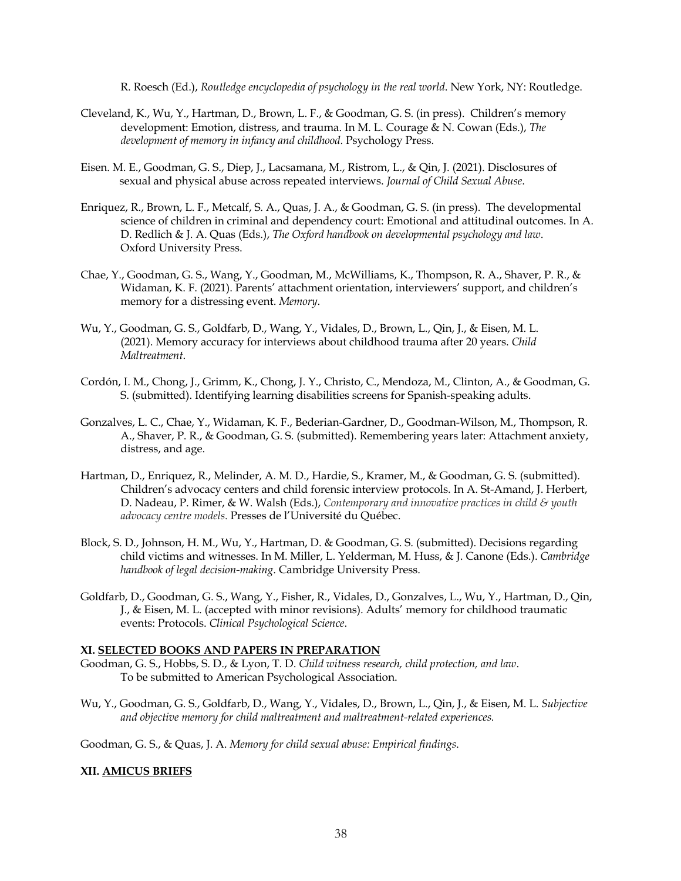R. Roesch (Ed.), *Routledge encyclopedia of psychology in the real world*. New York, NY: Routledge.

Cleveland, K., Wu, Y., Hartman, D., Brown, L. F., & Goodman, G. S. (in press). Children's memory development: Emotion, distress, and trauma. In M. L. Courage & N. Cowan (Eds.), *The development of memory in infancy and childhood*. Psychology Press.

Eisen. M. E., Goodman, G. S., Diep, J., Lacsamana, M., Ristrom, L., & Qin, J. (2021). Disclosures of sexual and physical abuse across repeated interviews. *Journal of Child Sexual Abuse*.

Enriquez, R., Brown, L. F., Metcalf, S. A., Quas, J. A., & Goodman, G. S. (in press). The developmental science of children in criminal and dependency court: Emotional and attitudinal outcomes. In A. D. Redlich & J. A. Quas (Eds.), *The Oxford handbook on developmental psychology and law*. Oxford University Press.

Chae, Y., Goodman, G. S., Wang, Y., Goodman, M., McWilliams, K., Thompson, R. A., Shaver, P. R., & Widaman, K. F. (2021). Parents' attachment orientation, interviewers' support, and children's memory for a distressing event. *Memory*.

Wu, Y., Goodman, G. S., Goldfarb, D., Wang, Y., Vidales, D., Brown, L., Qin, J., & Eisen, M. L. (2021). Memory accuracy for interviews about childhood trauma after 20 years. *Child Maltreatment*.

Cordón, I. M., Chong, J., Grimm, K., Chong, J. Y., Christo, C., Mendoza, M., Clinton, A., & Goodman, G. S. (submitted). Identifying learning disabilities screens for Spanish-speaking adults.

Gonzalves, L. C., Chae, Y., Widaman, K. F., Bederian-Gardner, D., Goodman-Wilson, M., Thompson, R. A., Shaver, P. R., & Goodman, G. S. (submitted). Remembering years later: Attachment anxiety, distress, and age.

Hartman, D., Enriquez, R., Melinder, A. M. D., Hardie, S., Kramer, M., & Goodman, G. S. (submitted). Children's advocacy centers and child forensic interview protocols. In A. St-Amand, J. Herbert, D. Nadeau, P. Rimer, & W. Walsh (Eds.), *Contemporary and innovative practices in child & youth advocacy centre models*. Presses de l'Université du Québec.

Block, S. D., Johnson, H. M., Wu, Y., Hartman, D. & Goodman, G. S. (submitted). Decisions regarding child victims and witnesses. In M. Miller, L. Yelderman, M. Huss, & J. Canone (Eds.). *Cambridge handbook of legal decision-making*. Cambridge University Press.

Goldfarb, D., Goodman, G. S., Wang, Y., Fisher, R., Vidales, D., Gonzalves, L., Wu, Y., Hartman, D., Qin, J., & Eisen, M. L. (accepted with minor revisions). Adults' memory for childhood traumatic events: Protocols. *Clinical Psychological Science*.

**XI. <u>SELECTED BOOKS AND PAPERS IN PREPARATION</u>**

Goodman, G. S., Hobbs, S. D., & Lyon, T. D. *Child witness research, child protection, and law*. To be submitted to American Psychological Association.

Wu, Y., Goodman, G. S., Goldfarb, D., Wang, Y., Vidales, D., Brown, L., Qin, J., & Eisen, M. L. *Subjective and objective memory for child maltreatment and maltreatment-related experiences.*

Goodman, G. S., & Quas, J. A. *Memory for child sexual abuse: Empirical findings*.

**XII. <u>AMICUS BRIEFS</u>**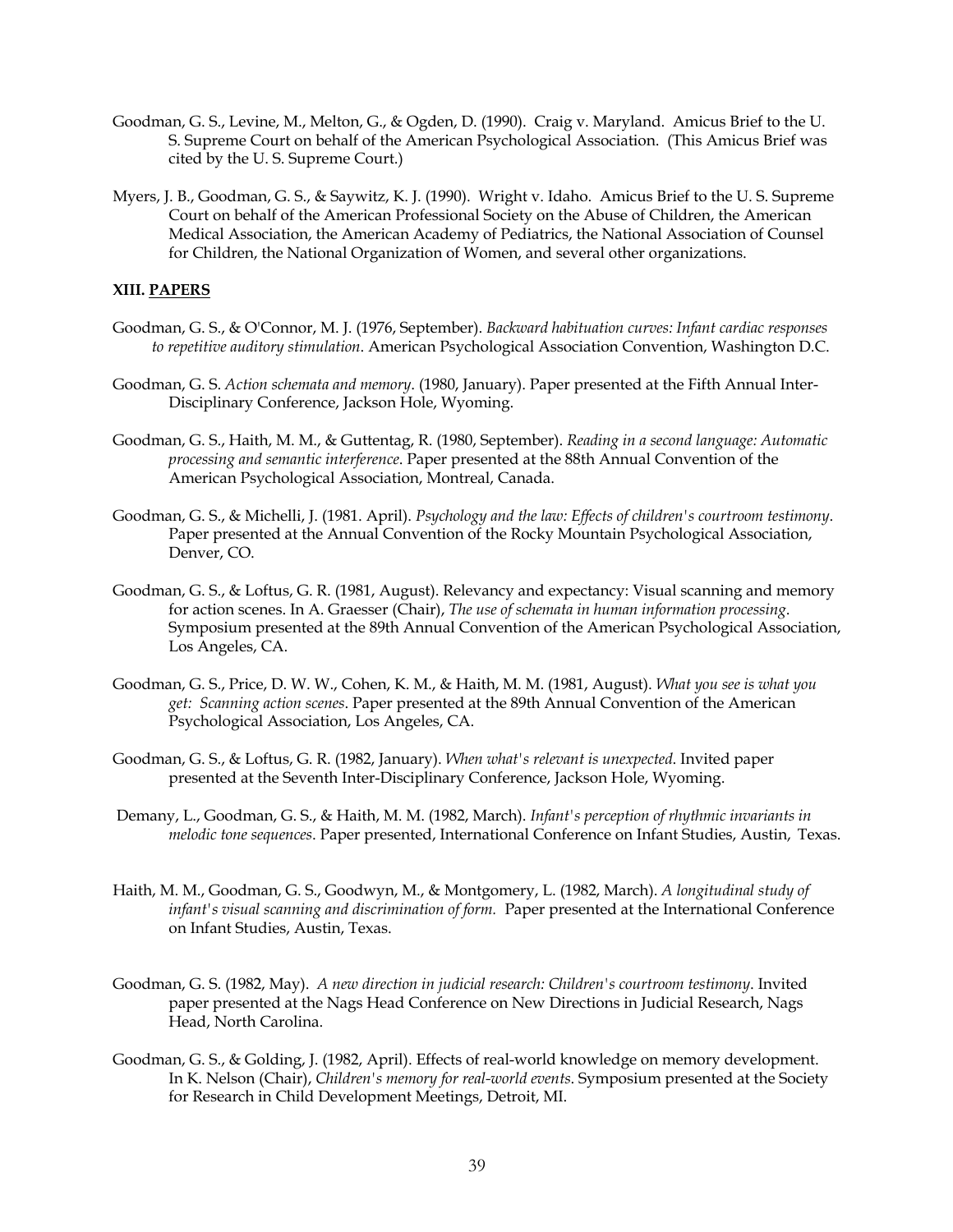Goodman, G. S., Levine, M., Melton, G., & Ogden, D. (1990). Craig v. Maryland. Amicus Brief to the U. S. Supreme Court on behalf of the American Psychological Association. (This Amicus Brief was cited by the U. S. Supreme Court.)

Myers, J. B., Goodman, G. S., & Saywitz, K. J. (1990). Wright v. Idaho. Amicus Brief to the U. S. Supreme Court on behalf of the American Professional Society on the Abuse of Children, the American Medical Association, the American Academy of Pediatrics, the National Association of Counsel for Children, the National Organization of Women, and several other organizations.

**XIII. PAPERS**

Goodman, G. S., & O'Connor, M. J. (1976, September). *Backward habituation curves: Infant cardiac responses to repetitive auditory stimulation*. American Psychological Association Convention, Washington D.C.

Goodman, G. S. *Action schemata and memory*. (1980, January). Paper presented at the Fifth Annual Inter-Disciplinary Conference, Jackson Hole, Wyoming.

Goodman, G. S., Haith, M. M., & Guttentag, R. (1980, September). *Reading in a second language: Automatic processing and semantic interference*. Paper presented at the 88th Annual Convention of the American Psychological Association, Montreal, Canada.

Goodman, G. S., & Michelli, J. (1981. April). *Psychology and the law: Effects of children's courtroom testimony*. Paper presented at the Annual Convention of the Rocky Mountain Psychological Association, Denver, CO.

Goodman, G. S., & Loftus, G. R. (1981, August). Relevancy and expectancy: Visual scanning and memory for action scenes. In A. Graesser (Chair), *The use of schemata in human information processing*. Symposium presented at the 89th Annual Convention of the American Psychological Association, Los Angeles, CA.

Goodman, G. S., Price, D. W. W., Cohen, K. M., & Haith, M. M. (1981, August). *What you see is what you get: Scanning action scenes*. Paper presented at the 89th Annual Convention of the American Psychological Association, Los Angeles, CA.

Goodman, G. S., & Loftus, G. R. (1982, January). *When what's relevant is unexpected*. Invited paper presented at the Seventh Inter-Disciplinary Conference, Jackson Hole, Wyoming.

Demany, L., Goodman, G. S., & Haith, M. M. (1982, March). *Infant's perception of rhythmic invariants in melodic tone sequences*. Paper presented, International Conference on Infant Studies, Austin, Texas.

Haith, M. M., Goodman, G. S., Goodwyn, M., & Montgomery, L. (1982, March). *A longitudinal study of infant's visual scanning and discrimination of form.* Paper presented at the International Conference on Infant Studies, Austin, Texas.

Goodman, G. S. (1982, May). *A new direction in judicial research: Children's courtroom testimony*. Invited paper presented at the Nags Head Conference on New Directions in Judicial Research, Nags Head, North Carolina.

Goodman, G. S., & Golding, J. (1982, April). Effects of real-world knowledge on memory development. In K. Nelson (Chair), *Children's memory for real-world events*. Symposium presented at the Society for Research in Child Development Meetings, Detroit, MI.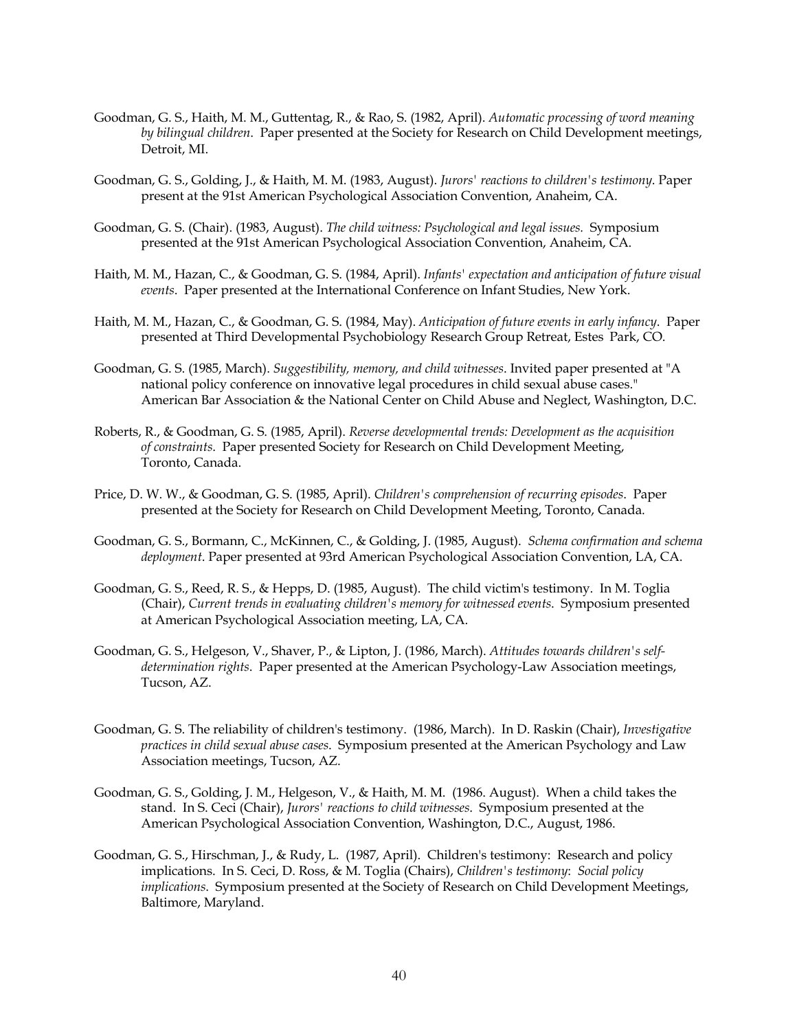Goodman, G. S., Haith, M. M., Guttentag, R., & Rao, S. (1982, April). *Automatic processing of word meaning by bilingual children*. Paper presented at the Society for Research on Child Development meetings, Detroit, MI.

Goodman, G. S., Golding, J., & Haith, M. M. (1983, August). *Jurors' reactions to children's testimony*. Paper present at the 91st American Psychological Association Convention, Anaheim, CA.

Goodman, G. S. (Chair). (1983, August). *The child witness: Psychological and legal issues*. Symposium presented at the 91st American Psychological Association Convention, Anaheim, CA.

Haith, M. M., Hazan, C., & Goodman, G. S. (1984, April). *Infants' expectation and anticipation of future visual events*. Paper presented at the International Conference on Infant Studies, New York.

Haith, M. M., Hazan, C., & Goodman, G. S. (1984, May). *Anticipation of future events in early infancy*. Paper presented at Third Developmental Psychobiology Research Group Retreat, Estes Park, CO.

Goodman, G. S. (1985, March). *Suggestibility, memory, and child witnesses*. Invited paper presented at "A national policy conference on innovative legal procedures in child sexual abuse cases." American Bar Association & the National Center on Child Abuse and Neglect, Washington, D.C.

Roberts, R., & Goodman, G. S. (1985, April). *Reverse developmental trends: Development as the acquisition of constraints*. Paper presented Society for Research on Child Development Meeting, Toronto, Canada.

Price, D. W. W., & Goodman, G. S. (1985, April). *Children's comprehension of recurring episodes*. Paper presented at the Society for Research on Child Development Meeting, Toronto, Canada.

Goodman, G. S., Bormann, C., McKinnen, C., & Golding, J. (1985, August). *Schema confirmation and schema deployment*. Paper presented at 93rd American Psychological Association Convention, LA, CA.

Goodman, G. S., Reed, R. S., & Hepps, D. (1985, August). The child victim's testimony. In M. Toglia (Chair), *Current trends in evaluating children's memory for witnessed events*. Symposium presented at American Psychological Association meeting, LA, CA.

Goodman, G. S., Helgeson, V., Shaver, P., & Lipton, J. (1986, March). *Attitudes towards children's self-determination rights*. Paper presented at the American Psychology-Law Association meetings, Tucson, AZ.

Goodman, G. S. The reliability of children's testimony. (1986, March). In D. Raskin (Chair), *Investigative practices in child sexual abuse cases*. Symposium presented at the American Psychology and Law Association meetings, Tucson, AZ.

Goodman, G. S., Golding, J. M., Helgeson, V., & Haith, M. M. (1986. August). When a child takes the stand. In S. Ceci (Chair), *Jurors' reactions to child witnesses*. Symposium presented at the American Psychological Association Convention, Washington, D.C., August, 1986.

Goodman, G. S., Hirschman, J., & Rudy, L. (1987, April). Children's testimony: Research and policy implications. In S. Ceci, D. Ross, & M. Toglia (Chairs), *Children's testimony*: *Social policy implications*. Symposium presented at the Society of Research on Child Development Meetings, Baltimore, Maryland.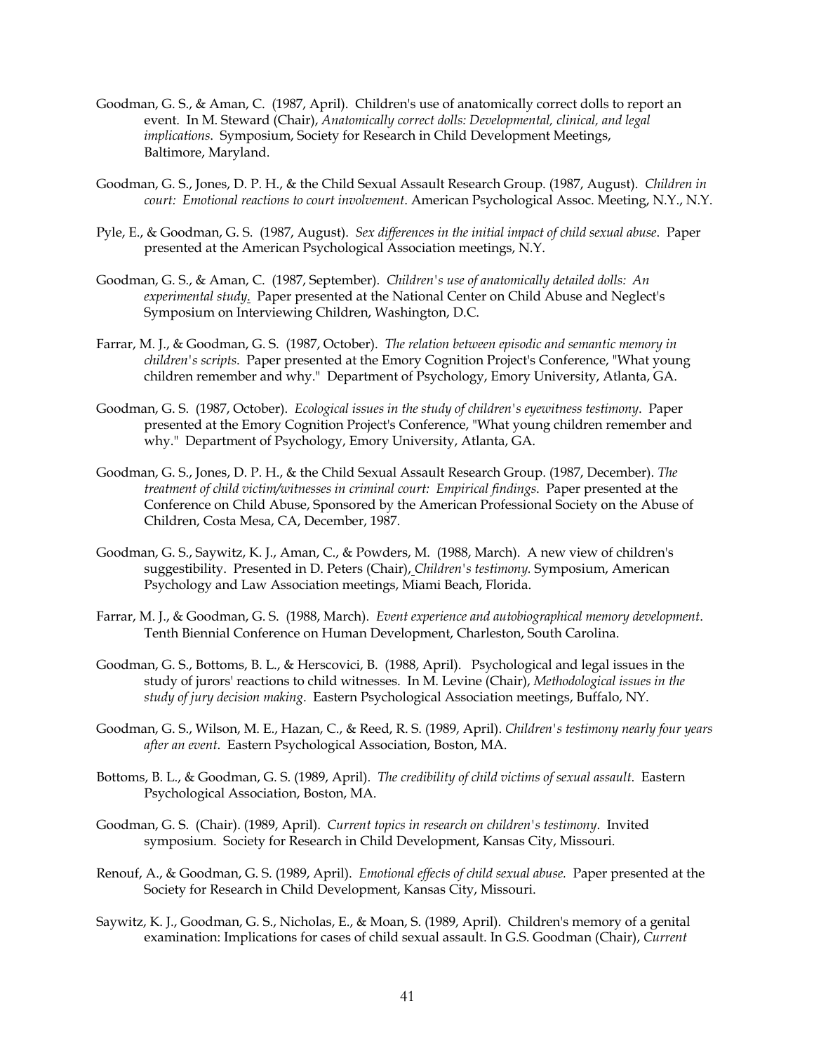Goodman, G. S., & Aman, C. (1987, April). Children's use of anatomically correct dolls to report an event. In M. Steward (Chair), *Anatomically correct dolls: Developmental, clinical, and legal implications*. Symposium, Society for Research in Child Development Meetings, Baltimore, Maryland.

Goodman, G. S., Jones, D. P. H., & the Child Sexual Assault Research Group. (1987, August). *Children in court: Emotional reactions to court involvement.* American Psychological Assoc. Meeting, N.Y., N.Y.

Pyle, E., & Goodman, G. S. (1987, August). *Sex differences in the initial impact of child sexual abuse*. Paper presented at the American Psychological Association meetings, N.Y.

Goodman, G. S., & Aman, C. (1987, September). *Children's use of anatomically detailed dolls: An experimental study*. Paper presented at the National Center on Child Abuse and Neglect's Symposium on Interviewing Children, Washington, D.C.

Farrar, M. J., & Goodman, G. S. (1987, October). *The relation between episodic and semantic memory in children's scripts*. Paper presented at the Emory Cognition Project's Conference, "What young children remember and why." Department of Psychology, Emory University, Atlanta, GA.

Goodman, G. S. (1987, October). *Ecological issues in the study of children's eyewitness testimony*. Paper presented at the Emory Cognition Project's Conference, "What young children remember and why." Department of Psychology, Emory University, Atlanta, GA.

Goodman, G. S., Jones, D. P. H., & the Child Sexual Assault Research Group. (1987, December). *The treatment of child victim/witnesses in criminal court: Empirical findings*. Paper presented at the Conference on Child Abuse, Sponsored by the American Professional Society on the Abuse of Children, Costa Mesa, CA, December, 1987.

Goodman, G. S., Saywitz, K. J., Aman, C., & Powders, M. (1988, March). A new view of children's suggestibility. Presented in D. Peters (Chair), *Children's testimony.* Symposium, American Psychology and Law Association meetings, Miami Beach, Florida.

Farrar, M. J., & Goodman, G. S. (1988, March). *Event experience and autobiographical memory development*. Tenth Biennial Conference on Human Development, Charleston, South Carolina.

Goodman, G. S., Bottoms, B. L., & Herscovici, B. (1988, April). Psychological and legal issues in the study of jurors' reactions to child witnesses. In M. Levine (Chair), *Methodological issues in the study of jury decision making*. Eastern Psychological Association meetings, Buffalo, NY.

Goodman, G. S., Wilson, M. E., Hazan, C., & Reed, R. S. (1989, April). *Children's testimony nearly four years after an event*. Eastern Psychological Association, Boston, MA.

Bottoms, B. L., & Goodman, G. S. (1989, April). *The credibility of child victims of sexual assault*. Eastern Psychological Association, Boston, MA.

Goodman, G. S. (Chair). (1989, April). *Current topics in research on children's testimony*. Invited symposium. Society for Research in Child Development, Kansas City, Missouri.

Renouf, A., & Goodman, G. S. (1989, April). *Emotional effects of child sexual abuse.* Paper presented at the Society for Research in Child Development, Kansas City, Missouri.

Saywitz, K. J., Goodman, G. S., Nicholas, E., & Moan, S. (1989, April). Children's memory of a genital examination: Implications for cases of child sexual assault. In G.S. Goodman (Chair), *Current*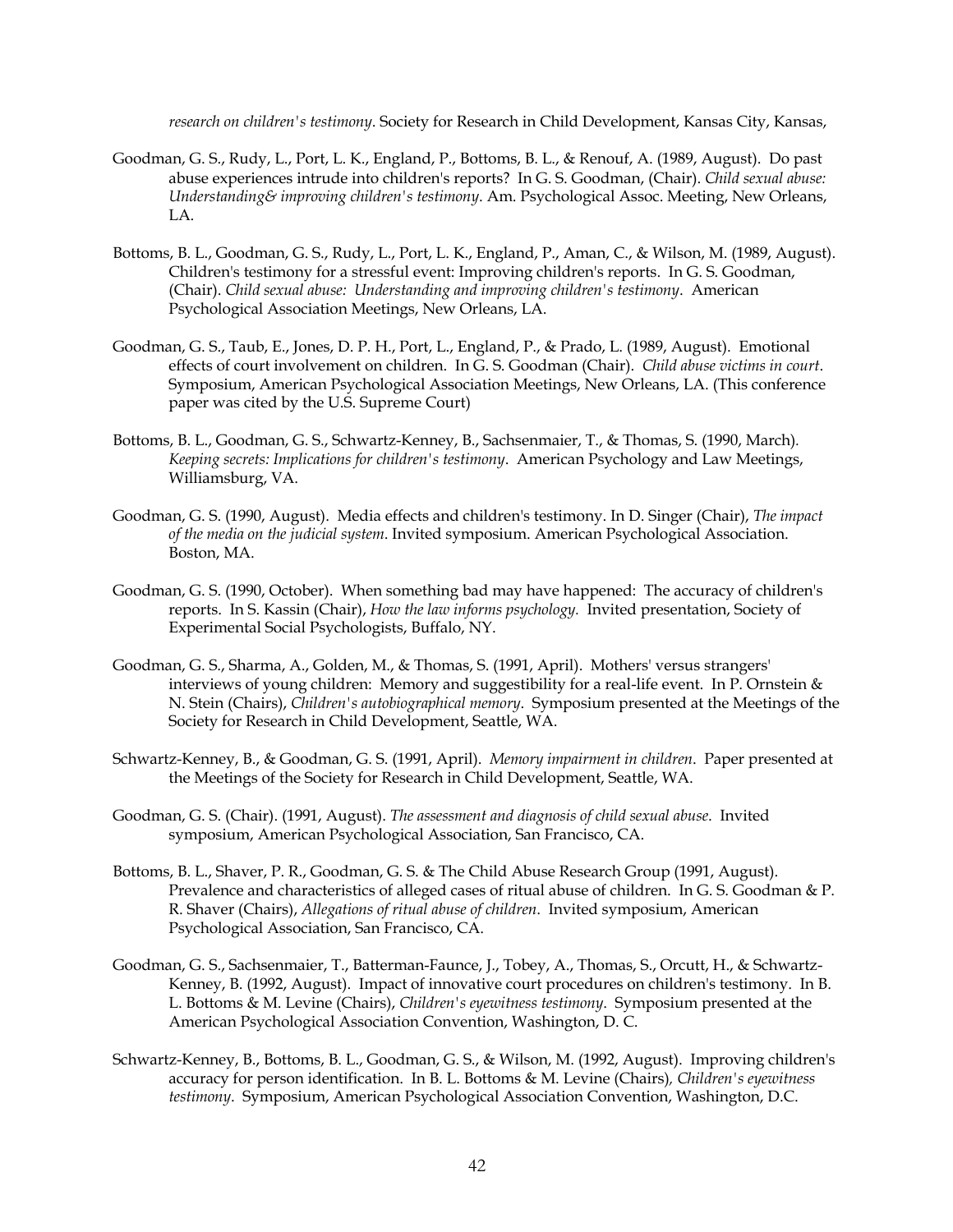*research on children's testimony*. Society for Research in Child Development, Kansas City, Kansas,

Goodman, G. S., Rudy, L., Port, L. K., England, P., Bottoms, B. L., & Renouf, A. (1989, August). Do past abuse experiences intrude into children's reports? In G. S. Goodman, (Chair). *Child sexual abuse: Understanding& improving children's testimony*. Am. Psychological Assoc. Meeting, New Orleans, LA.

Bottoms, B. L., Goodman, G. S., Rudy, L., Port, L. K., England, P., Aman, C., & Wilson, M. (1989, August). Children's testimony for a stressful event: Improving children's reports. In G. S. Goodman, (Chair). *Child sexual abuse: Understanding and improving children's testimony*. American Psychological Association Meetings, New Orleans, LA.

Goodman, G. S., Taub, E., Jones, D. P. H., Port, L., England, P., & Prado, L. (1989, August). Emotional effects of court involvement on children. In G. S. Goodman (Chair). *Child abuse victims in court*. Symposium, American Psychological Association Meetings, New Orleans, LA. (This conference paper was cited by the U.S. Supreme Court)

Bottoms, B. L., Goodman, G. S., Schwartz-Kenney, B., Sachsenmaier, T., & Thomas, S. (1990, March). *Keeping secrets: Implications for children's testimony*. American Psychology and Law Meetings, Williamsburg, VA.

Goodman, G. S. (1990, August). Media effects and children's testimony. In D. Singer (Chair), *The impact of the media on the judicial system*. Invited symposium. American Psychological Association. Boston, MA.

Goodman, G. S. (1990, October). When something bad may have happened: The accuracy of children's reports. In S. Kassin (Chair), *How the law informs psychology*. Invited presentation, Society of Experimental Social Psychologists, Buffalo, NY.

Goodman, G. S., Sharma, A., Golden, M., & Thomas, S. (1991, April). Mothers' versus strangers' interviews of young children: Memory and suggestibility for a real-life event. In P. Ornstein & N. Stein (Chairs), *Children's autobiographical memory*. Symposium presented at the Meetings of the Society for Research in Child Development, Seattle, WA.

Schwartz-Kenney, B., & Goodman, G. S. (1991, April). *Memory impairment in children*. Paper presented at the Meetings of the Society for Research in Child Development, Seattle, WA.

Goodman, G. S. (Chair). (1991, August). *The assessment and diagnosis of child sexual abuse*. Invited symposium, American Psychological Association, San Francisco, CA.

Bottoms, B. L., Shaver, P. R., Goodman, G. S. & The Child Abuse Research Group (1991, August). Prevalence and characteristics of alleged cases of ritual abuse of children. In G. S. Goodman & P. R. Shaver (Chairs), *Allegations of ritual abuse of children*. Invited symposium, American Psychological Association, San Francisco, CA.

Goodman, G. S., Sachsenmaier, T., Batterman-Faunce, J., Tobey, A., Thomas, S., Orcutt, H., & Schwartz-Kenney, B. (1992, August). Impact of innovative court procedures on children's testimony. In B. L. Bottoms & M. Levine (Chairs), *Children's eyewitness testimony*. Symposium presented at the American Psychological Association Convention, Washington, D. C.

Schwartz-Kenney, B., Bottoms, B. L., Goodman, G. S., & Wilson, M. (1992, August). Improving children's accuracy for person identification. In B. L. Bottoms & M. Levine (Chairs), *Children's eyewitness testimony*. Symposium, American Psychological Association Convention, Washington, D.C.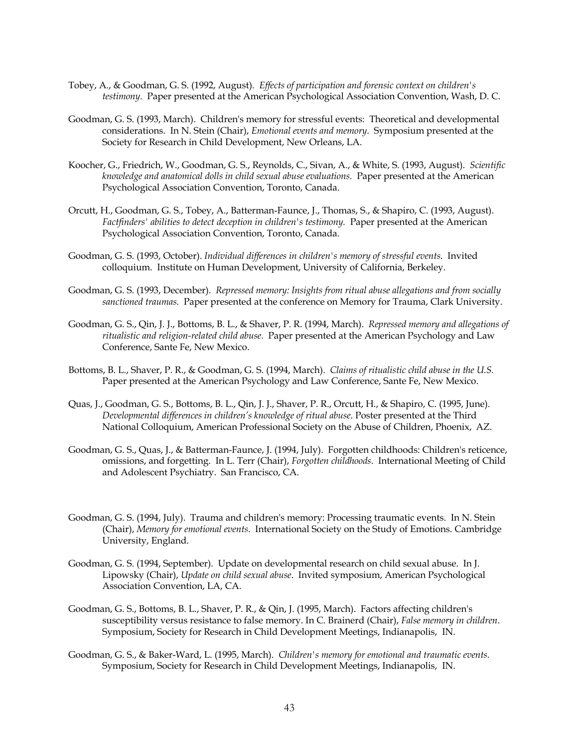Tobey, A., & Goodman, G. S. (1992, August). *Effects of participation and forensic context on children's testimony*. Paper presented at the American Psychological Association Convention, Wash, D. C.

Goodman, G. S. (1993, March). Children's memory for stressful events: Theoretical and developmental considerations. In N. Stein (Chair), *Emotional events and memory*. Symposium presented at the Society for Research in Child Development, New Orleans, LA.

Koocher, G., Friedrich, W., Goodman, G. S., Reynolds, C., Sivan, A., & White, S. (1993, August). *Scientific knowledge and anatomical dolls in child sexual abuse evaluations.* Paper presented at the American Psychological Association Convention, Toronto, Canada.

Orcutt, H., Goodman, G. S., Tobey, A., Batterman-Faunce, J., Thomas, S., & Shapiro, C. (1993, August). *Factfinders' abilities to detect deception in children's testimony.* Paper presented at the American Psychological Association Convention, Toronto, Canada.

Goodman, G. S. (1993, October). *Individual differences in children's memory of stressful events.* Invited colloquium. Institute on Human Development, University of California, Berkeley.

Goodman, G. S. (1993, December). *Repressed memory: Insights from ritual abuse allegations and from socially sanctioned traumas.* Paper presented at the conference on Memory for Trauma, Clark University.

Goodman, G. S., Qin, J. J., Bottoms, B. L., & Shaver, P. R. (1994, March). *Repressed memory and allegations of ritualistic and religion-related child abuse.* Paper presented at the American Psychology and Law Conference, Sante Fe, New Mexico.

Bottoms, B. L., Shaver, P. R., & Goodman, G. S. (1994, March). *Claims of ritualistic child abuse in the U.S.* Paper presented at the American Psychology and Law Conference, Sante Fe, New Mexico.

Quas, J., Goodman, G. S., Bottoms, B. L., Qin, J. J., Shaver, P. R., Orcutt, H., & Shapiro, C. (1995, June). *Developmental differences in children's knowledge of ritual abuse*. Poster presented at the Third National Colloquium, American Professional Society on the Abuse of Children, Phoenix, AZ.

Goodman, G. S., Quas, J., & Batterman-Faunce, J. (1994, July). Forgotten childhoods: Children's reticence, omissions, and forgetting. In L. Terr (Chair), *Forgotten childhoods*. International Meeting of Child and Adolescent Psychiatry. San Francisco, CA.

Goodman, G. S. (1994, July). Trauma and children's memory: Processing traumatic events. In N. Stein (Chair), *Memory for emotional events*. International Society on the Study of Emotions. Cambridge University, England.

Goodman, G. S. (1994, September). Update on developmental research on child sexual abuse. In J. Lipowsky (Chair), *Update on child sexual abuse*. Invited symposium, American Psychological Association Convention, LA, CA.

Goodman, G. S., Bottoms, B. L., Shaver, P. R., & Qin, J. (1995, March). Factors affecting children's susceptibility versus resistance to false memory. In C. Brainerd (Chair), *False memory in children*. Symposium, Society for Research in Child Development Meetings, Indianapolis, IN.

Goodman, G. S., & Baker-Ward, L. (1995, March). *Children's memory for emotional and traumatic events.* Symposium, Society for Research in Child Development Meetings, Indianapolis, IN.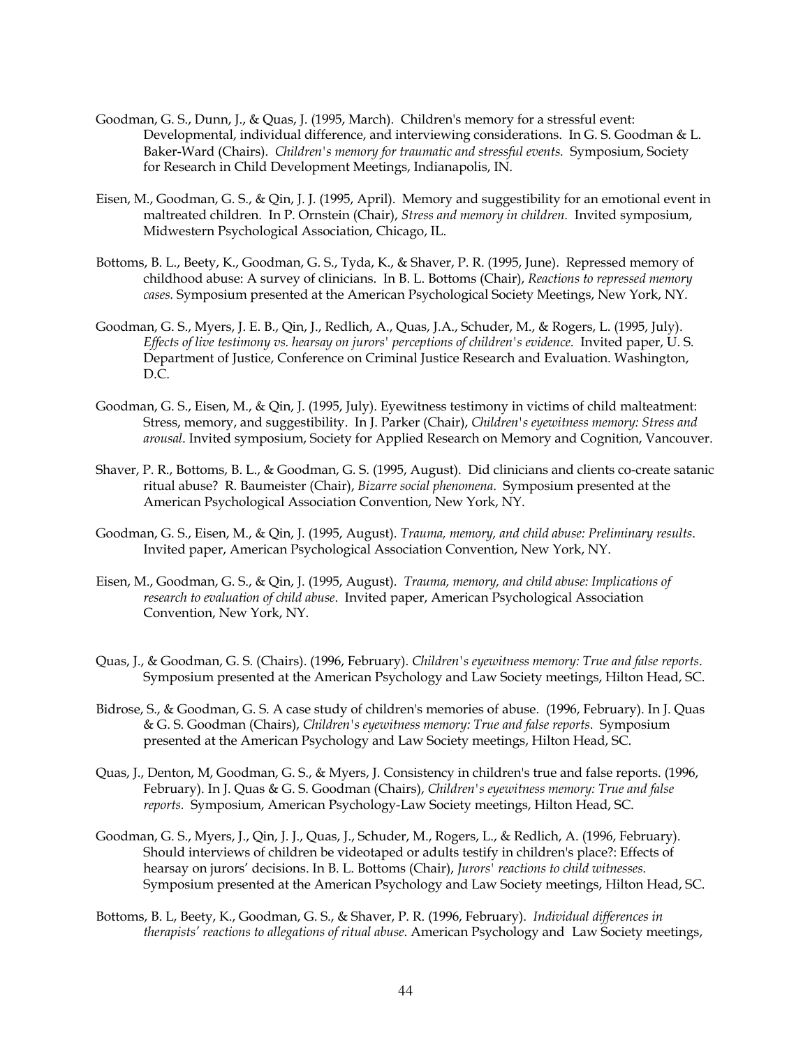Goodman, G. S., Dunn, J., & Quas, J. (1995, March). Children's memory for a stressful event: Developmental, individual difference, and interviewing considerations. In G. S. Goodman & L. Baker-Ward (Chairs). *Children's memory for traumatic and stressful events.* Symposium, Society for Research in Child Development Meetings, Indianapolis, IN.

Eisen, M., Goodman, G. S., & Qin, J. J. (1995, April). Memory and suggestibility for an emotional event in maltreated children. In P. Ornstein (Chair), *Stress and memory in children.* Invited symposium, Midwestern Psychological Association, Chicago, IL.

Bottoms, B. L., Beety, K., Goodman, G. S., Tyda, K., & Shaver, P. R. (1995, June). Repressed memory of childhood abuse: A survey of clinicians. In B. L. Bottoms (Chair), *Reactions to repressed memory cases.* Symposium presented at the American Psychological Society Meetings, New York, NY.

Goodman, G. S., Myers, J. E. B., Qin, J., Redlich, A., Quas, J.A., Schuder, M., & Rogers, L. (1995, July). *Effects of live testimony vs. hearsay on jurors' perceptions of children's evidence.* Invited paper, U. S. Department of Justice, Conference on Criminal Justice Research and Evaluation. Washington, D.C.

Goodman, G. S., Eisen, M., & Qin, J. (1995, July). Eyewitness testimony in victims of child malteatment: Stress, memory, and suggestibility. In J. Parker (Chair), *Children's eyewitness memory: Stress and arousal*. Invited symposium, Society for Applied Research on Memory and Cognition, Vancouver.

Shaver, P. R., Bottoms, B. L., & Goodman, G. S. (1995, August). Did clinicians and clients co-create satanic ritual abuse? R. Baumeister (Chair), *Bizarre social phenomena*. Symposium presented at the American Psychological Association Convention, New York, NY.

Goodman, G. S., Eisen, M., & Qin, J. (1995, August). *Trauma, memory, and child abuse: Preliminary results*. Invited paper, American Psychological Association Convention, New York, NY.

Eisen, M., Goodman, G. S., & Qin, J. (1995, August). *Trauma, memory, and child abuse: Implications of research to evaluation of child abuse*. Invited paper, American Psychological Association Convention, New York, NY.

Quas, J., & Goodman, G. S. (Chairs). (1996, February). *Children's eyewitness memory: True and false reports*. Symposium presented at the American Psychology and Law Society meetings, Hilton Head, SC.

Bidrose, S., & Goodman, G. S. A case study of children's memories of abuse. (1996, February). In J. Quas & G. S. Goodman (Chairs), *Children's eyewitness memory: True and false reports*. Symposium presented at the American Psychology and Law Society meetings, Hilton Head, SC.

Quas, J., Denton, M, Goodman, G. S., & Myers, J. Consistency in children's true and false reports. (1996, February). In J. Quas & G. S. Goodman (Chairs), *Children's eyewitness memory: True and false reports.* Symposium, American Psychology-Law Society meetings, Hilton Head, SC.

Goodman, G. S., Myers, J., Qin, J. J., Quas, J., Schuder, M., Rogers, L., & Redlich, A. (1996, February). Should interviews of children be videotaped or adults testify in children's place?: Effects of hearsay on jurors' decisions. In B. L. Bottoms (Chair), *Jurors' reactions to child witnesses.* Symposium presented at the American Psychology and Law Society meetings, Hilton Head, SC.

Bottoms, B. L, Beety, K., Goodman, G. S., & Shaver, P. R. (1996, February). *Individual differences in therapists' reactions to allegations of ritual abuse*. American Psychology and Law Society meetings,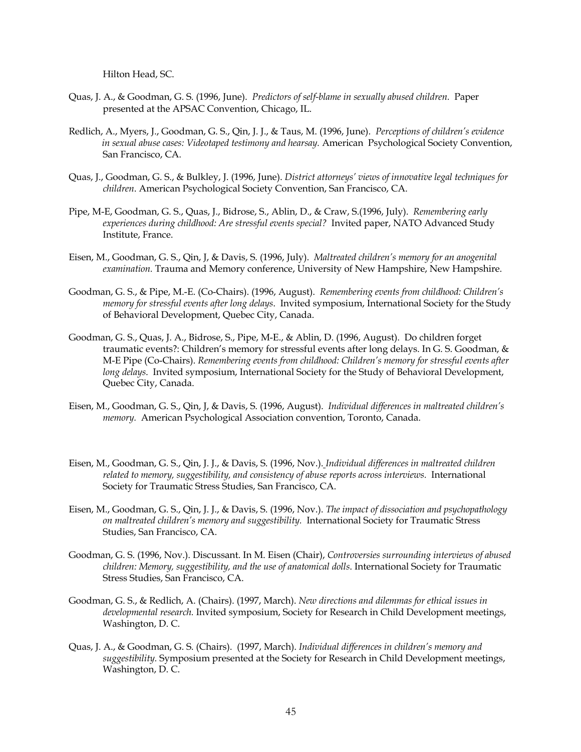Hilton Head, SC.

Quas, J. A., & Goodman, G. S. (1996, June). *Predictors of self-blame in sexually abused children.* Paper presented at the APSAC Convention, Chicago, IL.

Redlich, A., Myers, J., Goodman, G. S., Qin, J. J., & Taus, M. (1996, June). *Perceptions of children's evidence in sexual abuse cases: Videotaped testimony and hearsay.* American Psychological Society Convention, San Francisco, CA.

Quas, J., Goodman, G. S., & Bulkley, J. (1996, June). *District attorneys' views of innovative legal techniques for children*. American Psychological Society Convention, San Francisco, CA.

Pipe, M-E, Goodman, G. S., Quas, J., Bidrose, S., Ablin, D., & Craw, S.(1996, July). *Remembering early experiences during childhood: Are stressful events special?* Invited paper, NATO Advanced Study Institute, France.

Eisen, M., Goodman, G. S., Qin, J, & Davis, S. (1996, July). *Maltreated children's memory for an anogenital examination.* Trauma and Memory conference, University of New Hampshire, New Hampshire.

Goodman, G. S., & Pipe, M.-E. (Co-Chairs). (1996, August). *Remembering events from childhood: Children's memory for stressful events after long delays*. Invited symposium, International Society for the Study of Behavioral Development, Quebec City, Canada.

Goodman, G. S., Quas, J. A., Bidrose, S., Pipe, M-E., & Ablin, D. (1996, August). Do children forget traumatic events?: Children's memory for stressful events after long delays. In G. S. Goodman, & M-E Pipe (Co-Chairs). *Remembering events from childhood: Children's memory for stressful events after long delays*. Invited symposium, International Society for the Study of Behavioral Development, Quebec City, Canada.

Eisen, M., Goodman, G. S., Qin, J, & Davis, S. (1996, August). *Individual differences in maltreated children's memory.* American Psychological Association convention, Toronto, Canada.

Eisen, M., Goodman, G. S., Qin, J. J., & Davis, S. (1996, Nov.). *Individual differences in maltreated children related to memory, suggestibility, and consistency of abuse reports across interviews.* International Society for Traumatic Stress Studies, San Francisco, CA.

Eisen, M., Goodman, G. S., Qin, J. J., & Davis, S. (1996, Nov.). *The impact of dissociation and psychopathology on maltreated children's memory and suggestibility.* International Society for Traumatic Stress Studies, San Francisco, CA.

Goodman, G. S. (1996, Nov.). Discussant. In M. Eisen (Chair), *Controversies surrounding interviews of abused children: Memory, suggestibility, and the use of anatomical dolls*. International Society for Traumatic Stress Studies, San Francisco, CA.

Goodman, G. S., & Redlich, A. (Chairs). (1997, March). *New directions and dilemmas for ethical issues in developmental research.* Invited symposium, Society for Research in Child Development meetings, Washington, D. C.

Quas, J. A., & Goodman, G. S. (Chairs). (1997, March). *Individual differences in children's memory and suggestibility.* Symposium presented at the Society for Research in Child Development meetings, Washington, D. C.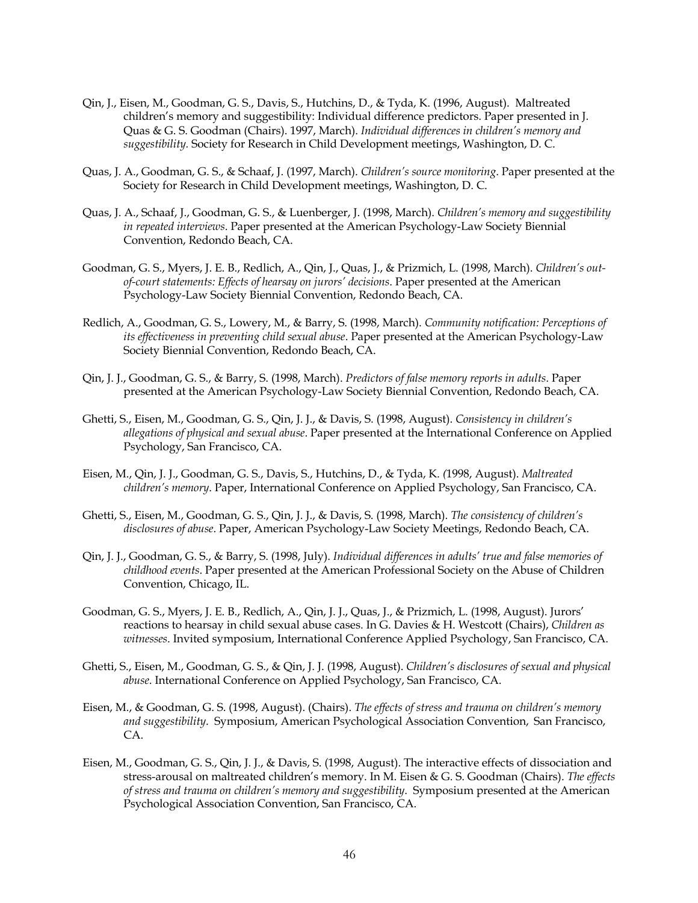Qin, J., Eisen, M., Goodman, G. S., Davis, S., Hutchins, D., & Tyda, K. (1996, August). Maltreated children's memory and suggestibility: Individual difference predictors. Paper presented in J. Quas & G. S. Goodman (Chairs). 1997, March). *Individual differences in children's memory and suggestibility.* Society for Research in Child Development meetings, Washington, D. C.

Quas, J. A., Goodman, G. S., & Schaaf, J. (1997, March). *Children's source monitoring*. Paper presented at the Society for Research in Child Development meetings, Washington, D. C.

Quas, J. A., Schaaf, J., Goodman, G. S., & Luenberger, J. (1998, March). *Children's memory and suggestibility in repeated interviews*. Paper presented at the American Psychology-Law Society Biennial Convention, Redondo Beach, CA.

Goodman, G. S., Myers, J. E. B., Redlich, A., Qin, J., Quas, J., & Prizmich, L. (1998, March). *Children's out-of-court statements: Effects of hearsay on jurors' decisions*. Paper presented at the American Psychology-Law Society Biennial Convention, Redondo Beach, CA.

Redlich, A., Goodman, G. S., Lowery, M., & Barry, S. (1998, March). *Community notification: Perceptions of its effectiveness in preventing child sexual abuse*. Paper presented at the American Psychology-Law Society Biennial Convention, Redondo Beach, CA.

Qin, J. J., Goodman, G. S., & Barry, S. (1998, March). *Predictors of false memory reports in adults*. Paper presented at the American Psychology-Law Society Biennial Convention, Redondo Beach, CA.

Ghetti, S., Eisen, M., Goodman, G. S., Qin, J. J., & Davis, S. (1998, August). *Consistency in children's allegations of physical and sexual abuse*. Paper presented at the International Conference on Applied Psychology, San Francisco, CA.

Eisen, M., Qin, J. J., Goodman, G. S., Davis, S., Hutchins, D., & Tyda, K. (1998, August). *Maltreated children's memory*. Paper, International Conference on Applied Psychology, San Francisco, CA.

Ghetti, S., Eisen, M., Goodman, G. S., Qin, J. J., & Davis, S. (1998, March). *The consistency of children's disclosures of abuse*. Paper, American Psychology-Law Society Meetings, Redondo Beach, CA.

Qin, J. J., Goodman, G. S., & Barry, S. (1998, July). *Individual differences in adults' true and false memories of childhood events*. Paper presented at the American Professional Society on the Abuse of Children Convention, Chicago, IL.

Goodman, G. S., Myers, J. E. B., Redlich, A., Qin, J. J., Quas, J., & Prizmich, L. (1998, August). Jurors' reactions to hearsay in child sexual abuse cases. In G. Davies & H. Westcott (Chairs), *Children as witnesses*. Invited symposium, International Conference Applied Psychology, San Francisco, CA.

Ghetti, S., Eisen, M., Goodman, G. S., & Qin, J. J. (1998, August). *Children's disclosures of sexual and physical abuse*. International Conference on Applied Psychology, San Francisco, CA.

Eisen, M., & Goodman, G. S. (1998, August). (Chairs). *The effects of stress and trauma on children's memory and suggestibility*. Symposium, American Psychological Association Convention, San Francisco, CA.

Eisen, M., Goodman, G. S., Qin, J. J., & Davis, S. (1998, August). The interactive effects of dissociation and stress-arousal on maltreated children's memory. In M. Eisen & G. S. Goodman (Chairs). *The effects of stress and trauma on children's memory and suggestibility*. Symposium presented at the American Psychological Association Convention, San Francisco, CA.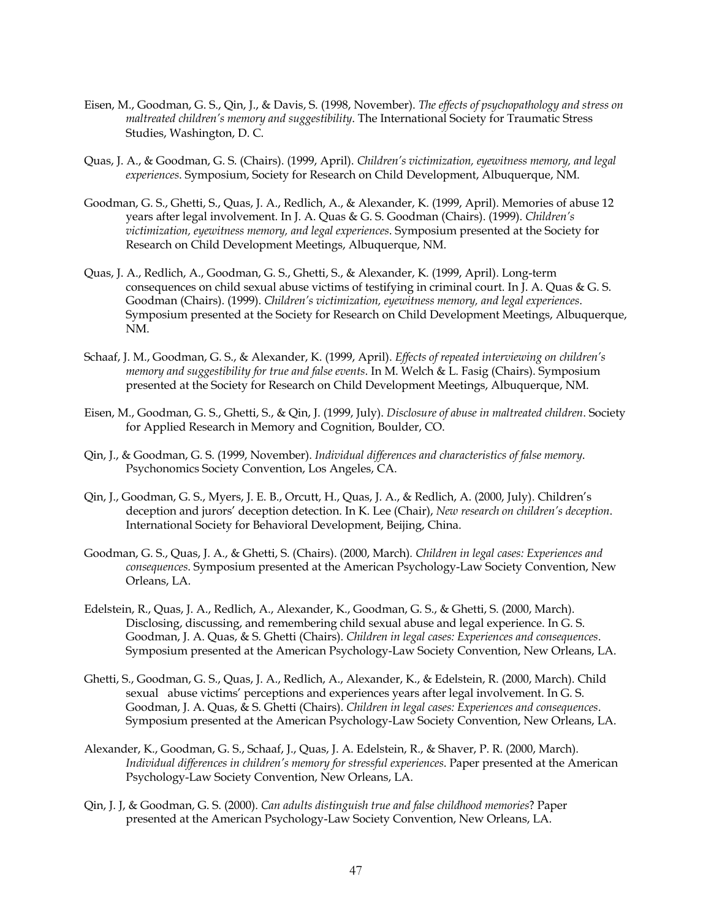Eisen, M., Goodman, G. S., Qin, J., & Davis, S. (1998, November). *The effects of psychopathology and stress on maltreated children's memory and suggestibility*. The International Society for Traumatic Stress Studies, Washington, D. C.

Quas, J. A., & Goodman, G. S. (Chairs). (1999, April). *Children's victimization, eyewitness memory, and legal experiences*. Symposium, Society for Research on Child Development, Albuquerque, NM.

Goodman, G. S., Ghetti, S., Quas, J. A., Redlich, A., & Alexander, K. (1999, April). Memories of abuse 12 years after legal involvement. In J. A. Quas & G. S. Goodman (Chairs). (1999). *Children's victimization, eyewitness memory, and legal experiences*. Symposium presented at the Society for Research on Child Development Meetings, Albuquerque, NM.

Quas, J. A., Redlich, A., Goodman, G. S., Ghetti, S., & Alexander, K. (1999, April). Long-term consequences on child sexual abuse victims of testifying in criminal court. In J. A. Quas & G. S. Goodman (Chairs). (1999). *Children's victimization, eyewitness memory, and legal experiences*. Symposium presented at the Society for Research on Child Development Meetings, Albuquerque, NM.

Schaaf, J. M., Goodman, G. S., & Alexander, K. (1999, April). *Effects of repeated interviewing on children's memory and suggestibility for true and false events*. In M. Welch & L. Fasig (Chairs). Symposium presented at the Society for Research on Child Development Meetings, Albuquerque, NM.

Eisen, M., Goodman, G. S., Ghetti, S., & Qin, J. (1999, July). *Disclosure of abuse in maltreated children*. Society for Applied Research in Memory and Cognition, Boulder, CO.

Qin, J., & Goodman, G. S. (1999, November). *Individual differences and characteristics of false memory*. Psychonomics Society Convention, Los Angeles, CA.

Qin, J., Goodman, G. S., Myers, J. E. B., Orcutt, H., Quas, J. A., & Redlich, A. (2000, July). Children's deception and jurors' deception detection. In K. Lee (Chair), *New research on children's deception*. International Society for Behavioral Development, Beijing, China.

Goodman, G. S., Quas, J. A., & Ghetti, S. (Chairs). (2000, March). *Children in legal cases: Experiences and consequences*. Symposium presented at the American Psychology-Law Society Convention, New Orleans, LA.

Edelstein, R., Quas, J. A., Redlich, A., Alexander, K., Goodman, G. S., & Ghetti, S. (2000, March). Disclosing, discussing, and remembering child sexual abuse and legal experience. In G. S. Goodman, J. A. Quas, & S. Ghetti (Chairs). *Children in legal cases: Experiences and consequences*. Symposium presented at the American Psychology-Law Society Convention, New Orleans, LA.

Ghetti, S., Goodman, G. S., Quas, J. A., Redlich, A., Alexander, K., & Edelstein, R. (2000, March). Child sexual abuse victims' perceptions and experiences years after legal involvement. In G. S. Goodman, J. A. Quas, & S. Ghetti (Chairs). *Children in legal cases: Experiences and consequences*. Symposium presented at the American Psychology-Law Society Convention, New Orleans, LA.

Alexander, K., Goodman, G. S., Schaaf, J., Quas, J. A. Edelstein, R., & Shaver, P. R. (2000, March). *Individual differences in children's memory for stressful experiences*. Paper presented at the American Psychology-Law Society Convention, New Orleans, LA.

Qin, J. J, & Goodman, G. S. (2000). *Can adults distinguish true and false childhood memories*? Paper presented at the American Psychology-Law Society Convention, New Orleans, LA.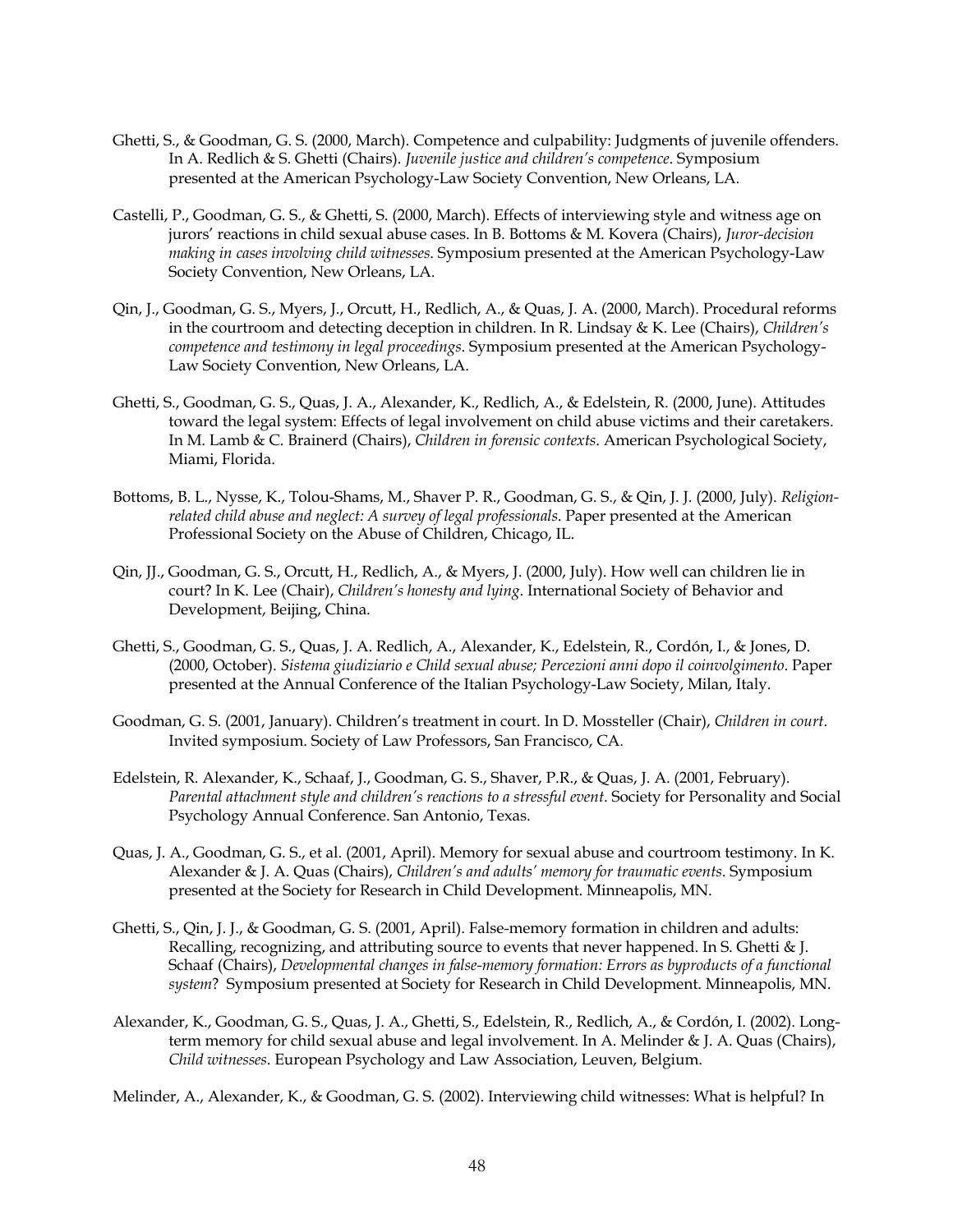Ghetti, S., & Goodman, G. S. (2000, March). Competence and culpability: Judgments of juvenile offenders. In A. Redlich & S. Ghetti (Chairs). *Juvenile justice and children's competence*. Symposium presented at the American Psychology-Law Society Convention, New Orleans, LA.

Castelli, P., Goodman, G. S., & Ghetti, S. (2000, March). Effects of interviewing style and witness age on jurors' reactions in child sexual abuse cases. In B. Bottoms & M. Kovera (Chairs), *Juror-decision making in cases involving child witnesses*. Symposium presented at the American Psychology-Law Society Convention, New Orleans, LA.

Qin, J., Goodman, G. S., Myers, J., Orcutt, H., Redlich, A., & Quas, J. A. (2000, March). Procedural reforms in the courtroom and detecting deception in children. In R. Lindsay & K. Lee (Chairs), *Children's competence and testimony in legal proceedings*. Symposium presented at the American Psychology-Law Society Convention, New Orleans, LA.

Ghetti, S., Goodman, G. S., Quas, J. A., Alexander, K., Redlich, A., & Edelstein, R. (2000, June). Attitudes toward the legal system: Effects of legal involvement on child abuse victims and their caretakers. In M. Lamb & C. Brainerd (Chairs), *Children in forensic contexts*. American Psychological Society, Miami, Florida.

Bottoms, B. L., Nysse, K., Tolou-Shams, M., Shaver P. R., Goodman, G. S., & Qin, J. J. (2000, July). *Religion-related child abuse and neglect: A survey of legal professionals*. Paper presented at the American Professional Society on the Abuse of Children, Chicago, IL.

Qin, JJ., Goodman, G. S., Orcutt, H., Redlich, A., & Myers, J. (2000, July). How well can children lie in court? In K. Lee (Chair), *Children's honesty and lying*. International Society of Behavior and Development, Beijing, China.

Ghetti, S., Goodman, G. S., Quas, J. A. Redlich, A., Alexander, K., Edelstein, R., Cordón, I., & Jones, D. (2000, October). *Sistema giudiziario e Child sexual abuse; Percezioni anni dopo il coinvolgimento*. Paper presented at the Annual Conference of the Italian Psychology-Law Society, Milan, Italy.

Goodman, G. S. (2001, January). Children's treatment in court. In D. Mossteller (Chair), *Children in court*. Invited symposium. Society of Law Professors, San Francisco, CA.

Edelstein, R. Alexander, K., Schaaf, J., Goodman, G. S., Shaver, P.R., & Quas, J. A. (2001, February). *Parental attachment style and children's reactions to a stressful event*. Society for Personality and Social Psychology Annual Conference. San Antonio, Texas.

Quas, J. A., Goodman, G. S., et al. (2001, April). Memory for sexual abuse and courtroom testimony. In K. Alexander & J. A. Quas (Chairs), *Children's and adults' memory for traumatic events*. Symposium presented at the Society for Research in Child Development. Minneapolis, MN.

Ghetti, S., Qin, J. J., & Goodman, G. S. (2001, April). False-memory formation in children and adults: Recalling, recognizing, and attributing source to events that never happened. In S. Ghetti & J. Schaaf (Chairs), *Developmental changes in false-memory formation: Errors as byproducts of a functional system*? Symposium presented at Society for Research in Child Development. Minneapolis, MN.

Alexander, K., Goodman, G. S., Quas, J. A., Ghetti, S., Edelstein, R., Redlich, A., & Cordón, I. (2002). Long-term memory for child sexual abuse and legal involvement. In A. Melinder & J. A. Quas (Chairs), *Child witnesses*. European Psychology and Law Association, Leuven, Belgium.

Melinder, A., Alexander, K., & Goodman, G. S. (2002). Interviewing child witnesses: What is helpful? In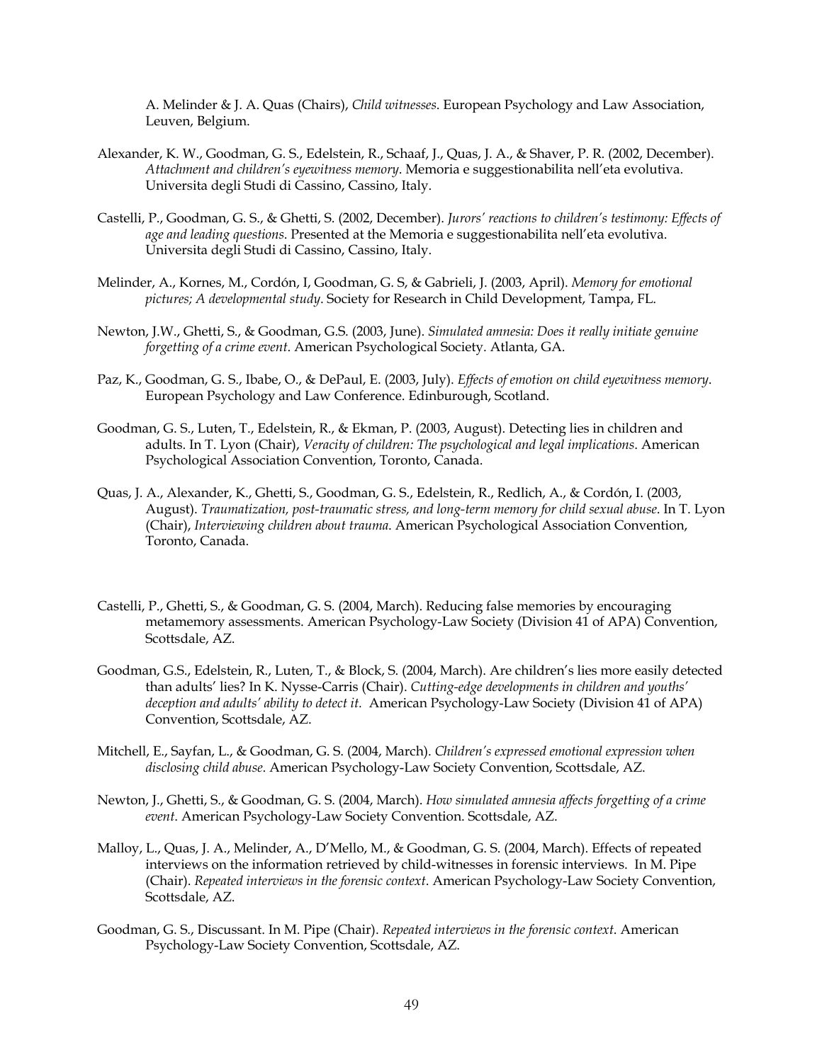A. Melinder & J. A. Quas (Chairs), *Child witnesses*. European Psychology and Law Association, Leuven, Belgium.

Alexander, K. W., Goodman, G. S., Edelstein, R., Schaaf, J., Quas, J. A., & Shaver, P. R. (2002, December). *Attachment and children's eyewitness memory*. Memoria e suggestionabilita nell'eta evolutiva. Universita degli Studi di Cassino, Cassino, Italy.

Castelli, P., Goodman, G. S., & Ghetti, S. (2002, December). *Jurors' reactions to children's testimony: Effects of age and leading questions*. Presented at the Memoria e suggestionabilita nell'eta evolutiva. Universita degli Studi di Cassino, Cassino, Italy.

Melinder, A., Kornes, M., Cordón, I, Goodman, G. S, & Gabrieli, J. (2003, April). *Memory for emotional pictures; A developmental study*. Society for Research in Child Development, Tampa, FL.

Newton, J.W., Ghetti, S., & Goodman, G.S. (2003, June). *Simulated amnesia: Does it really initiate genuine forgetting of a crime event*. American Psychological Society. Atlanta, GA.

Paz, K., Goodman, G. S., Ibabe, O., & DePaul, E. (2003, July). *Effects of emotion on child eyewitness memory*. European Psychology and Law Conference. Edinbourugh, Scotland.

Goodman, G. S., Luten, T., Edelstein, R., & Ekman, P. (2003, August). Detecting lies in children and adults. In T. Lyon (Chair), *Veracity of children: The psychological and legal implications*. American Psychological Association Convention, Toronto, Canada.

Quas, J. A., Alexander, K., Ghetti, S., Goodman, G. S., Edelstein, R., Redlich, A., & Cordón, I. (2003, August). *Traumatization, post-traumatic stress, and long-term memory for child sexual abuse*. In T. Lyon (Chair), *Interviewing children about trauma*. American Psychological Association Convention, Toronto, Canada.

Castelli, P., Ghetti, S., & Goodman, G. S. (2004, March). Reducing false memories by encouraging metamemory assessments. American Psychology-Law Society (Division 41 of APA) Convention, Scottsdale, AZ.

Goodman, G.S., Edelstein, R., Luten, T., & Block, S. (2004, March). Are children's lies more easily detected than adults' lies? In K. Nysse-Carris (Chair). *Cutting-edge developments in children and youths' deception and adults' ability to detect it.* American Psychology-Law Society (Division 41 of APA) Convention, Scottsdale, AZ.

Mitchell, E., Sayfan, L., & Goodman, G. S. (2004, March). *Children's expressed emotional expression when disclosing child abuse*. American Psychology-Law Society Convention, Scottsdale, AZ.

Newton, J., Ghetti, S., & Goodman, G. S. (2004, March). *How simulated amnesia affects forgetting of a crime event*. American Psychology-Law Society Convention. Scottsdale, AZ.

Malloy, L., Quas, J. A., Melinder, A., D'Mello, M., & Goodman, G. S. (2004, March). Effects of repeated interviews on the information retrieved by child-witnesses in forensic interviews. In M. Pipe (Chair). *Repeated interviews in the forensic context*. American Psychology-Law Society Convention, Scottsdale, AZ.

Goodman, G. S., Discussant. In M. Pipe (Chair). *Repeated interviews in the forensic context*. American Psychology-Law Society Convention, Scottsdale, AZ.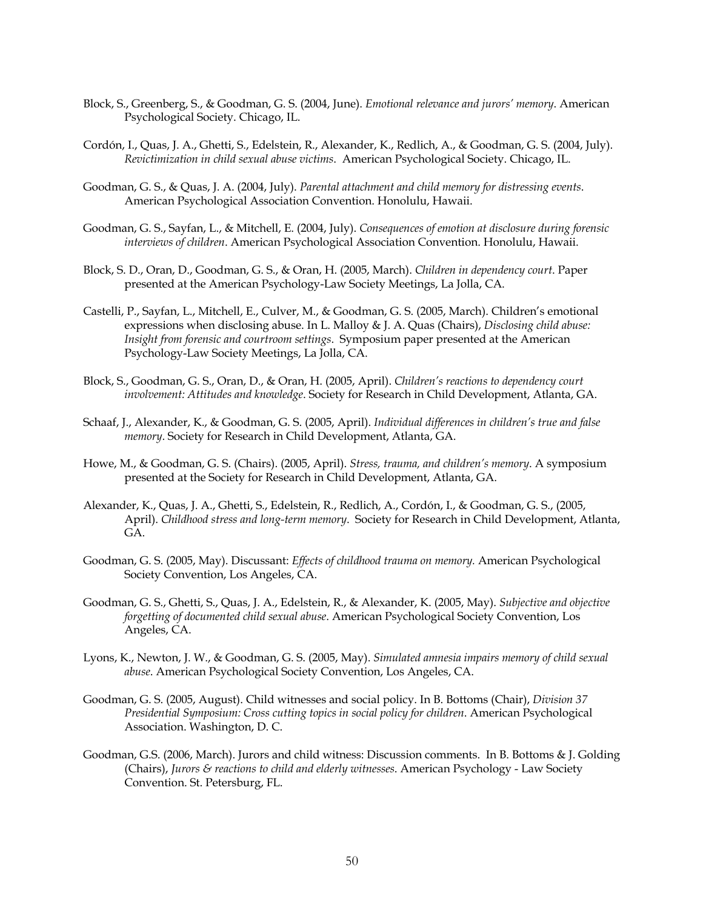Block, S., Greenberg, S., & Goodman, G. S. (2004, June). *Emotional relevance and jurors' memory*. American Psychological Society. Chicago, IL.

Cordón, I., Quas, J. A., Ghetti, S., Edelstein, R., Alexander, K., Redlich, A., & Goodman, G. S. (2004, July). *Revictimization in child sexual abuse victims*. American Psychological Society. Chicago, IL.

Goodman, G. S., & Quas, J. A. (2004, July). *Parental attachment and child memory for distressing events*. American Psychological Association Convention. Honolulu, Hawaii.

Goodman, G. S., Sayfan, L., & Mitchell, E. (2004, July). *Consequences of emotion at disclosure during forensic interviews of children*. American Psychological Association Convention. Honolulu, Hawaii.

Block, S. D., Oran, D., Goodman, G. S., & Oran, H. (2005, March). *Children in dependency court*. Paper presented at the American Psychology-Law Society Meetings, La Jolla, CA.

Castelli, P., Sayfan, L., Mitchell, E., Culver, M., & Goodman, G. S. (2005, March). Children's emotional expressions when disclosing abuse. In L. Malloy & J. A. Quas (Chairs), *Disclosing child abuse: Insight from forensic and courtroom settings*. Symposium paper presented at the American Psychology-Law Society Meetings, La Jolla, CA.

Block, S., Goodman, G. S., Oran, D., & Oran, H. (2005, April). *Children's reactions to dependency court involvement: Attitudes and knowledge*. Society for Research in Child Development, Atlanta, GA.

Schaaf, J., Alexander, K., & Goodman, G. S. (2005, April). *Individual differences in children's true and false memory*. Society for Research in Child Development, Atlanta, GA.

Howe, M., & Goodman, G. S. (Chairs). (2005, April). *Stress, trauma, and children's memory*. A symposium presented at the Society for Research in Child Development, Atlanta, GA.

Alexander, K., Quas, J. A., Ghetti, S., Edelstein, R., Redlich, A., Cordón, I., & Goodman, G. S., (2005, April). *Childhood stress and long-term memory*. Society for Research in Child Development, Atlanta, GA.

Goodman, G. S. (2005, May). Discussant: *Effects of childhood trauma on memory.* American Psychological Society Convention, Los Angeles, CA.

Goodman, G. S., Ghetti, S., Quas, J. A., Edelstein, R., & Alexander, K. (2005, May). *Subjective and objective forgetting of documented child sexual abuse*. American Psychological Society Convention, Los Angeles, CA.

Lyons, K., Newton, J. W., & Goodman, G. S. (2005, May). *Simulated amnesia impairs memory of child sexual abuse*. American Psychological Society Convention, Los Angeles, CA.

Goodman, G. S. (2005, August). Child witnesses and social policy. In B. Bottoms (Chair), *Division 37 Presidential Symposium: Cross cutting topics in social policy for children*. American Psychological Association. Washington, D. C.

Goodman, G.S. (2006, March). Jurors and child witness: Discussion comments. In B. Bottoms & J. Golding (Chairs), *Jurors & reactions to child and elderly witnesses*. American Psychology - Law Society Convention. St. Petersburg, FL.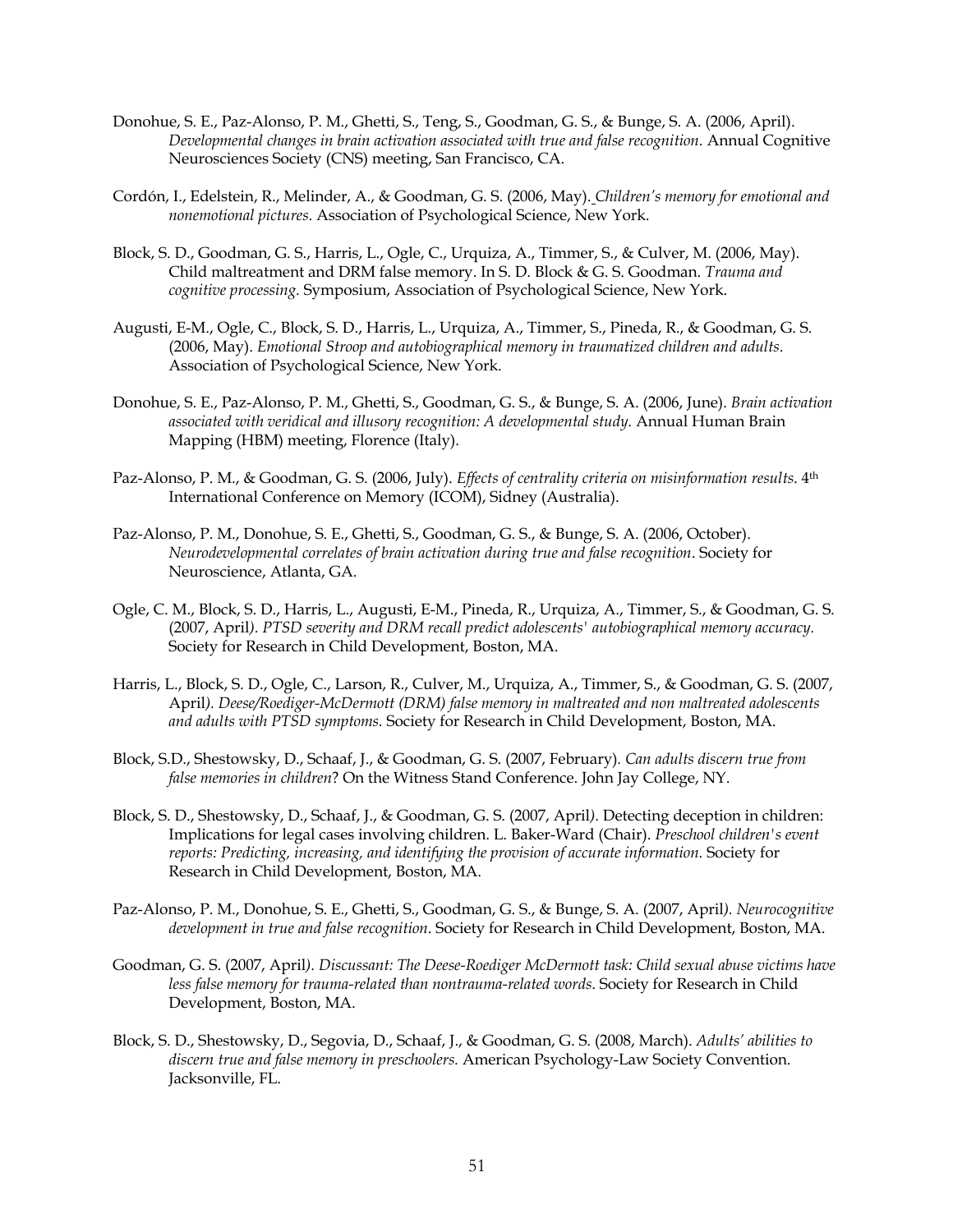Donohue, S. E., Paz-Alonso, P. M., Ghetti, S., Teng, S., Goodman, G. S., & Bunge, S. A. (2006, April). *Developmental changes in brain activation associated with true and false recognition.* Annual Cognitive Neurosciences Society (CNS) meeting, San Francisco, CA.

Cordón, I., Edelstein, R., Melinder, A., & Goodman, G. S. (2006, May). *Children's memory for emotional and nonemotional pictures*. Association of Psychological Science, New York.

Block, S. D., Goodman, G. S., Harris, L., Ogle, C., Urquiza, A., Timmer, S., & Culver, M. (2006, May). Child maltreatment and DRM false memory. In S. D. Block & G. S. Goodman. *Trauma and cognitive processing.* Symposium, Association of Psychological Science, New York.

Augusti, E-M., Ogle, C., Block, S. D., Harris, L., Urquiza, A., Timmer, S., Pineda, R., & Goodman, G. S. (2006, May). *Emotional Stroop and autobiographical memory in traumatized children and adults*. Association of Psychological Science, New York.

Donohue, S. E., Paz-Alonso, P. M., Ghetti, S., Goodman, G. S., & Bunge, S. A. (2006, June). *Brain activation associated with veridical and illusory recognition: A developmental study.* Annual Human Brain Mapping (HBM) meeting, Florence (Italy).

Paz-Alonso, P. M., & Goodman, G. S. (2006, July). *Effects of centrality criteria on misinformation results*. 4th International Conference on Memory (ICOM), Sidney (Australia).

Paz-Alonso, P. M., Donohue, S. E., Ghetti, S., Goodman, G. S., & Bunge, S. A. (2006, October). *Neurodevelopmental correlates of brain activation during true and false recognition*. Society for Neuroscience, Atlanta, GA.

Ogle, C. M., Block, S. D., Harris, L., Augusti, E-M., Pineda, R., Urquiza, A., Timmer, S., & Goodman, G. S. (2007, April). *PTSD severity and DRM recall predict adolescents' autobiographical memory accuracy.* Society for Research in Child Development, Boston, MA.

Harris, L., Block, S. D., Ogle, C., Larson, R., Culver, M., Urquiza, A., Timmer, S., & Goodman, G. S. (2007, April). *Deese/Roediger-McDermott (DRM) false memory in maltreated and non maltreated adolescents and adults with PTSD symptoms.* Society for Research in Child Development, Boston, MA.

Block, S.D., Shestowsky, D., Schaaf, J., & Goodman, G. S. (2007, February). *Can adults discern true from false memories in children*? On the Witness Stand Conference. John Jay College, NY.

Block, S. D., Shestowsky, D., Schaaf, J., & Goodman, G. S. (2007, April). Detecting deception in children: Implications for legal cases involving children. L. Baker-Ward (Chair). *Preschool children's event reports: Predicting, increasing, and identifying the provision of accurate information.* Society for Research in Child Development, Boston, MA.

Paz-Alonso, P. M., Donohue, S. E., Ghetti, S., Goodman, G. S., & Bunge, S. A. (2007, April). *Neurocognitive development in true and false recognition*. Society for Research in Child Development, Boston, MA.

Goodman, G. S. (2007, April). *Discussant: The Deese-Roediger McDermott task: Child sexual abuse victims have less false memory for trauma-related than nontrauma-related words*. Society for Research in Child Development, Boston, MA.

Block, S. D., Shestowsky, D., Segovia, D., Schaaf, J., & Goodman, G. S. (2008, March). *Adults' abilities to discern true and false memory in preschoolers.* American Psychology-Law Society Convention. Jacksonville, FL.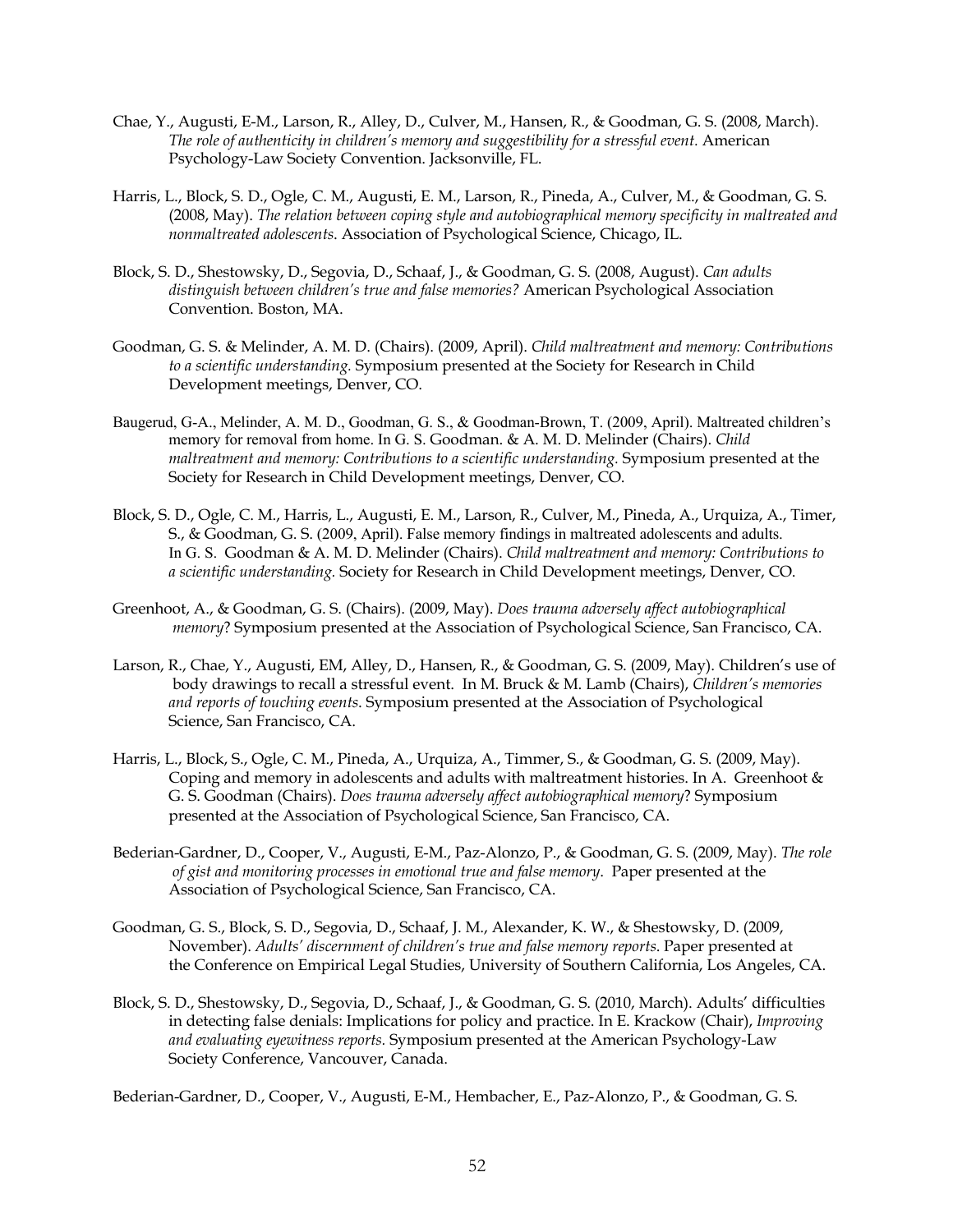Chae, Y., Augusti, E-M., Larson, R., Alley, D., Culver, M., Hansen, R., & Goodman, G. S. (2008, March). *The role of authenticity in children's memory and suggestibility for a stressful event.* American Psychology-Law Society Convention. Jacksonville, FL.

Harris, L., Block, S. D., Ogle, C. M., Augusti, E. M., Larson, R., Pineda, A., Culver, M., & Goodman, G. S. (2008, May). *The relation between coping style and autobiographical memory specificity in maltreated and nonmaltreated adolescents.* Association of Psychological Science, Chicago, IL.

Block, S. D., Shestowsky, D., Segovia, D., Schaaf, J., & Goodman, G. S. (2008, August). *Can adults distinguish between children's true and false memories?* American Psychological Association Convention. Boston, MA.

Goodman, G. S. & Melinder, A. M. D. (Chairs). (2009, April). *Child maltreatment and memory: Contributions to a scientific understanding.* Symposium presented at the Society for Research in Child Development meetings, Denver, CO.

Baugerud, G-A., Melinder, A. M. D., Goodman, G. S., & Goodman-Brown, T. (2009, April). Maltreated children's memory for removal from home. In G. S. Goodman. & A. M. D. Melinder (Chairs). *Child maltreatment and memory: Contributions to a scientific understanding.* Symposium presented at the Society for Research in Child Development meetings, Denver, CO.

Block, S. D., Ogle, C. M., Harris, L., Augusti, E. M., Larson, R., Culver, M., Pineda, A., Urquiza, A., Timer, S., & Goodman, G. S. (2009, April). False memory findings in maltreated adolescents and adults. In G. S. Goodman & A. M. D. Melinder (Chairs). *Child maltreatment and memory: Contributions to a scientific understanding.* Society for Research in Child Development meetings, Denver, CO.

Greenhoot, A., & Goodman, G. S. (Chairs). (2009, May). *Does trauma adversely affect autobiographical memory*? Symposium presented at the Association of Psychological Science, San Francisco, CA.

Larson, R., Chae, Y., Augusti, EM, Alley, D., Hansen, R., & Goodman, G. S. (2009, May). Children's use of body drawings to recall a stressful event. In M. Bruck & M. Lamb (Chairs), *Children's memories and reports of touching events*. Symposium presented at the Association of Psychological Science, San Francisco, CA.

Harris, L., Block, S., Ogle, C. M., Pineda, A., Urquiza, A., Timmer, S., & Goodman, G. S. (2009, May). Coping and memory in adolescents and adults with maltreatment histories. In A. Greenhoot & G. S. Goodman (Chairs). *Does trauma adversely affect autobiographical memory*? Symposium presented at the Association of Psychological Science, San Francisco, CA.

Bederian-Gardner, D., Cooper, V., Augusti, E-M., Paz-Alonzo, P., & Goodman, G. S. (2009, May). *The role of gist and monitoring processes in emotional true and false memory*. Paper presented at the Association of Psychological Science, San Francisco, CA.

Goodman, G. S., Block, S. D., Segovia, D., Schaaf, J. M., Alexander, K. W., & Shestowsky, D. (2009, November). *Adults' discernment of children's true and false memory reports*. Paper presented at the Conference on Empirical Legal Studies, University of Southern California, Los Angeles, CA.

Block, S. D., Shestowsky, D., Segovia, D., Schaaf, J., & Goodman, G. S. (2010, March). Adults' difficulties in detecting false denials: Implications for policy and practice. In E. Krackow (Chair), *Improving and evaluating eyewitness reports*. Symposium presented at the American Psychology-Law Society Conference, Vancouver, Canada.

Bederian-Gardner, D., Cooper, V., Augusti, E-M., Hembacher, E., Paz-Alonzo, P., & Goodman, G. S.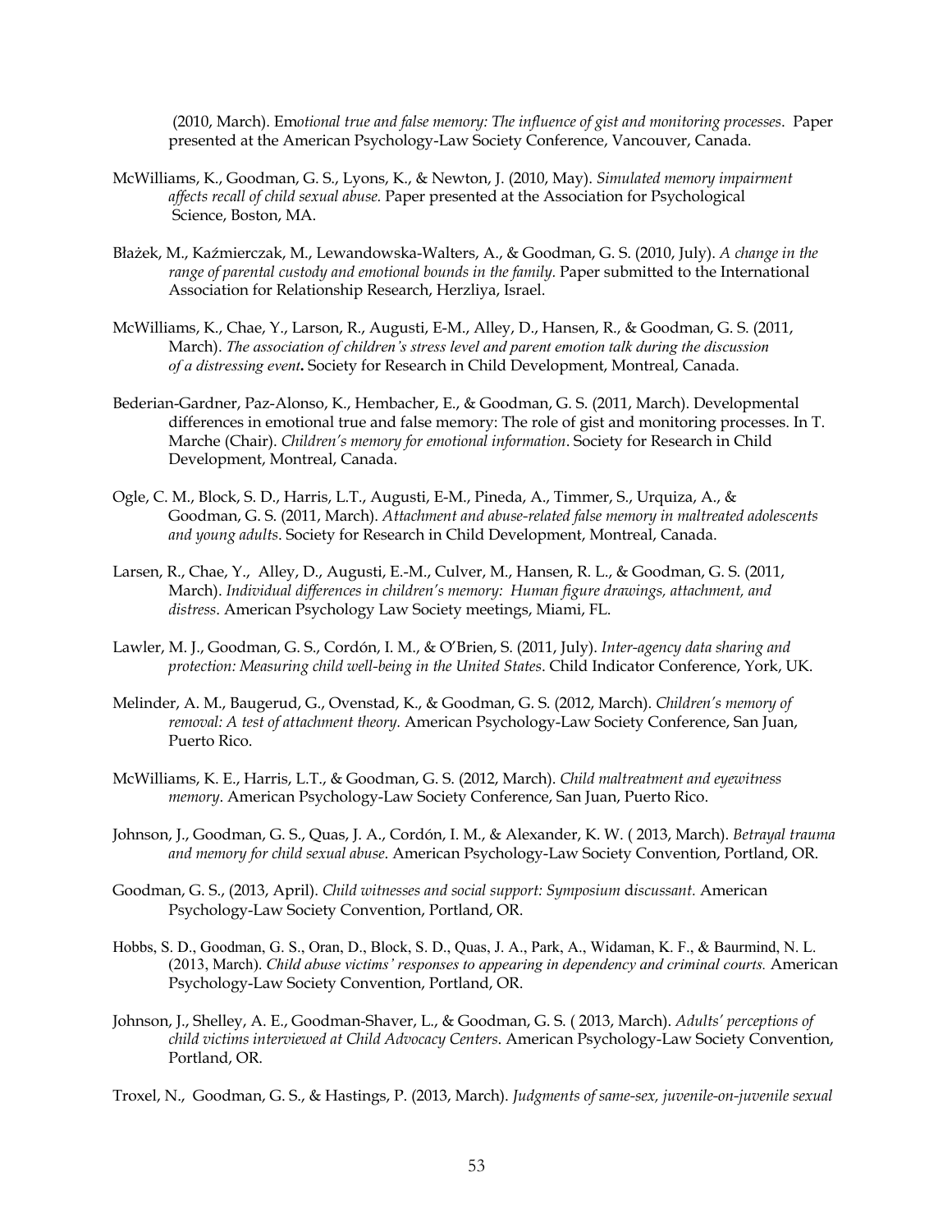(2010, March). Em*otional true and false memory: The influence of gist and monitoring processes*. Paper presented at the American Psychology-Law Society Conference, Vancouver, Canada.

McWilliams, K., Goodman, G. S., Lyons, K., & Newton, J. (2010, May). *Simulated memory impairment affects recall of child sexual abuse.* Paper presented at the Association for Psychological Science, Boston, MA.

Błażek, M., Kaźmierczak, M., Lewandowska-Walters, A., & Goodman, G. S. (2010, July). *A change in the range of parental custody and emotional bounds in the family.* Paper submitted to the International Association for Relationship Research, Herzliya, Israel.

McWilliams, K., Chae, Y., Larson, R., Augusti, E-M., Alley, D., Hansen, R., & Goodman, G. S. (2011, March). *The association of children's stress level and parent emotion talk during the discussion of a distressing event***.** Society for Research in Child Development, Montreal, Canada.

Bederian-Gardner, Paz-Alonso, K., Hembacher, E., & Goodman, G. S. (2011, March). Developmental differences in emotional true and false memory: The role of gist and monitoring processes. In T. Marche (Chair). *Children's memory for emotional information*. Society for Research in Child Development, Montreal, Canada.

Ogle, C. M., Block, S. D., Harris, L.T., Augusti, E-M., Pineda, A., Timmer, S., Urquiza, A., & Goodman, G. S. (2011, March). *Attachment and abuse-related false memory in maltreated adolescents and young adults*. Society for Research in Child Development, Montreal, Canada.

Larsen, R., Chae, Y., Alley, D., Augusti, E.-M., Culver, M., Hansen, R. L., & Goodman, G. S. (2011, March). *Individual differences in children's memory: Human figure drawings, attachment, and distress*. American Psychology Law Society meetings, Miami, FL.

Lawler, M. J., Goodman, G. S., Cordón, I. M., & O'Brien, S. (2011, July). *Inter-agency data sharing and protection: Measuring child well-being in the United States*. Child Indicator Conference, York, UK.

Melinder, A. M., Baugerud, G., Ovenstad, K., & Goodman, G. S. (2012, March). *Children's memory of removal: A test of attachment theory.* American Psychology-Law Society Conference, San Juan, Puerto Rico.

McWilliams, K. E., Harris, L.T., & Goodman, G. S. (2012, March). *Child maltreatment and eyewitness memory*. American Psychology-Law Society Conference, San Juan, Puerto Rico.

Johnson, J., Goodman, G. S., Quas, J. A., Cordón, I. M., & Alexander, K. W. ( 2013, March). *Betrayal trauma and memory for child sexual abuse*. American Psychology-Law Society Convention, Portland, OR.

Goodman, G. S., (2013, April). *Child witnesses and social support: Symposium* d*iscussant.* American Psychology-Law Society Convention, Portland, OR.

Hobbs, S. D., Goodman, G. S., Oran, D., Block, S. D., Quas, J. A., Park, A., Widaman, K. F., & Baurmind, N. L. (2013, March). *Child abuse victims' responses to appearing in dependency and criminal courts.* American Psychology-Law Society Convention, Portland, OR.

Johnson, J., Shelley, A. E., Goodman-Shaver, L., & Goodman, G. S. ( 2013, March). *Adults' perceptions of child victims interviewed at Child Advocacy Centers.* American Psychology-Law Society Convention, Portland, OR.

Troxel, N., Goodman, G. S., & Hastings, P. (2013, March). *Judgments of same-sex, juvenile-on-juvenile sexual*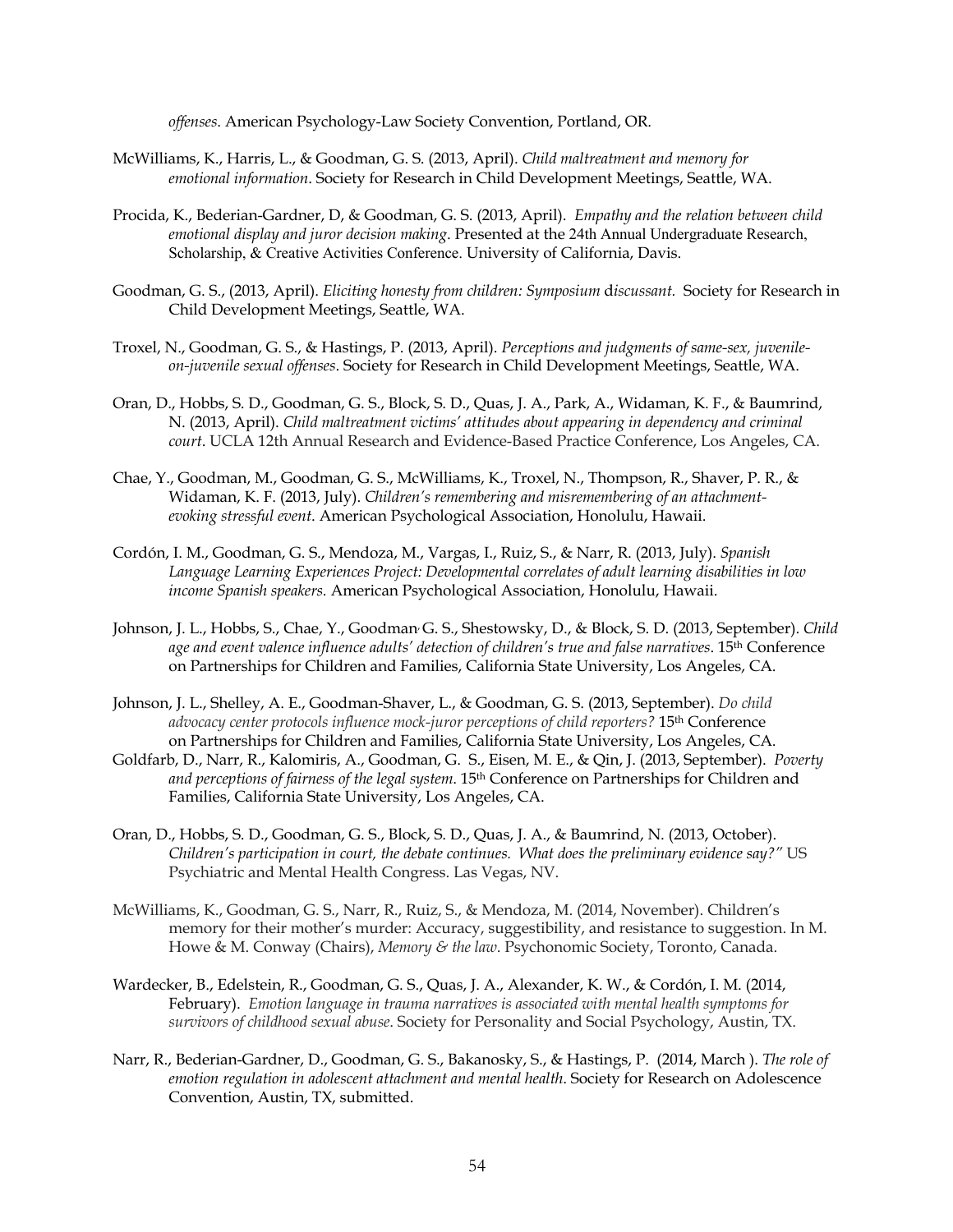*offenses*. American Psychology-Law Society Convention, Portland, OR.

McWilliams, K., Harris, L., & Goodman, G. S. (2013, April). *Child maltreatment and memory for emotional information*. Society for Research in Child Development Meetings, Seattle, WA.

Procida, K., Bederian-Gardner, D, & Goodman, G. S. (2013, April). *Empathy and the relation between child emotional display and juror decision making*. Presented at the 24th Annual Undergraduate Research, Scholarship, & Creative Activities Conference. University of California, Davis.

Goodman, G. S., (2013, April). *Eliciting honesty from children: Symposium discussant.* Society for Research in Child Development Meetings, Seattle, WA.

Troxel, N., Goodman, G. S., & Hastings, P. (2013, April). *Perceptions and judgments of same-sex, juvenile-on-juvenile sexual offenses*. Society for Research in Child Development Meetings, Seattle, WA.

Oran, D., Hobbs, S. D., Goodman, G. S., Block, S. D., Quas, J. A., Park, A., Widaman, K. F., & Baumrind, N. (2013, April). *Child maltreatment victims' attitudes about appearing in dependency and criminal court*. UCLA 12th Annual Research and Evidence-Based Practice Conference, Los Angeles, CA.

Chae, Y., Goodman, M., Goodman, G. S., McWilliams, K., Troxel, N., Thompson, R., Shaver, P. R., & Widaman, K. F. (2013, July). *Children's remembering and misremembering of an attachment-evoking stressful event.* American Psychological Association, Honolulu, Hawaii.

Cordón, I. M., Goodman, G. S., Mendoza, M., Vargas, I., Ruiz, S., & Narr, R. (2013, July). *Spanish Language Learning Experiences Project: Developmental correlates of adult learning disabilities in low income Spanish speakers.* American Psychological Association, Honolulu, Hawaii.

Johnson, J. L., Hobbs, S., Chae, Y., Goodman, G. S., Shestowsky, D., & Block, S. D. (2013, September). *Child age and event valence influence adults' detection of children's true and false narratives*. 15th Conference on Partnerships for Children and Families, California State University, Los Angeles, CA.

Johnson, J. L., Shelley, A. E., Goodman-Shaver, L., & Goodman, G. S. (2013, September). *Do child advocacy center protocols influence mock-juror perceptions of child reporters?* 15th Conference on Partnerships for Children and Families, California State University, Los Angeles, CA.

Goldfarb, D., Narr, R., Kalomiris, A., Goodman, G. S., Eisen, M. E., & Qin, J. (2013, September). *Poverty and perceptions of fairness of the legal system*. 15th Conference on Partnerships for Children and Families, California State University, Los Angeles, CA.

Oran, D., Hobbs, S. D., Goodman, G. S., Block, S. D., Quas, J. A., & Baumrind, N. (2013, October). *Children's participation in court, the debate continues. What does the preliminary evidence say?"* US Psychiatric and Mental Health Congress. Las Vegas, NV.

McWilliams, K., Goodman, G. S., Narr, R., Ruiz, S., & Mendoza, M. (2014, November). Children's memory for their mother's murder: Accuracy, suggestibility, and resistance to suggestion. In M. Howe & M. Conway (Chairs), *Memory & the law*. Psychonomic Society, Toronto, Canada.

Wardecker, B., Edelstein, R., Goodman, G. S., Quas, J. A., Alexander, K. W., & Cordón, I. M. (2014, February). *Emotion language in trauma narratives is associated with mental health symptoms for survivors of childhood sexual abuse*. Society for Personality and Social Psychology, Austin, TX.

Narr, R., Bederian-Gardner, D., Goodman, G. S., Bakanosky, S., & Hastings, P. (2014, March ). *The role of emotion regulation in adolescent attachment and mental health*. Society for Research on Adolescence Convention, Austin, TX, submitted.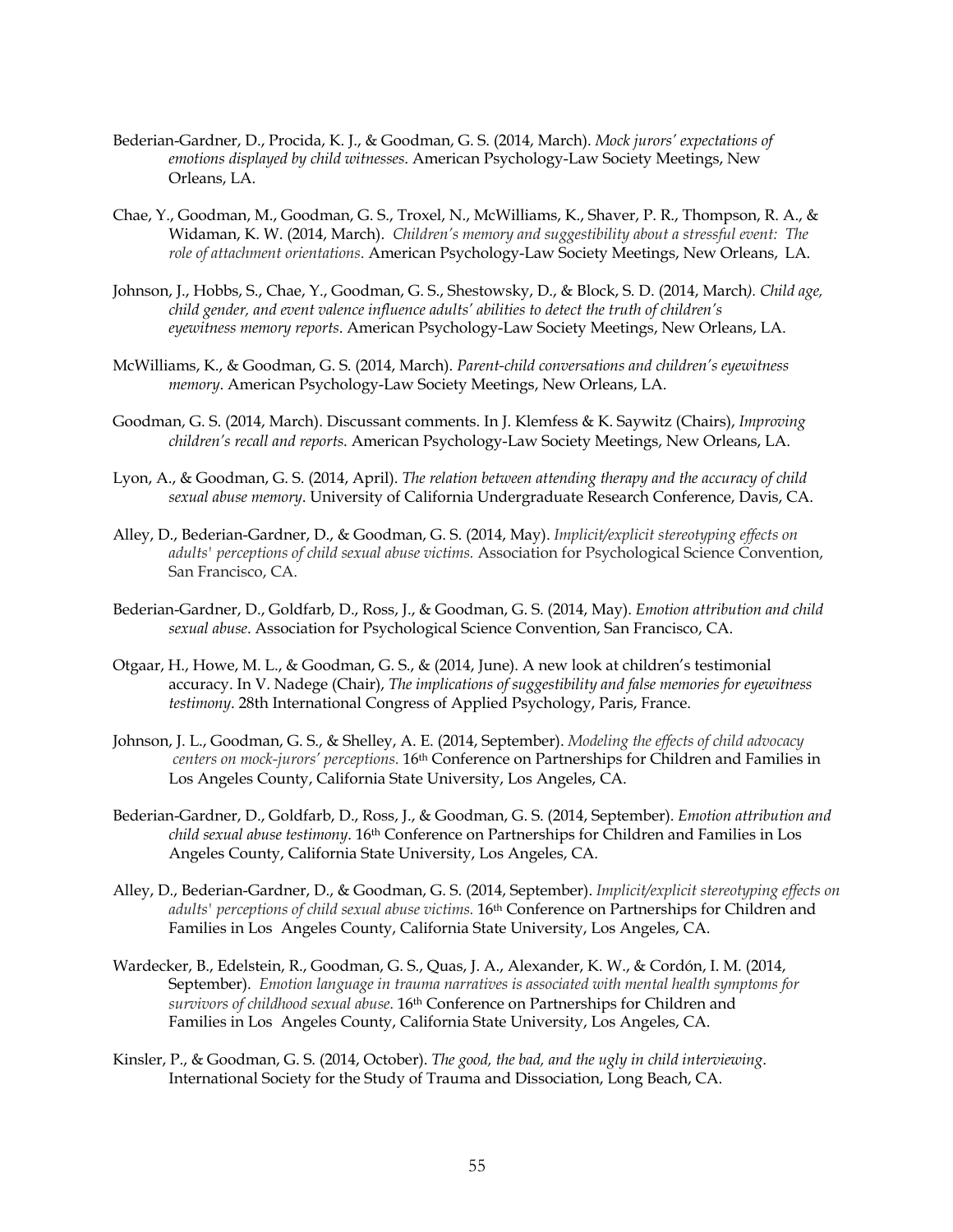Bederian-Gardner, D., Procida, K. J., & Goodman, G. S. (2014, March). *Mock jurors' expectations of emotions displayed by child witnesses*. American Psychology-Law Society Meetings, New Orleans, LA.

Chae, Y., Goodman, M., Goodman, G. S., Troxel, N., McWilliams, K., Shaver, P. R., Thompson, R. A., & Widaman, K. W. (2014, March). *Children's memory and suggestibility about a stressful event: The role of attachment orientations*. American Psychology-Law Society Meetings, New Orleans, LA.

Johnson, J., Hobbs, S., Chae, Y., Goodman, G. S., Shestowsky, D., & Block, S. D. (2014, March*). Child age, child gender, and event valence influence adults' abilities to detect the truth of children's eyewitness memory reports*. American Psychology-Law Society Meetings, New Orleans, LA.

McWilliams, K., & Goodman, G. S. (2014, March). *Parent-child conversations and children's eyewitness memory*. American Psychology-Law Society Meetings, New Orleans, LA.

Goodman, G. S. (2014, March). Discussant comments. In J. Klemfess & K. Saywitz (Chairs), *Improving children's recall and reports*. American Psychology-Law Society Meetings, New Orleans, LA.

Lyon, A., & Goodman, G. S. (2014, April). *The relation between attending therapy and the accuracy of child sexual abuse memory*. University of California Undergraduate Research Conference, Davis, CA.

Alley, D., Bederian-Gardner, D., & Goodman, G. S. (2014, May). *Implicit/explicit stereotyping effects on adults' perceptions of child sexual abuse victims.* Association for Psychological Science Convention, San Francisco, CA.

Bederian-Gardner, D., Goldfarb, D., Ross, J., & Goodman, G. S. (2014, May). *Emotion attribution and child sexual abuse*. Association for Psychological Science Convention, San Francisco, CA.

Otgaar, H., Howe, M. L., & Goodman, G. S., & (2014, June). A new look at children's testimonial accuracy. In V. Nadege (Chair), *The implications of suggestibility and false memories for eyewitness testimony*. 28th International Congress of Applied Psychology, Paris, France.

Johnson, J. L., Goodman, G. S., & Shelley, A. E. (2014, September). *Modeling the effects of child advocacy centers on mock-jurors' perceptions.* 16th Conference on Partnerships for Children and Families in Los Angeles County, California State University, Los Angeles, CA.

Bederian-Gardner, D., Goldfarb, D., Ross, J., & Goodman, G. S. (2014, September). *Emotion attribution and child sexual abuse testimony*. 16th Conference on Partnerships for Children and Families in Los Angeles County, California State University, Los Angeles, CA.

Alley, D., Bederian-Gardner, D., & Goodman, G. S. (2014, September). *Implicit/explicit stereotyping effects on adults' perceptions of child sexual abuse victims.* 16th Conference on Partnerships for Children and Families in Los Angeles County, California State University, Los Angeles, CA.

Wardecker, B., Edelstein, R., Goodman, G. S., Quas, J. A., Alexander, K. W., & Cordón, I. M. (2014, September). *Emotion language in trauma narratives is associated with mental health symptoms for survivors of childhood sexual abuse*. 16th Conference on Partnerships for Children and Families in Los Angeles County, California State University, Los Angeles, CA.

Kinsler, P., & Goodman, G. S. (2014, October). *The good, the bad, and the ugly in child interviewing*. International Society for the Study of Trauma and Dissociation, Long Beach, CA.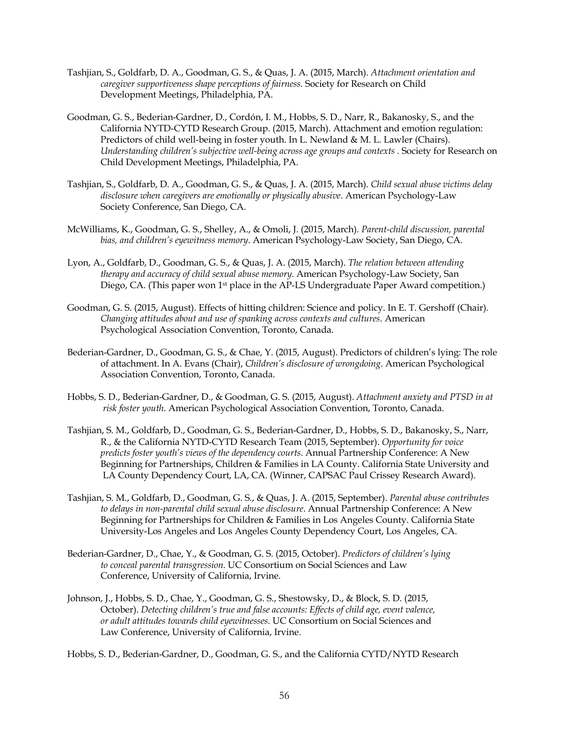Tashjian, S., Goldfarb, D. A., Goodman, G. S., & Quas, J. A. (2015, March). *Attachment orientation and caregiver supportiveness shape perceptions of fairness.* Society for Research on Child Development Meetings, Philadelphia, PA.

Goodman, G. S., Bederian-Gardner, D., Cordón, I. M., Hobbs, S. D., Narr, R., Bakanosky, S., and the California NYTD-CYTD Research Group. (2015, March). Attachment and emotion regulation: Predictors of child well-being in foster youth. In L. Newland & M. L. Lawler (Chairs). *Understanding children's subjective well-being across age groups and contexts* . Society for Research on Child Development Meetings, Philadelphia, PA.

Tashjian, S., Goldfarb, D. A., Goodman, G. S., & Quas, J. A. (2015, March). *Child sexual abuse victims delay disclosure when caregivers are emotionally or physically abusive*. American Psychology-Law Society Conference, San Diego, CA.

McWilliams, K., Goodman, G. S., Shelley, A., & Omoli, J. (2015, March). *Parent-child discussion, parental bias, and children's eyewitness memory*. American Psychology-Law Society, San Diego, CA.

Lyon, A., Goldfarb, D., Goodman, G. S., & Quas, J. A. (2015, March). *The relation between attending therapy and accuracy of child sexual abuse memory*. American Psychology-Law Society, San Diego, CA. (This paper won 1st place in the AP-LS Undergraduate Paper Award competition.)

Goodman, G. S. (2015, August). Effects of hitting children: Science and policy. In E. T. Gershoff (Chair). *Changing attitudes about and use of spanking across contexts and cultures*. American Psychological Association Convention, Toronto, Canada.

Bederian-Gardner, D., Goodman, G. S., & Chae, Y. (2015, August). Predictors of children's lying: The role of attachment. In A. Evans (Chair), *Children's disclosure of wrongdoing*. American Psychological Association Convention, Toronto, Canada.

Hobbs, S. D., Bederian-Gardner, D., & Goodman, G. S. (2015, August). *Attachment anxiety and PTSD in at risk foster youth.* American Psychological Association Convention, Toronto, Canada.

Tashjian, S. M., Goldfarb, D., Goodman, G. S., Bederian-Gardner, D., Hobbs, S. D., Bakanosky, S., Narr, R., & the California NYTD-CYTD Research Team (2015, September). *Opportunity for voice predicts foster youth's views of the dependency courts*. Annual Partnership Conference: A New Beginning for Partnerships, Children & Families in LA County. California State University and LA County Dependency Court, LA, CA. (Winner, CAPSAC Paul Crissey Research Award).

Tashjian, S. M., Goldfarb, D., Goodman, G. S., & Quas, J. A. (2015, September). *Parental abuse contributes to delays in non-parental child sexual abuse disclosure*. Annual Partnership Conference: A New Beginning for Partnerships for Children & Families in Los Angeles County. California State University-Los Angeles and Los Angeles County Dependency Court, Los Angeles, CA.

Bederian-Gardner, D., Chae, Y., & Goodman, G. S. (2015, October). *Predictors of children's lying to conceal parental transgression.* UC Consortium on Social Sciences and Law Conference, University of California, Irvine.

Johnson, J., Hobbs, S. D., Chae, Y., Goodman, G. S., Shestowsky, D., & Block, S. D. (2015, October). *Detecting children's true and false accounts: Effects of child age, event valence, or adult attitudes towards child eyewitnesses*. UC Consortium on Social Sciences and Law Conference, University of California, Irvine.

Hobbs, S. D., Bederian-Gardner, D., Goodman, G. S., and the California CYTD/NYTD Research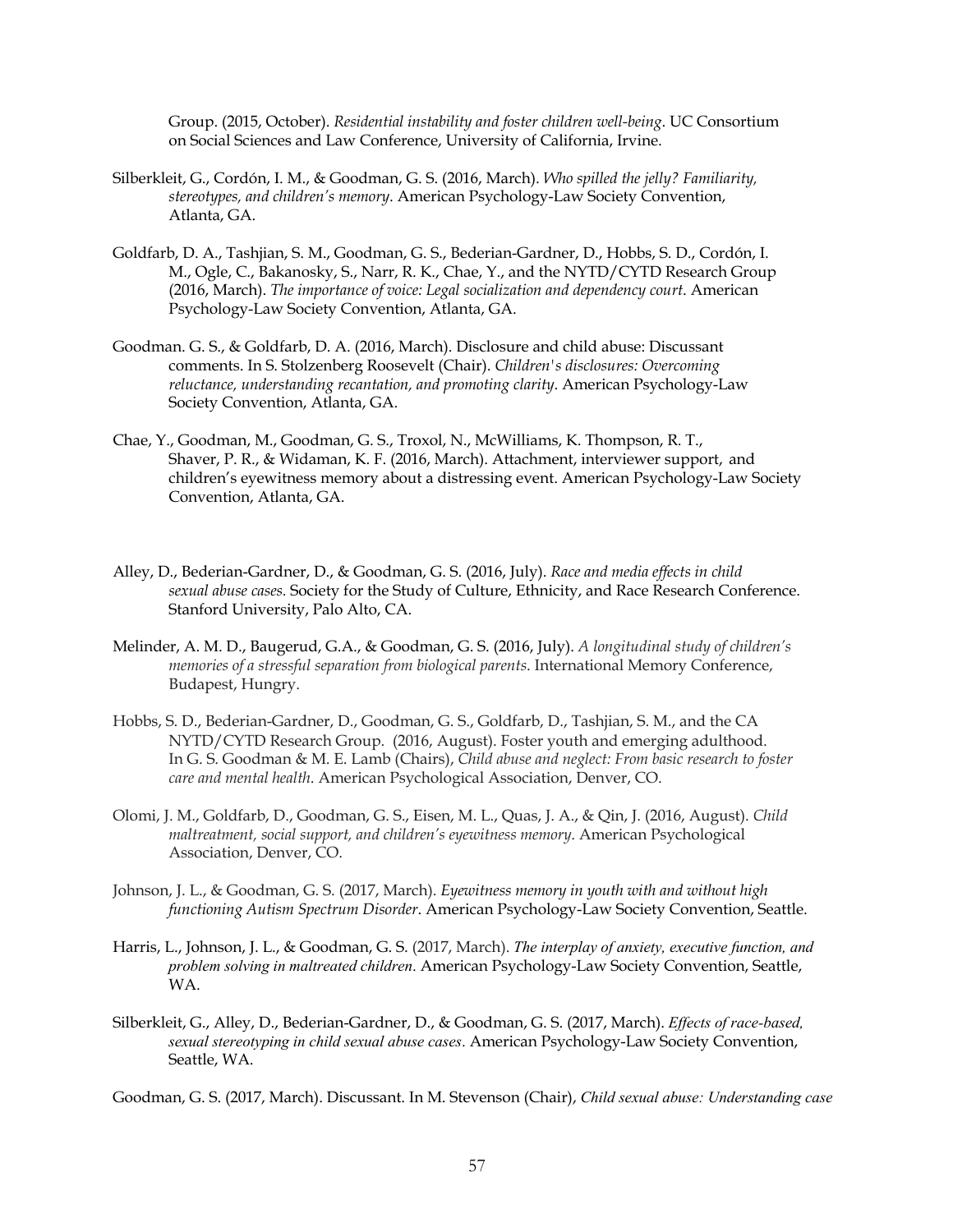Group. (2015, October). *Residential instability and foster children well-being*. UC Consortium on Social Sciences and Law Conference, University of California, Irvine.

Silberkleit, G., Cordón, I. M., & Goodman, G. S. (2016, March). *Who spilled the jelly? Familiarity, stereotypes, and children's memory*. American Psychology-Law Society Convention, Atlanta, GA.

Goldfarb, D. A., Tashjian, S. M., Goodman, G. S., Bederian-Gardner, D., Hobbs, S. D., Cordón, I. M., Ogle, C., Bakanosky, S., Narr, R. K., Chae, Y., and the NYTD/CYTD Research Group (2016, March). *The importance of voice: Legal socialization and dependency court*. American Psychology-Law Society Convention, Atlanta, GA.

Goodman. G. S., & Goldfarb, D. A. (2016, March). Disclosure and child abuse: Discussant comments. In S. Stolzenberg Roosevelt (Chair). *Children's disclosures: Overcoming reluctance, understanding recantation, and promoting clarity*. American Psychology-Law Society Convention, Atlanta, GA.

Chae, Y., Goodman, M., Goodman, G. S., Troxol, N., McWilliams, K. Thompson, R. T., Shaver, P. R., & Widaman, K. F. (2016, March). Attachment, interviewer support, and children's eyewitness memory about a distressing event. American Psychology-Law Society Convention, Atlanta, GA.

Alley, D., Bederian-Gardner, D., & Goodman, G. S. (2016, July). *Race and media effects in child sexual abuse cases*. Society for the Study of Culture, Ethnicity, and Race Research Conference. Stanford University, Palo Alto, CA.

Melinder, A. M. D., Baugerud, G.A., & Goodman, G. S. (2016, July). *A longitudinal study of children's memories of a stressful separation from biological parents*. International Memory Conference, Budapest, Hungry.

Hobbs, S. D., Bederian-Gardner, D., Goodman, G. S., Goldfarb, D., Tashjian, S. M., and the CA NYTD/CYTD Research Group. (2016, August). Foster youth and emerging adulthood. In G. S. Goodman & M. E. Lamb (Chairs), *Child abuse and neglect: From basic research to foster care and mental health*. American Psychological Association, Denver, CO.

Olomi, J. M., Goldfarb, D., Goodman, G. S., Eisen, M. L., Quas, J. A., & Qin, J. (2016, August). *Child maltreatment, social support, and children's eyewitness memory*. American Psychological Association, Denver, CO.

Johnson, J. L., & Goodman, G. S. (2017, March). *Eyewitness memory in youth with and without high functioning Autism Spectrum Disorder*. American Psychology-Law Society Convention, Seattle.

Harris, L., Johnson, J. L., & Goodman, G. S. (2017, March). *The interplay of anxiety, executive function, and problem solving in maltreated children*. American Psychology-Law Society Convention, Seattle, WA.

Silberkleit, G., Alley, D., Bederian-Gardner, D., & Goodman, G. S. (2017, March). *Effects of race-based, sexual stereotyping in child sexual abuse cases*. American Psychology-Law Society Convention, Seattle, WA.

Goodman, G. S. (2017, March). Discussant. In M. Stevenson (Chair), *Child sexual abuse: Understanding case*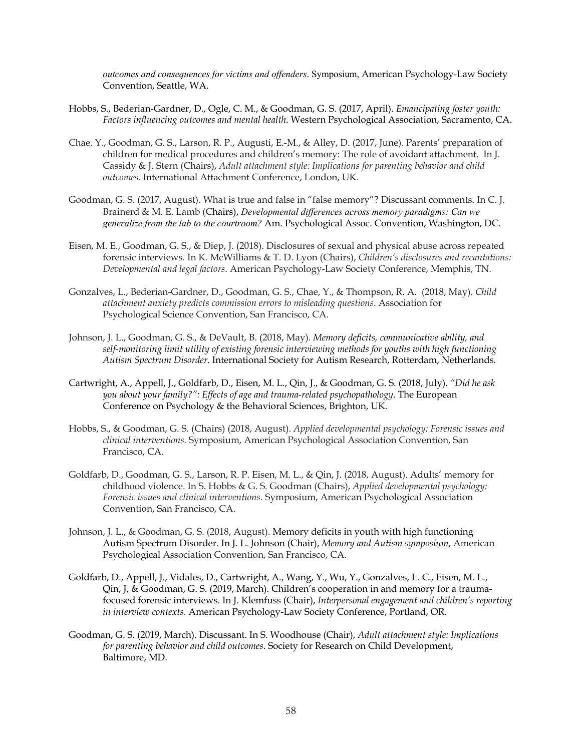*outcomes and consequences for victims and offenders*. Symposium, American Psychology-Law Society Convention, Seattle, WA.

Hobbs, S., Bederian-Gardner, D., Ogle, C. M., & Goodman, G. S. (2017, April). *Emancipating foster youth: Factors influencing outcomes and mental health*. Western Psychological Association, Sacramento, CA.

Chae, Y., Goodman, G. S., Larson, R. P., Augusti, E.-M., & Alley, D. (2017, June). Parents' preparation of children for medical procedures and children's memory: The role of avoidant attachment. In J. Cassidy & J. Stern (Chairs), *Adult attachment style: Implications for parenting behavior and child outcomes*. International Attachment Conference, London, UK.

Goodman, G. S. (2017, August). What is true and false in "false memory"? Discussant comments. In C. J. Brainerd & M. E. Lamb (Chairs), *Developmental differences across memory paradigms: Can we generalize from the lab to the courtroom?* Am. Psychological Assoc. Convention, Washington, DC.

Eisen, M. E., Goodman, G. S., & Diep, J. (2018). Disclosures of sexual and physical abuse across repeated forensic interviews. In K. McWilliams & T. D. Lyon (Chairs), *Children's disclosures and recantations: Developmental and legal factors*. American Psychology-Law Society Conference, Memphis, TN.

Gonzalves, L., Bederian-Gardner, D., Goodman, G. S., Chae, Y., & Thompson, R. A. (2018, May). *Child attachment anxiety predicts commission errors to misleading questions*. Association for Psychological Science Convention, San Francisco, CA.

Johnson, J. L., Goodman, G. S., & DeVault, B. (2018, May). *Memory deficits, communicative ability, and self-monitoring limit utility of existing forensic interviewing methods for youths with high functioning Autism Spectrum Disorder*. International Society for Autism Research, Rotterdam, Netherlands.

Cartwright, A., Appell, J., Goldfarb, D., Eisen, M. L., Qin, J., & Goodman, G. S. (2018, July). *"Did he ask you about your family?": Effects of age and trauma-related psychopathology*. The European Conference on Psychology & the Behavioral Sciences, Brighton, UK.

Hobbs, S., & Goodman, G. S. (Chairs) (2018, August). *Applied developmental psychology: Forensic issues and clinical interventions.* Symposium, American Psychological Association Convention, San Francisco, CA.

Goldfarb, D., Goodman, G. S., Larson, R. P. Eisen, M. L., & Qin, J. (2018, August). Adults' memory for childhood violence. In S. Hobbs & G. S. Goodman (Chairs), *Applied developmental psychology: Forensic issues and clinical interventions.* Symposium, American Psychological Association Convention, San Francisco, CA.

Johnson, J. L., & Goodman, G. S. (2018, August). Memory deficits in youth with high functioning Autism Spectrum Disorder. In J. L. Johnson (Chair), *Memory and Autism symposium*, American Psychological Association Convention, San Francisco, CA.

Goldfarb, D., Appell, J., Vidales, D., Cartwright, A., Wang, Y., Wu, Y., Gonzalves, L. C., Eisen, M. L., Qin, J, & Goodman, G. S. (2019, March). Children's cooperation in and memory for a trauma-focused forensic interviews. In J. Klemfuss (Chair), *Interpersonal engagement and children's reporting in interview contexts*. American Psychology-Law Society Conference, Portland, OR.

Goodman, G. S. (2019, March). Discussant. In S. Woodhouse (Chair), *Adult attachment style: Implications for parenting behavior and child outcomes*. Society for Research on Child Development, Baltimore, MD.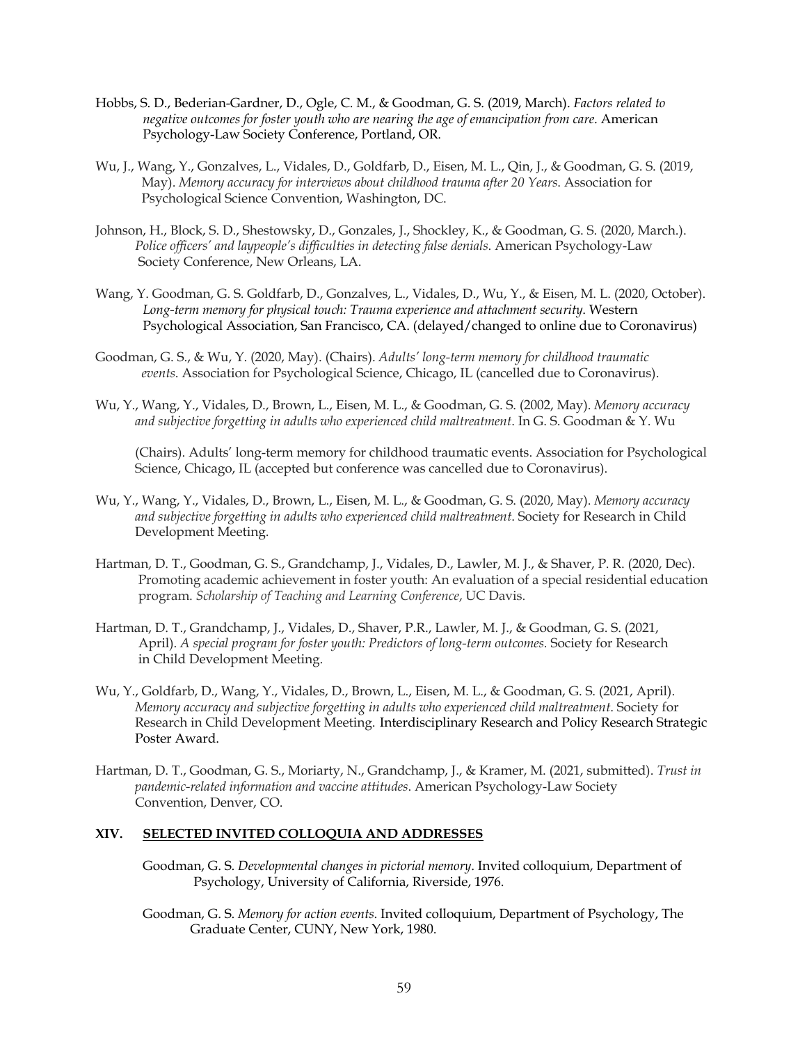Hobbs, S. D., Bederian-Gardner, D., Ogle, C. M., & Goodman, G. S. (2019, March). *Factors related to negative outcomes for foster youth who are nearing the age of emancipation from care*. American Psychology-Law Society Conference, Portland, OR.

Wu, J., Wang, Y., Gonzalves, L., Vidales, D., Goldfarb, D., Eisen, M. L., Qin, J., & Goodman, G. S. (2019, May). *Memory accuracy for interviews about childhood trauma after 20 Years*. Association for Psychological Science Convention, Washington, DC.

Johnson, H., Block, S. D., Shestowsky, D., Gonzales, J., Shockley, K., & Goodman, G. S. (2020, March.). *Police officers' and laypeople's difficulties in detecting false denials*. American Psychology-Law Society Conference, New Orleans, LA.

Wang, Y. Goodman, G. S. Goldfarb, D., Gonzalves, L., Vidales, D., Wu, Y., & Eisen, M. L. (2020, October). *Long-term memory for physical touch: Trauma experience and attachment security*. Western Psychological Association, San Francisco, CA. (delayed/changed to online due to Coronavirus)

Goodman, G. S., & Wu, Y. (2020, May). (Chairs). *Adults' long-term memory for childhood traumatic events*. Association for Psychological Science, Chicago, IL (cancelled due to Coronavirus).

Wu, Y., Wang, Y., Vidales, D., Brown, L., Eisen, M. L., & Goodman, G. S. (2002, May). *Memory accuracy and subjective forgetting in adults who experienced child maltreatment*. In G. S. Goodman & Y. Wu (Chairs). Adults' long-term memory for childhood traumatic events. Association for Psychological Science, Chicago, IL (accepted but conference was cancelled due to Coronavirus).

Wu, Y., Wang, Y., Vidales, D., Brown, L., Eisen, M. L., & Goodman, G. S. (2020, May). *Memory accuracy and subjective forgetting in adults who experienced child maltreatment*. Society for Research in Child Development Meeting.

Hartman, D. T., Goodman, G. S., Grandchamp, J., Vidales, D., Lawler, M. J., & Shaver, P. R. (2020, Dec). Promoting academic achievement in foster youth: An evaluation of a special residential education program. *Scholarship of Teaching and Learning Conference*, UC Davis.

Hartman, D. T., Grandchamp, J., Vidales, D., Shaver, P.R., Lawler, M. J., & Goodman, G. S. (2021, April). *A special program for foster youth: Predictors of long-term outcomes.* Society for Research in Child Development Meeting.

Wu, Y., Goldfarb, D., Wang, Y., Vidales, D., Brown, L., Eisen, M. L., & Goodman, G. S. (2021, April). *Memory accuracy and subjective forgetting in adults who experienced child maltreatment*. Society for Research in Child Development Meeting. Interdisciplinary Research and Policy Research Strategic Poster Award.

Hartman, D. T., Goodman, G. S., Moriarty, N., Grandchamp, J., & Kramer, M. (2021, submitted). *Trust in pandemic-related information and vaccine attitudes*. American Psychology-Law Society Convention, Denver, CO.

## XIV. SELECTED INVITED COLLOQUIA AND ADDRESSES

Goodman, G. S. *Developmental changes in pictorial memory*. Invited colloquium, Department of Psychology, University of California, Riverside, 1976.

Goodman, G. S. *Memory for action events*. Invited colloquium, Department of Psychology, The Graduate Center, CUNY, New York, 1980.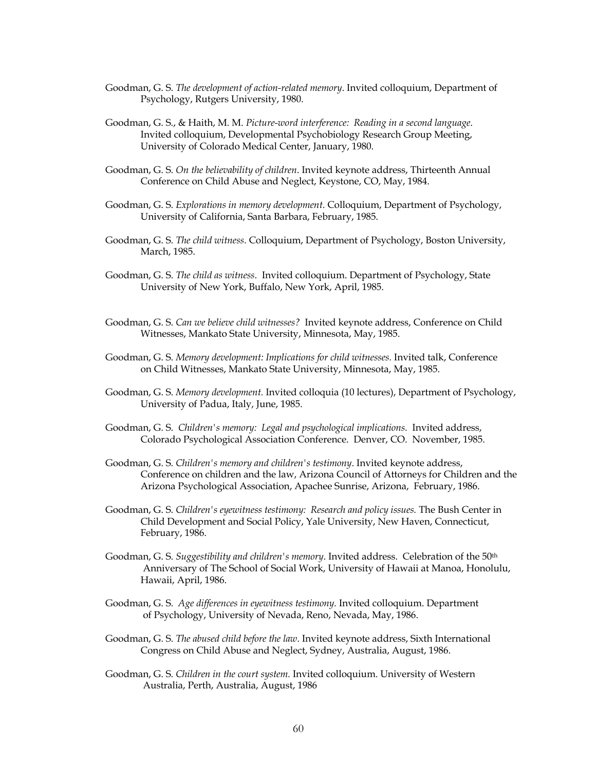Goodman, G. S. *The development of action-related memory*. Invited colloquium, Department of Psychology, Rutgers University, 1980.

Goodman, G. S., & Haith, M. M. *Picture-word interference: Reading in a second language*. Invited colloquium, Developmental Psychobiology Research Group Meeting, University of Colorado Medical Center, January, 1980.

Goodman, G. S. *On the believability of children*. Invited keynote address, Thirteenth Annual Conference on Child Abuse and Neglect, Keystone, CO, May, 1984.

Goodman, G. S. *Explorations in memory development*. Colloquium, Department of Psychology, University of California, Santa Barbara, February, 1985.

Goodman, G. S. *The child witness*. Colloquium, Department of Psychology, Boston University, March, 1985.

Goodman, G. S. *The child as witness*. Invited colloquium. Department of Psychology, State University of New York, Buffalo, New York, April, 1985.

Goodman, G. S. *Can we believe child witnesses?* Invited keynote address, Conference on Child Witnesses, Mankato State University, Minnesota, May, 1985.

Goodman, G. S. *Memory development: Implications for child witnesses.* Invited talk, Conference on Child Witnesses, Mankato State University, Minnesota, May, 1985.

Goodman, G. S. *Memory development.* Invited colloquia (10 lectures), Department of Psychology, University of Padua, Italy, June, 1985.

Goodman, G. S. *Children's memory: Legal and psychological implications.* Invited address, Colorado Psychological Association Conference. Denver, CO. November, 1985.

Goodman, G. S. *Children's memory and children's testimony*. Invited keynote address, Conference on children and the law, Arizona Council of Attorneys for Children and the Arizona Psychological Association, Apachee Sunrise, Arizona, February, 1986.

Goodman, G. S. *Children's eyewitness testimony: Research and policy issues.* The Bush Center in Child Development and Social Policy, Yale University, New Haven, Connecticut, February, 1986.

Goodman, G. S. *Suggestibility and children's memory*. Invited address. Celebration of the 50th Anniversary of The School of Social Work, University of Hawaii at Manoa, Honolulu, Hawaii, April, 1986.

Goodman, G. S. *Age differences in eyewitness testimony.* Invited colloquium. Department of Psychology, University of Nevada, Reno, Nevada, May, 1986.

Goodman, G. S. *The abused child before the law*. Invited keynote address, Sixth International Congress on Child Abuse and Neglect, Sydney, Australia, August, 1986.

Goodman, G. S. *Children in the court system.* Invited colloquium. University of Western Australia, Perth, Australia, August, 1986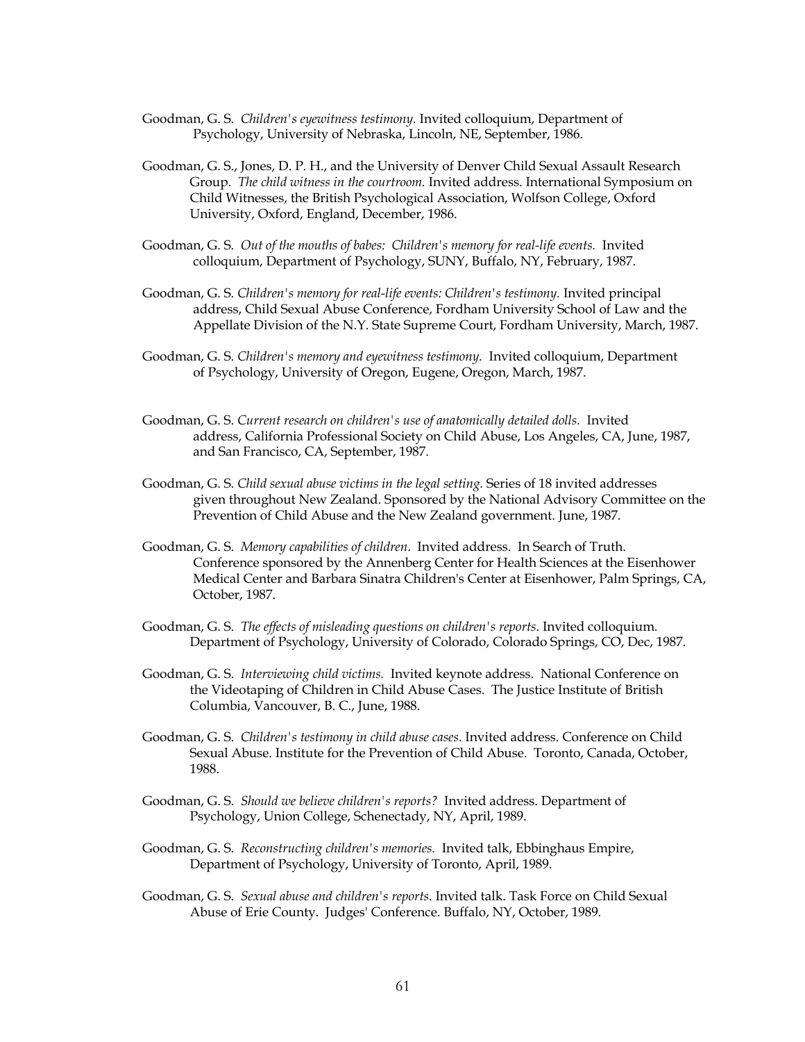Goodman, G. S. *Children's eyewitness testimony.* Invited colloquium, Department of Psychology, University of Nebraska, Lincoln, NE, September, 1986.

Goodman, G. S., Jones, D. P. H., and the University of Denver Child Sexual Assault Research Group. *The child witness in the courtroom.* Invited address. International Symposium on Child Witnesses, the British Psychological Association, Wolfson College, Oxford University, Oxford, England, December, 1986.

Goodman, G. S. *Out of the mouths of babes: Children's memory for real-life events.* Invited colloquium, Department of Psychology, SUNY, Buffalo, NY, February, 1987.

Goodman, G. S. *Children's memory for real-life events: Children's testimony.* Invited principal address, Child Sexual Abuse Conference, Fordham University School of Law and the Appellate Division of the N.Y. State Supreme Court, Fordham University, March, 1987.

Goodman, G. S. *Children's memory and eyewitness testimony.* Invited colloquium, Department of Psychology, University of Oregon, Eugene, Oregon, March, 1987.

Goodman, G. S. *Current research on children's use of anatomically detailed dolls.* Invited address, California Professional Society on Child Abuse, Los Angeles, CA, June, 1987, and San Francisco, CA, September, 1987.

Goodman, G. S. *Child sexual abuse victims in the legal setting.* Series of 18 invited addresses given throughout New Zealand. Sponsored by the National Advisory Committee on the Prevention of Child Abuse and the New Zealand government. June, 1987.

Goodman, G. S. *Memory capabilities of children*. Invited address. In Search of Truth. Conference sponsored by the Annenberg Center for Health Sciences at the Eisenhower Medical Center and Barbara Sinatra Children's Center at Eisenhower, Palm Springs, CA, October, 1987.

Goodman, G. S. *The effects of misleading questions on children's reports*. Invited colloquium. Department of Psychology, University of Colorado, Colorado Springs, CO, Dec, 1987.

Goodman, G. S. *Interviewing child victims.* Invited keynote address. National Conference on the Videotaping of Children in Child Abuse Cases. The Justice Institute of British Columbia, Vancouver, B. C., June, 1988.

Goodman, G. S. *Children's testimony in child abuse cases*. Invited address. Conference on Child Sexual Abuse. Institute for the Prevention of Child Abuse. Toronto, Canada, October, 1988.

Goodman, G. S. *Should we believe children's reports?* Invited address. Department of Psychology, Union College, Schenectady, NY, April, 1989.

Goodman, G. S. *Reconstructing children's memories.* Invited talk, Ebbinghaus Empire, Department of Psychology, University of Toronto, April, 1989.

Goodman, G. S. *Sexual abuse and children's reports*. Invited talk. Task Force on Child Sexual Abuse of Erie County. Judges' Conference. Buffalo, NY, October, 1989.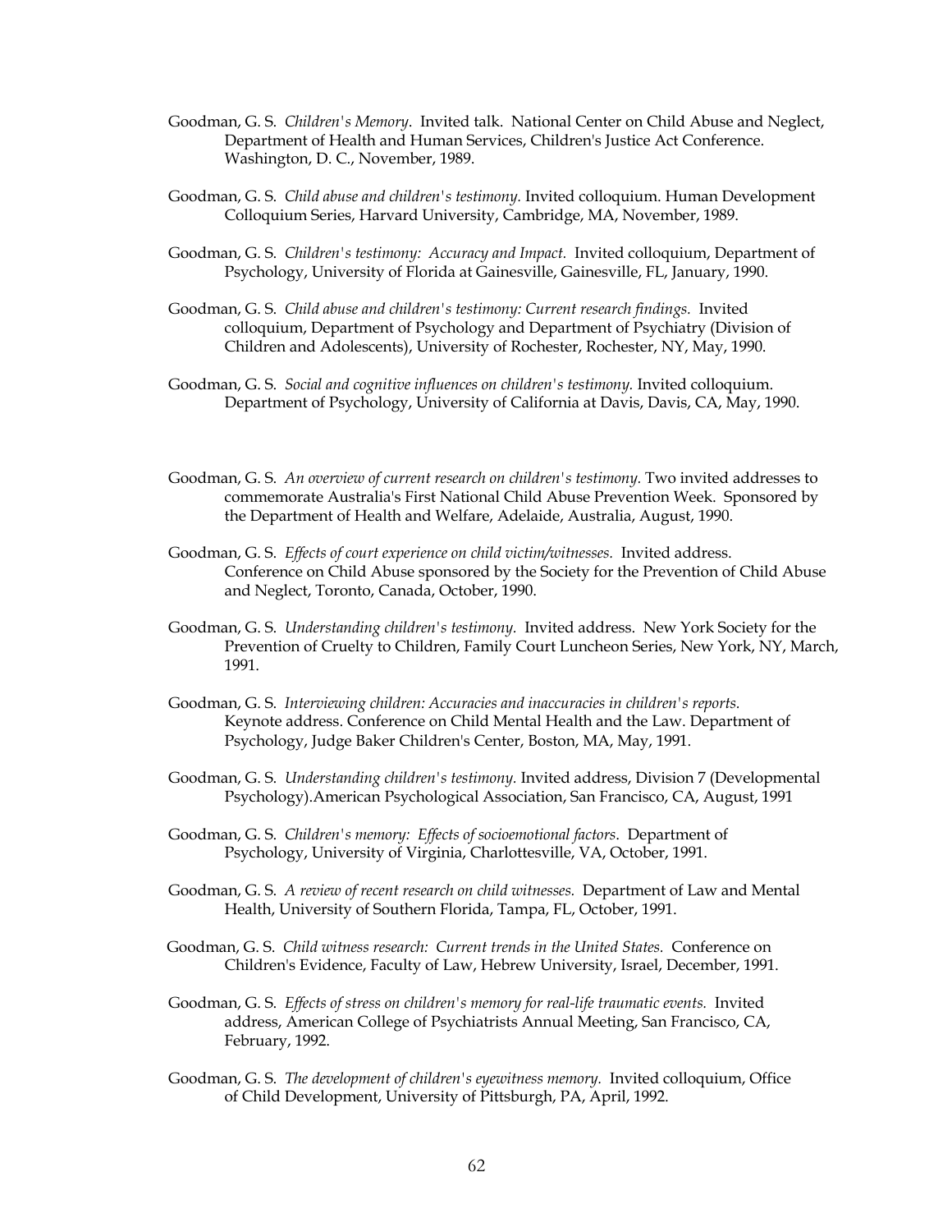Goodman, G. S. *Children's Memory*. Invited talk. National Center on Child Abuse and Neglect, Department of Health and Human Services, Children's Justice Act Conference. Washington, D. C., November, 1989.

Goodman, G. S. *Child abuse and children's testimony.* Invited colloquium. Human Development Colloquium Series, Harvard University, Cambridge, MA, November, 1989.

Goodman, G. S. *Children's testimony: Accuracy and Impact.* Invited colloquium, Department of Psychology, University of Florida at Gainesville, Gainesville, FL, January, 1990.

Goodman, G. S. *Child abuse and children's testimony: Current research findings.* Invited colloquium, Department of Psychology and Department of Psychiatry (Division of Children and Adolescents), University of Rochester, Rochester, NY, May, 1990.

Goodman, G. S. *Social and cognitive influences on children's testimony.* Invited colloquium. Department of Psychology, University of California at Davis, Davis, CA, May, 1990.

Goodman, G. S. *An overview of current research on children's testimony.* Two invited addresses to commemorate Australia's First National Child Abuse Prevention Week. Sponsored by the Department of Health and Welfare, Adelaide, Australia, August, 1990.

Goodman, G. S. *Effects of court experience on child victim/witnesses.* Invited address. Conference on Child Abuse sponsored by the Society for the Prevention of Child Abuse and Neglect, Toronto, Canada, October, 1990.

Goodman, G. S. *Understanding children's testimony.* Invited address. New York Society for the Prevention of Cruelty to Children, Family Court Luncheon Series, New York, NY, March, 1991.

Goodman, G. S. *Interviewing children: Accuracies and inaccuracies in children's reports.* Keynote address. Conference on Child Mental Health and the Law. Department of Psychology, Judge Baker Children's Center, Boston, MA, May, 1991.

Goodman, G. S. *Understanding children's testimony.* Invited address, Division 7 (Developmental Psychology).American Psychological Association, San Francisco, CA, August, 1991

Goodman, G. S. *Children's memory: Effects of socioemotional factors*. Department of Psychology, University of Virginia, Charlottesville, VA, October, 1991.

Goodman, G. S. *A review of recent research on child witnesses.* Department of Law and Mental Health, University of Southern Florida, Tampa, FL, October, 1991.

Goodman, G. S. *Child witness research: Current trends in the United States.* Conference on Children's Evidence, Faculty of Law, Hebrew University, Israel, December, 1991.

Goodman, G. S. *Effects of stress on children's memory for real-life traumatic events.* Invited address, American College of Psychiatrists Annual Meeting, San Francisco, CA, February, 1992.

Goodman, G. S. *The development of children's eyewitness memory.* Invited colloquium, Office of Child Development, University of Pittsburgh, PA, April, 1992.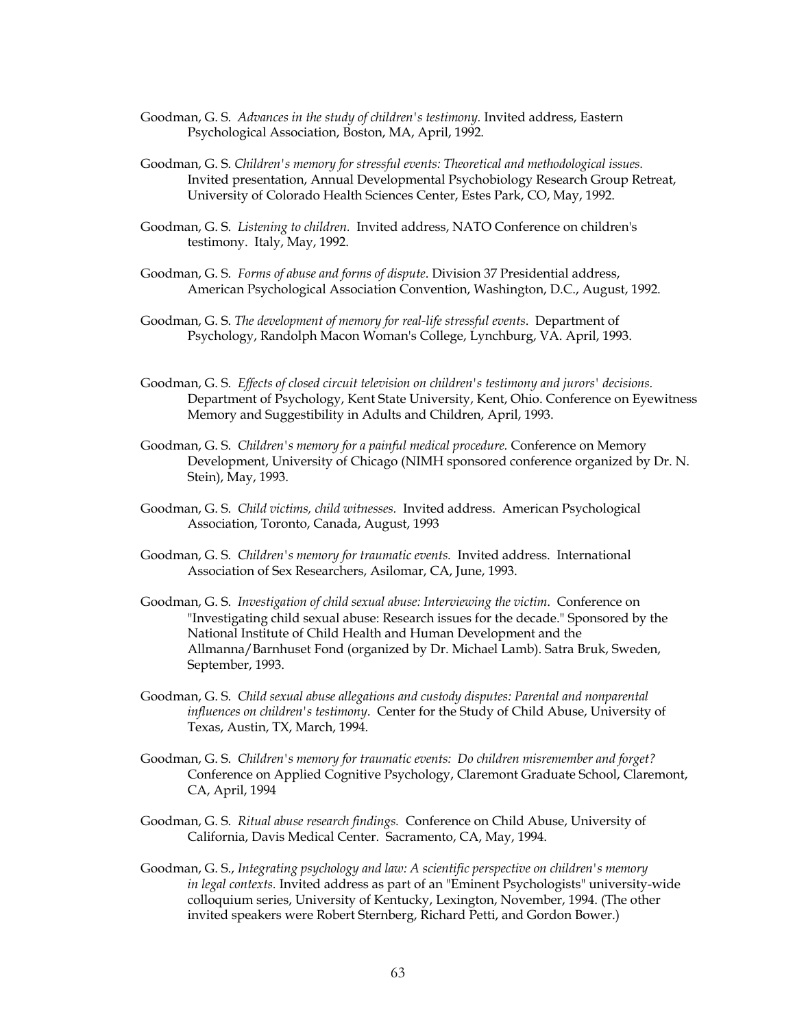Goodman, G. S. *Advances in the study of children's testimony.* Invited address, Eastern Psychological Association, Boston, MA, April, 1992.

Goodman, G. S. *Children's memory for stressful events: Theoretical and methodological issues.* Invited presentation, Annual Developmental Psychobiology Research Group Retreat, University of Colorado Health Sciences Center, Estes Park, CO, May, 1992.

Goodman, G. S. *Listening to children.* Invited address, NATO Conference on children's testimony. Italy, May, 1992.

Goodman, G. S. *Forms of abuse and forms of dispute.* Division 37 Presidential address, American Psychological Association Convention, Washington, D.C., August, 1992.

Goodman, G. S. *The development of memory for real-life stressful events.* Department of Psychology, Randolph Macon Woman's College, Lynchburg, VA. April, 1993.

Goodman, G. S. *Effects of closed circuit television on children's testimony and jurors' decisions.* Department of Psychology, Kent State University, Kent, Ohio. Conference on Eyewitness Memory and Suggestibility in Adults and Children, April, 1993.

Goodman, G. S. *Children's memory for a painful medical procedure.* Conference on Memory Development, University of Chicago (NIMH sponsored conference organized by Dr. N. Stein), May, 1993.

Goodman, G. S. *Child victims, child witnesses.* Invited address. American Psychological Association, Toronto, Canada, August, 1993

Goodman, G. S. *Children's memory for traumatic events.* Invited address. International Association of Sex Researchers, Asilomar, CA, June, 1993.

Goodman, G. S. *Investigation of child sexual abuse: Interviewing the victim.* Conference on "Investigating child sexual abuse: Research issues for the decade." Sponsored by the National Institute of Child Health and Human Development and the Allmanna/Barnhuset Fond (organized by Dr. Michael Lamb). Satra Bruk, Sweden, September, 1993.

Goodman, G. S. *Child sexual abuse allegations and custody disputes: Parental and nonparental influences on children's testimony.* Center for the Study of Child Abuse, University of Texas, Austin, TX, March, 1994.

Goodman, G. S. *Children's memory for traumatic events: Do children misremember and forget?* Conference on Applied Cognitive Psychology, Claremont Graduate School, Claremont, CA, April, 1994

Goodman, G. S. *Ritual abuse research findings.* Conference on Child Abuse, University of California, Davis Medical Center. Sacramento, CA, May, 1994.

Goodman, G. S., *Integrating psychology and law: A scientific perspective on children's memory in legal contexts.* Invited address as part of an "Eminent Psychologists" university-wide colloquium series, University of Kentucky, Lexington, November, 1994. (The other invited speakers were Robert Sternberg, Richard Petti, and Gordon Bower.)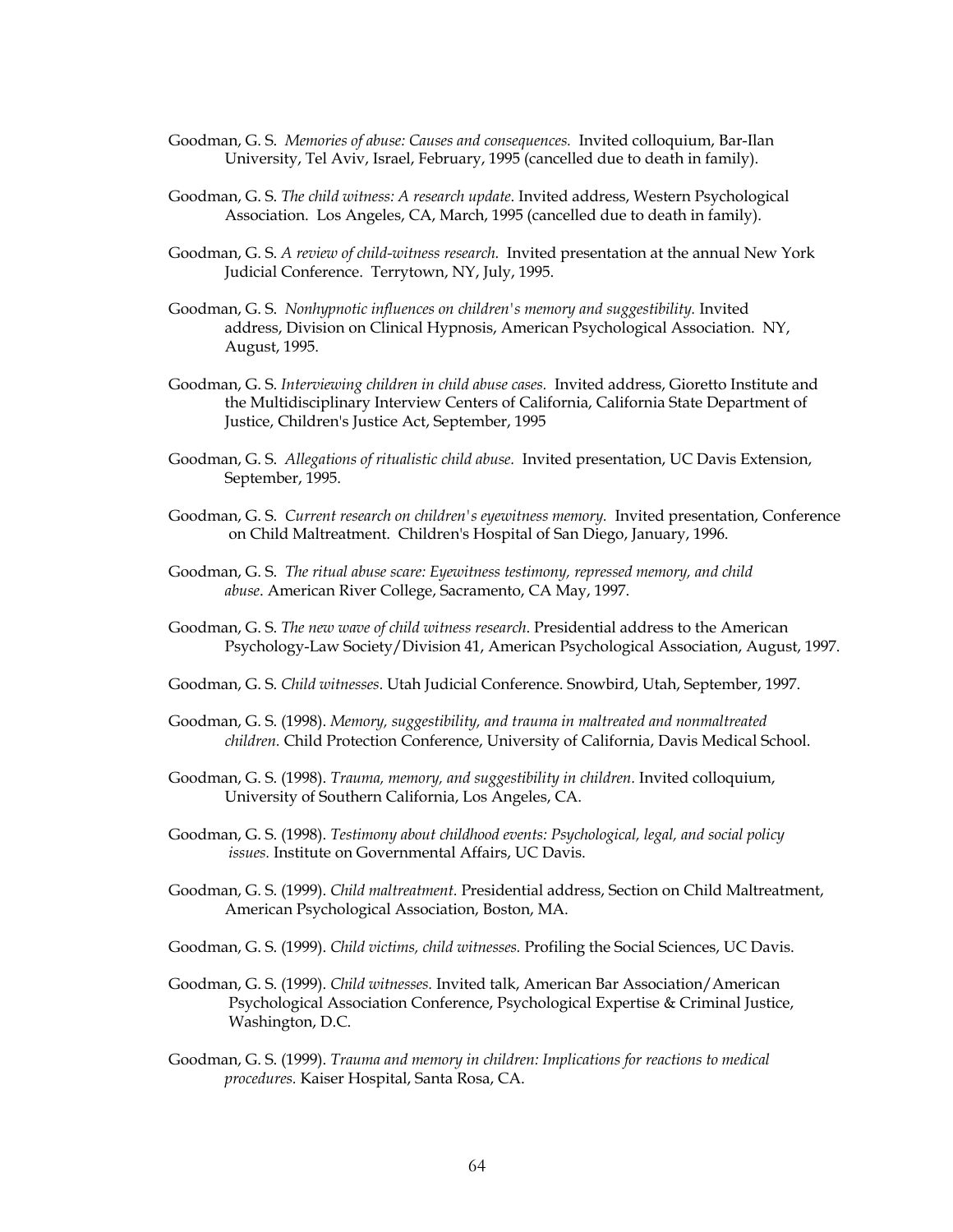Goodman, G. S. *Memories of abuse: Causes and consequences.* Invited colloquium, Bar-Ilan University, Tel Aviv, Israel, February, 1995 (cancelled due to death in family).

Goodman, G. S. *The child witness: A research update*. Invited address, Western Psychological Association. Los Angeles, CA, March, 1995 (cancelled due to death in family).

Goodman, G. S. *A review of child-witness research.* Invited presentation at the annual New York Judicial Conference. Terrytown, NY, July, 1995.

Goodman, G. S. *Nonhypnotic influences on children's memory and suggestibility.* Invited address, Division on Clinical Hypnosis, American Psychological Association. NY, August, 1995.

Goodman, G. S. *Interviewing children in child abuse cases.* Invited address, Gioretto Institute and the Multidisciplinary Interview Centers of California, California State Department of Justice, Children's Justice Act, September, 1995

Goodman, G. S. *Allegations of ritualistic child abuse.* Invited presentation, UC Davis Extension, September, 1995.

Goodman, G. S. *Current research on children's eyewitness memory.* Invited presentation, Conference on Child Maltreatment. Children's Hospital of San Diego, January, 1996.

Goodman, G. S. *The ritual abuse scare: Eyewitness testimony, repressed memory, and child abuse*. American River College, Sacramento, CA May, 1997.

Goodman, G. S. *The new wave of child witness research*. Presidential address to the American Psychology-Law Society/Division 41, American Psychological Association, August, 1997.

Goodman, G. S. *Child witnesses*. Utah Judicial Conference. Snowbird, Utah, September, 1997.

Goodman, G. S. (1998). *Memory, suggestibility, and trauma in maltreated and nonmaltreated children.* Child Protection Conference, University of California, Davis Medical School.

Goodman, G. S. (1998). *Trauma, memory, and suggestibility in children.* Invited colloquium, University of Southern California, Los Angeles, CA.

Goodman, G. S. (1998). *Testimony about childhood events: Psychological, legal, and social policy issues.* Institute on Governmental Affairs, UC Davis.

Goodman, G. S. (1999). *Child maltreatment.* Presidential address, Section on Child Maltreatment, American Psychological Association, Boston, MA.

Goodman, G. S. (1999). *Child victims, child witnesses.* Profiling the Social Sciences, UC Davis.

Goodman, G. S. (1999). *Child witnesses.* Invited talk, American Bar Association/American Psychological Association Conference, Psychological Expertise & Criminal Justice, Washington, D.C.

Goodman, G. S. (1999). *Trauma and memory in children: Implications for reactions to medical procedures.* Kaiser Hospital, Santa Rosa, CA.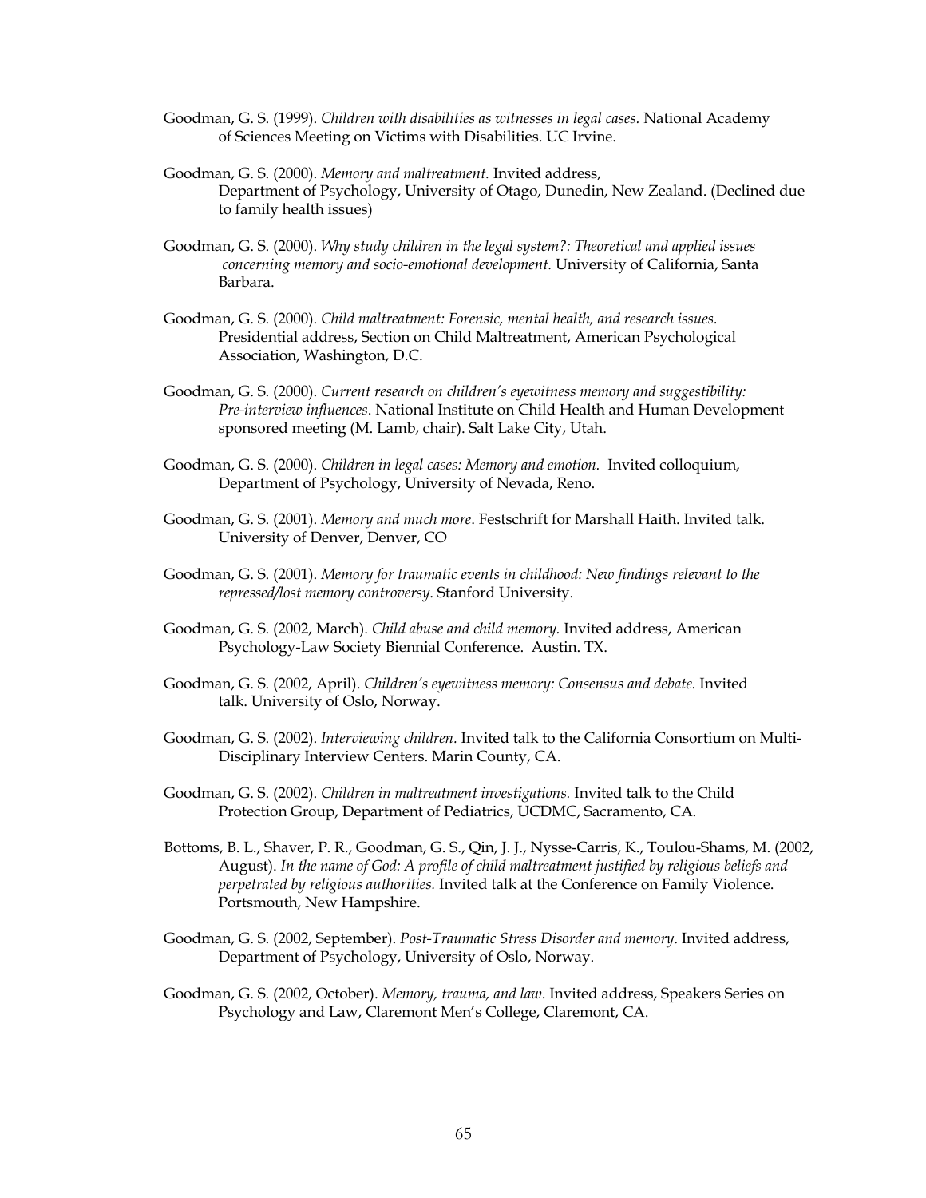Goodman, G. S. (1999). *Children with disabilities as witnesses in legal cases.* National Academy of Sciences Meeting on Victims with Disabilities. UC Irvine.

Goodman, G. S. (2000). *Memory and maltreatment.* Invited address, Department of Psychology, University of Otago, Dunedin, New Zealand. (Declined due to family health issues)

Goodman, G. S. (2000). *Why study children in the legal system?: Theoretical and applied issues concerning memory and socio-emotional development.* University of California, Santa Barbara.

Goodman, G. S. (2000). *Child maltreatment: Forensic, mental health, and research issues.* Presidential address, Section on Child Maltreatment, American Psychological Association, Washington, D.C.

Goodman, G. S. (2000). *Current research on children's eyewitness memory and suggestibility: Pre-interview influences.* National Institute on Child Health and Human Development sponsored meeting (M. Lamb, chair). Salt Lake City, Utah.

Goodman, G. S. (2000). *Children in legal cases: Memory and emotion.* Invited colloquium, Department of Psychology, University of Nevada, Reno.

Goodman, G. S. (2001). *Memory and much more*. Festschrift for Marshall Haith. Invited talk. University of Denver, Denver, CO

Goodman, G. S. (2001). *Memory for traumatic events in childhood: New findings relevant to the repressed/lost memory controversy.* Stanford University.

Goodman, G. S. (2002, March). *Child abuse and child memory.* Invited address, American Psychology-Law Society Biennial Conference. Austin. TX.

Goodman, G. S. (2002, April). *Children's eyewitness memory: Consensus and debate.* Invited talk. University of Oslo, Norway.

Goodman, G. S. (2002). *Interviewing children.* Invited talk to the California Consortium on Multi-Disciplinary Interview Centers. Marin County, CA.

Goodman, G. S. (2002). *Children in maltreatment investigations.* Invited talk to the Child Protection Group, Department of Pediatrics, UCDMC, Sacramento, CA.

Bottoms, B. L., Shaver, P. R., Goodman, G. S., Qin, J. J., Nysse-Carris, K., Toulou-Shams, M. (2002, August). *In the name of God: A profile of child maltreatment justified by religious beliefs and perpetrated by religious authorities.* Invited talk at the Conference on Family Violence. Portsmouth, New Hampshire.

Goodman, G. S. (2002, September). *Post-Traumatic Stress Disorder and memory*. Invited address, Department of Psychology, University of Oslo, Norway.

Goodman, G. S. (2002, October). *Memory, trauma, and law*. Invited address, Speakers Series on Psychology and Law, Claremont Men's College, Claremont, CA.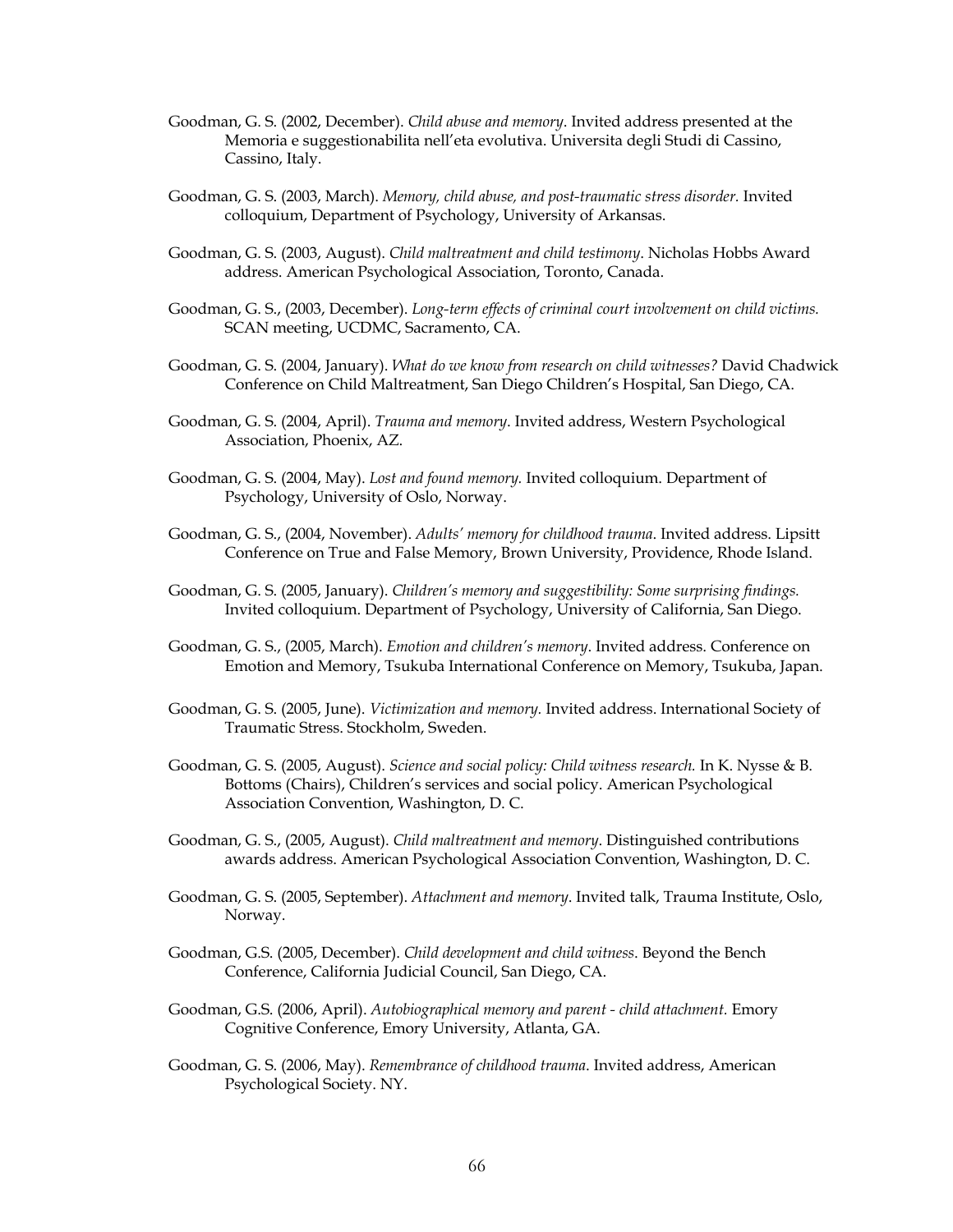Goodman, G. S. (2002, December). *Child abuse and memory*. Invited address presented at the Memoria e suggestionabilita nell'eta evolutiva. Universita degli Studi di Cassino, Cassino, Italy.

Goodman, G. S. (2003, March). *Memory, child abuse, and post-traumatic stress disorder.* Invited colloquium, Department of Psychology, University of Arkansas.

Goodman, G. S. (2003, August). *Child maltreatment and child testimony*. Nicholas Hobbs Award address. American Psychological Association, Toronto, Canada.

Goodman, G. S., (2003, December). *Long-term effects of criminal court involvement on child victims.* SCAN meeting, UCDMC, Sacramento, CA.

Goodman, G. S. (2004, January). *What do we know from research on child witnesses?* David Chadwick Conference on Child Maltreatment, San Diego Children's Hospital, San Diego, CA.

Goodman, G. S. (2004, April). *Trauma and memory*. Invited address, Western Psychological Association, Phoenix, AZ.

Goodman, G. S. (2004, May). *Lost and found memory.* Invited colloquium. Department of Psychology, University of Oslo, Norway.

Goodman, G. S., (2004, November). *Adults' memory for childhood trauma*. Invited address. Lipsitt Conference on True and False Memory, Brown University, Providence, Rhode Island.

Goodman, G. S. (2005, January). *Children's memory and suggestibility: Some surprising findings.* Invited colloquium. Department of Psychology, University of California, San Diego.

Goodman, G. S., (2005, March). *Emotion and children's memory*. Invited address. Conference on Emotion and Memory, Tsukuba International Conference on Memory, Tsukuba, Japan.

Goodman, G. S. (2005, June). *Victimization and memory.* Invited address. International Society of Traumatic Stress. Stockholm, Sweden.

Goodman, G. S. (2005, August). *Science and social policy: Child witness research.* In K. Nysse & B. Bottoms (Chairs), Children's services and social policy. American Psychological Association Convention, Washington, D. C.

Goodman, G. S., (2005, August). *Child maltreatment and memory*. Distinguished contributions awards address. American Psychological Association Convention, Washington, D. C.

Goodman, G. S. (2005, September). *Attachment and memory*. Invited talk, Trauma Institute, Oslo, Norway.

Goodman, G.S. (2005, December). *Child development and child witness*. Beyond the Bench Conference, California Judicial Council, San Diego, CA.

Goodman, G.S. (2006, April). *Autobiographical memory and parent - child attachment.* Emory Cognitive Conference, Emory University, Atlanta, GA.

Goodman, G. S. (2006, May). *Remembrance of childhood trauma*. Invited address, American Psychological Society. NY.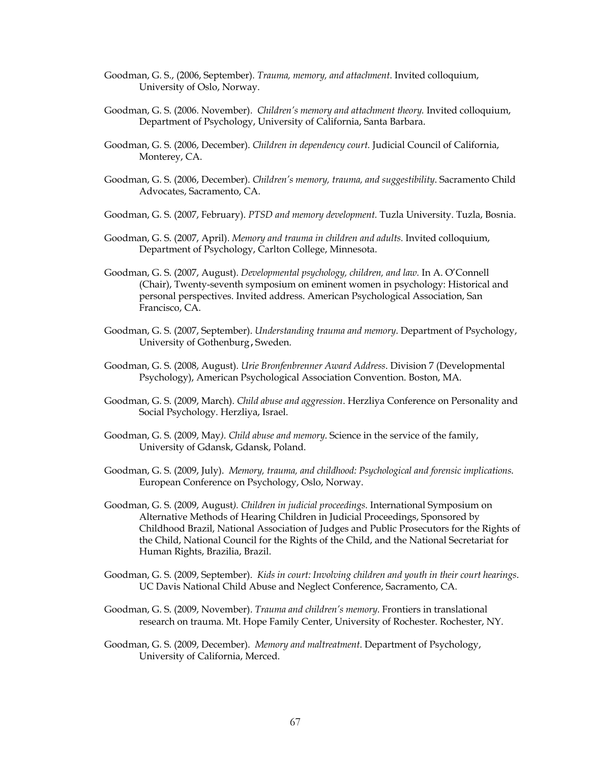Goodman, G. S., (2006, September). *Trauma, memory, and attachment*. Invited colloquium, University of Oslo, Norway.

Goodman, G. S. (2006. November). *Children's memory and attachment theory.* Invited colloquium, Department of Psychology, University of California, Santa Barbara.

Goodman, G. S. (2006, December). *Children in dependency court.* Judicial Council of California, Monterey, CA.

Goodman, G. S. (2006, December). *Children's memory, trauma, and suggestibility*. Sacramento Child Advocates, Sacramento, CA.

Goodman, G. S. (2007, February). *PTSD and memory development.* Tuzla University. Tuzla, Bosnia.

Goodman, G. S. (2007, April). *Memory and trauma in children and adults.* Invited colloquium, Department of Psychology, Carlton College, Minnesota.

Goodman, G. S. (2007, August). *Developmental psychology, children, and law.* In A. O'Connell (Chair), Twenty-seventh symposium on eminent women in psychology: Historical and personal perspectives. Invited address. American Psychological Association, San Francisco, CA.

Goodman, G. S. (2007, September). *Understanding trauma and memory*. Department of Psychology, University of Gothenburg**,** Sweden.

Goodman, G. S. (2008, August). *Urie Bronfenbrenner Award Address*. Division 7 (Developmental Psychology), American Psychological Association Convention. Boston, MA.

Goodman, G. S. (2009, March). *Child abuse and aggression*. Herzliya Conference on Personality and Social Psychology. Herzliya, Israel.

Goodman, G. S. (2009, May*). Child abuse and memory.* Science in the service of the family, University of Gdansk, Gdansk, Poland.

Goodman, G. S. (2009, July). *Memory, trauma, and childhood: Psychological and forensic implications.* European Conference on Psychology, Oslo, Norway.

Goodman, G. S. (2009, August*). Children in judicial proceedings.* International Symposium on Alternative Methods of Hearing Children in Judicial Proceedings, Sponsored by Childhood Brazil, National Association of Judges and Public Prosecutors for the Rights of the Child, National Council for the Rights of the Child, and the National Secretariat for Human Rights, Brazilia, Brazil.

Goodman, G. S. (2009, September). *Kids in court: Involving children and youth in their court hearings*. UC Davis National Child Abuse and Neglect Conference, Sacramento, CA.

Goodman, G. S. (2009, November). *Trauma and children's memory*. Frontiers in translational research on trauma. Mt. Hope Family Center, University of Rochester. Rochester, NY.

Goodman, G. S. (2009, December). *Memory and maltreatment*. Department of Psychology, University of California, Merced.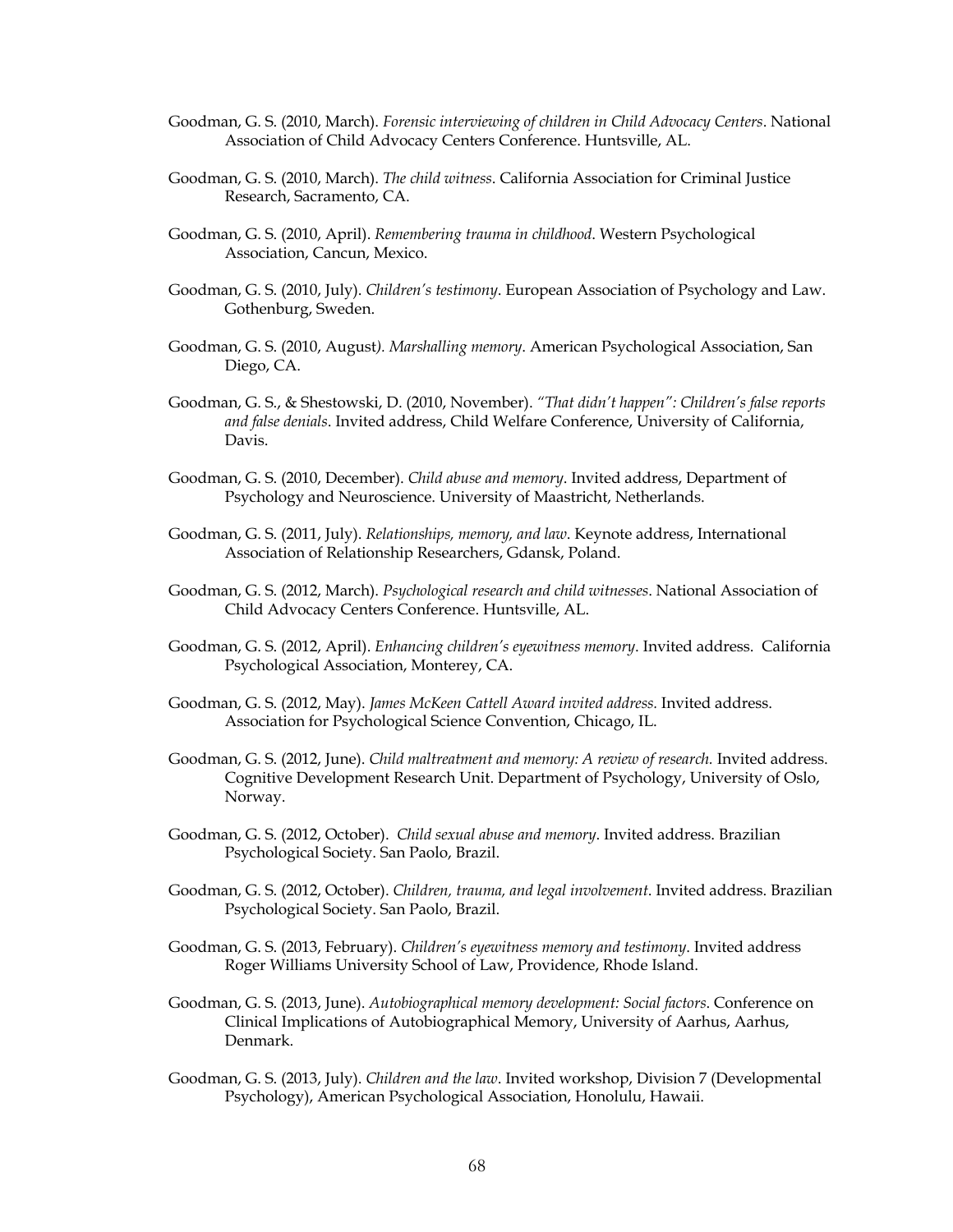Goodman, G. S. (2010, March). *Forensic interviewing of children in Child Advocacy Centers*. National Association of Child Advocacy Centers Conference. Huntsville, AL.

Goodman, G. S. (2010, March). *The child witness*. California Association for Criminal Justice Research, Sacramento, CA.

Goodman, G. S. (2010, April). *Remembering trauma in childhood*. Western Psychological Association, Cancun, Mexico.

Goodman, G. S. (2010, July). *Children's testimony*. European Association of Psychology and Law. Gothenburg, Sweden.

Goodman, G. S. (2010, August). *Marshalling memory*. American Psychological Association, San Diego, CA.

Goodman, G. S., & Shestowski, D. (2010, November). *"That didn't happen": Children's false reports and false denials*. Invited address, Child Welfare Conference, University of California, Davis.

Goodman, G. S. (2010, December). *Child abuse and memory*. Invited address, Department of Psychology and Neuroscience. University of Maastricht, Netherlands.

Goodman, G. S. (2011, July). *Relationships, memory, and law*. Keynote address, International Association of Relationship Researchers, Gdansk, Poland.

Goodman, G. S. (2012, March). *Psychological research and child witnesses*. National Association of Child Advocacy Centers Conference. Huntsville, AL.

Goodman, G. S. (2012, April). *Enhancing children's eyewitness memory*. Invited address. California Psychological Association, Monterey, CA.

Goodman, G. S. (2012, May). *James McKeen Cattell Award invited address.* Invited address. Association for Psychological Science Convention, Chicago, IL.

Goodman, G. S. (2012, June). *Child maltreatment and memory: A review of research.* Invited address. Cognitive Development Research Unit. Department of Psychology, University of Oslo, Norway.

Goodman, G. S. (2012, October). *Child sexual abuse and memory*. Invited address. Brazilian Psychological Society. San Paolo, Brazil.

Goodman, G. S. (2012, October). *Children, trauma, and legal involvement*. Invited address. Brazilian Psychological Society. San Paolo, Brazil.

Goodman, G. S. (2013, February). *Children's eyewitness memory and testimony*. Invited address Roger Williams University School of Law, Providence, Rhode Island.

Goodman, G. S. (2013, June). *Autobiographical memory development: Social factors*. Conference on Clinical Implications of Autobiographical Memory, University of Aarhus, Aarhus, Denmark.

Goodman, G. S. (2013, July). *Children and the law*. Invited workshop, Division 7 (Developmental Psychology), American Psychological Association, Honolulu, Hawaii.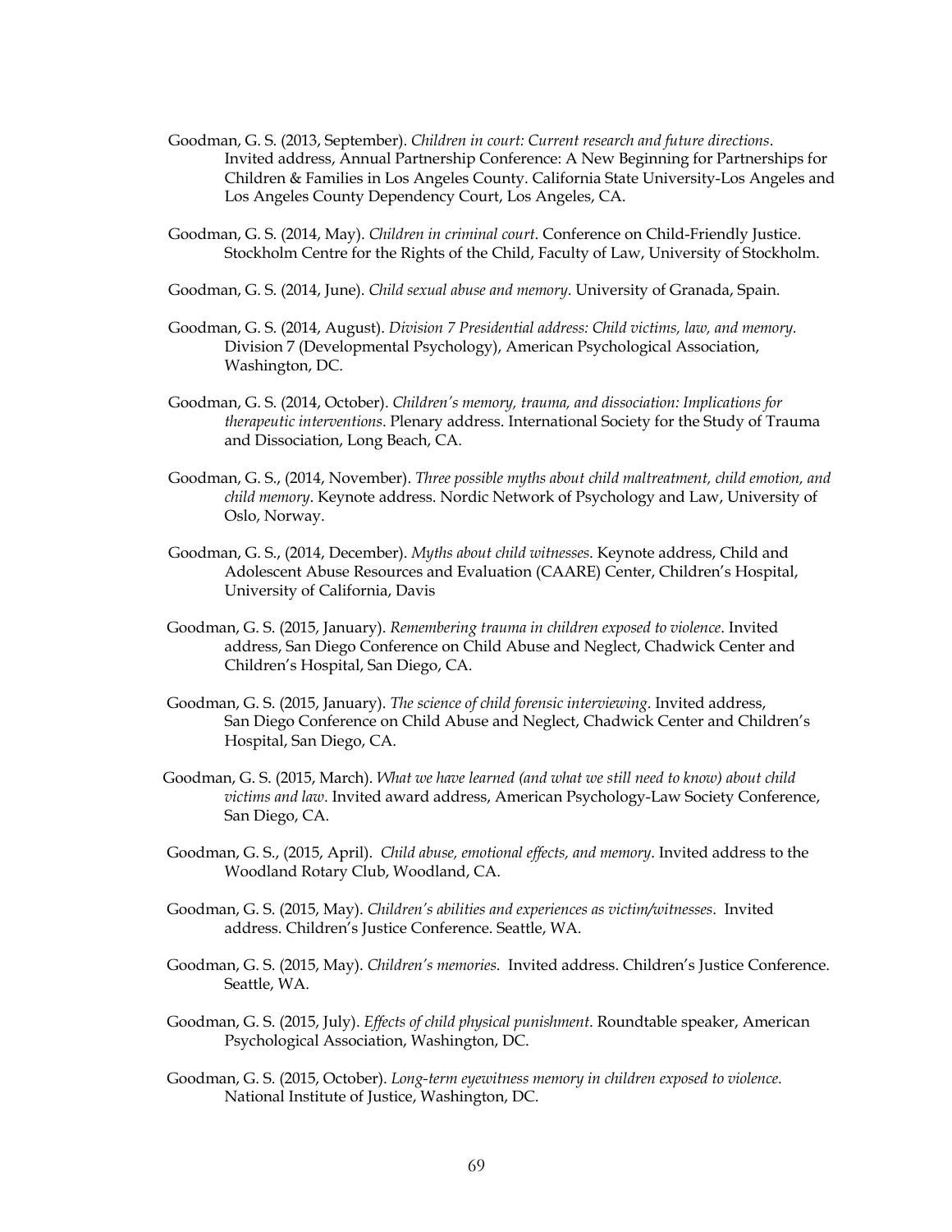Goodman, G. S. (2013, September). *Children in court: Current research and future directions*. Invited address, Annual Partnership Conference: A New Beginning for Partnerships for Children & Families in Los Angeles County. California State University-Los Angeles and Los Angeles County Dependency Court, Los Angeles, CA.

Goodman, G. S. (2014, May). *Children in criminal court*. Conference on Child-Friendly Justice. Stockholm Centre for the Rights of the Child, Faculty of Law, University of Stockholm.

Goodman, G. S. (2014, June). *Child sexual abuse and memory*. University of Granada, Spain.

Goodman, G. S. (2014, August). *Division 7 Presidential address: Child victims, law, and memory.* Division 7 (Developmental Psychology), American Psychological Association, Washington, DC.

Goodman, G. S. (2014, October). *Children's memory, trauma, and dissociation: Implications for therapeutic interventions*. Plenary address. International Society for the Study of Trauma and Dissociation, Long Beach, CA.

Goodman, G. S., (2014, November). *Three possible myths about child maltreatment, child emotion, and child memory*. Keynote address. Nordic Network of Psychology and Law, University of Oslo, Norway.

Goodman, G. S., (2014, December). *Myths about child witnesses*. Keynote address, Child and Adolescent Abuse Resources and Evaluation (CAARE) Center, Children's Hospital, University of California, Davis

Goodman, G. S. (2015, January). *Remembering trauma in children exposed to violence*. Invited address, San Diego Conference on Child Abuse and Neglect, Chadwick Center and Children's Hospital, San Diego, CA.

Goodman, G. S. (2015, January). *The science of child forensic interviewing*. Invited address, San Diego Conference on Child Abuse and Neglect, Chadwick Center and Children's Hospital, San Diego, CA.

Goodman, G. S. (2015, March). *What we have learned (and what we still need to know) about child victims and law*. Invited award address, American Psychology-Law Society Conference, San Diego, CA.

Goodman, G. S., (2015, April). *Child abuse, emotional effects, and memory*. Invited address to the Woodland Rotary Club, Woodland, CA.

Goodman, G. S. (2015, May). *Children's abilities and experiences as victim/witnesses*. Invited address. Children's Justice Conference. Seattle, WA.

Goodman, G. S. (2015, May). *Children's memories*. Invited address. Children's Justice Conference. Seattle, WA.

Goodman, G. S. (2015, July). *Effects of child physical punishment*. Roundtable speaker, American Psychological Association, Washington, DC.

Goodman, G. S. (2015, October). *Long-term eyewitness memory in children exposed to violence.* National Institute of Justice, Washington, DC.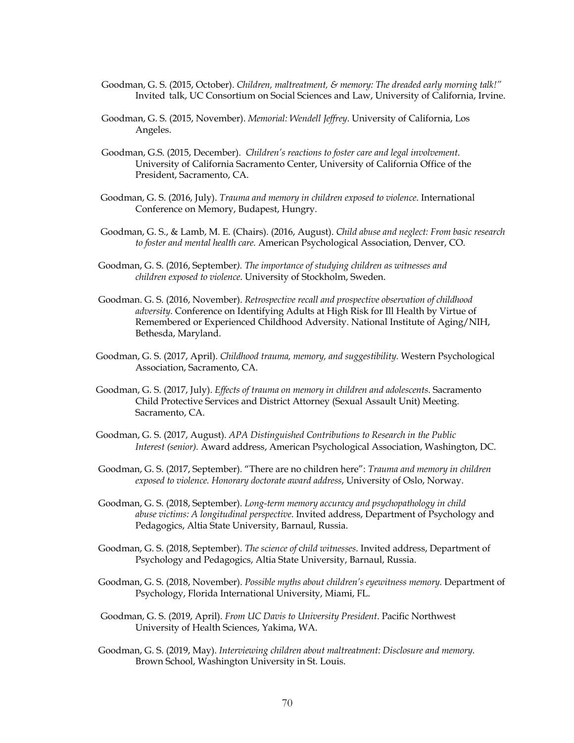Goodman, G. S. (2015, October). *Children, maltreatment, & memory: The dreaded early morning talk!"* Invited talk, UC Consortium on Social Sciences and Law, University of California, Irvine.

Goodman, G. S. (2015, November). *Memorial: Wendell Jeffrey*. University of California, Los Angeles.

Goodman, G.S. (2015, December). *Children's reactions to foster care and legal involvement*. University of California Sacramento Center, University of California Office of the President, Sacramento, CA.

Goodman, G. S. (2016, July). *Trauma and memory in children exposed to violence*. International Conference on Memory, Budapest, Hungry.

Goodman, G. S., & Lamb, M. E. (Chairs). (2016, August). *Child abuse and neglect: From basic research to foster and mental health care.* American Psychological Association, Denver, CO.

Goodman, G. S. (2016, September*). The importance of studying children as witnesses and children exposed to violence*. University of Stockholm, Sweden.

Goodman. G. S. (2016, November). *Retrospective recall and prospective observation of childhood adversity*. Conference on Identifying Adults at High Risk for Ill Health by Virtue of Remembered or Experienced Childhood Adversity. National Institute of Aging/NIH, Bethesda, Maryland.

Goodman, G. S. (2017, April). *Childhood trauma, memory, and suggestibility*. Western Psychological Association, Sacramento, CA.

Goodman, G. S. (2017, July). *Effects of trauma on memory in children and adolescents*. Sacramento Child Protective Services and District Attorney (Sexual Assault Unit) Meeting. Sacramento, CA.

Goodman, G. S. (2017, August). *APA Distinguished Contributions to Research in the Public Interest (senior).* Award address, American Psychological Association, Washington, DC.

Goodman, G. S. (2017, September). "There are no children here": *Trauma and memory in children exposed to violence. Honorary doctorate award address*, University of Oslo, Norway.

Goodman, G. S. (2018, September). *Long-term memory accuracy and psychopathology in child abuse victims: A longitudinal perspective*. Invited address, Department of Psychology and Pedagogics, Altia State University, Barnaul, Russia.

Goodman, G. S. (2018, September). *The science of child witnesses*. Invited address, Department of Psychology and Pedagogics, Altia State University, Barnaul, Russia.

Goodman, G. S. (2018, November). *Possible myths about children's eyewitness memory.* Department of Psychology, Florida International University, Miami, FL.

Goodman, G. S. (2019, April). *From UC Davis to University President*. Pacific Northwest University of Health Sciences, Yakima, WA.

Goodman, G. S. (2019, May). *Interviewing children about maltreatment: Disclosure and memory.* Brown School, Washington University in St. Louis.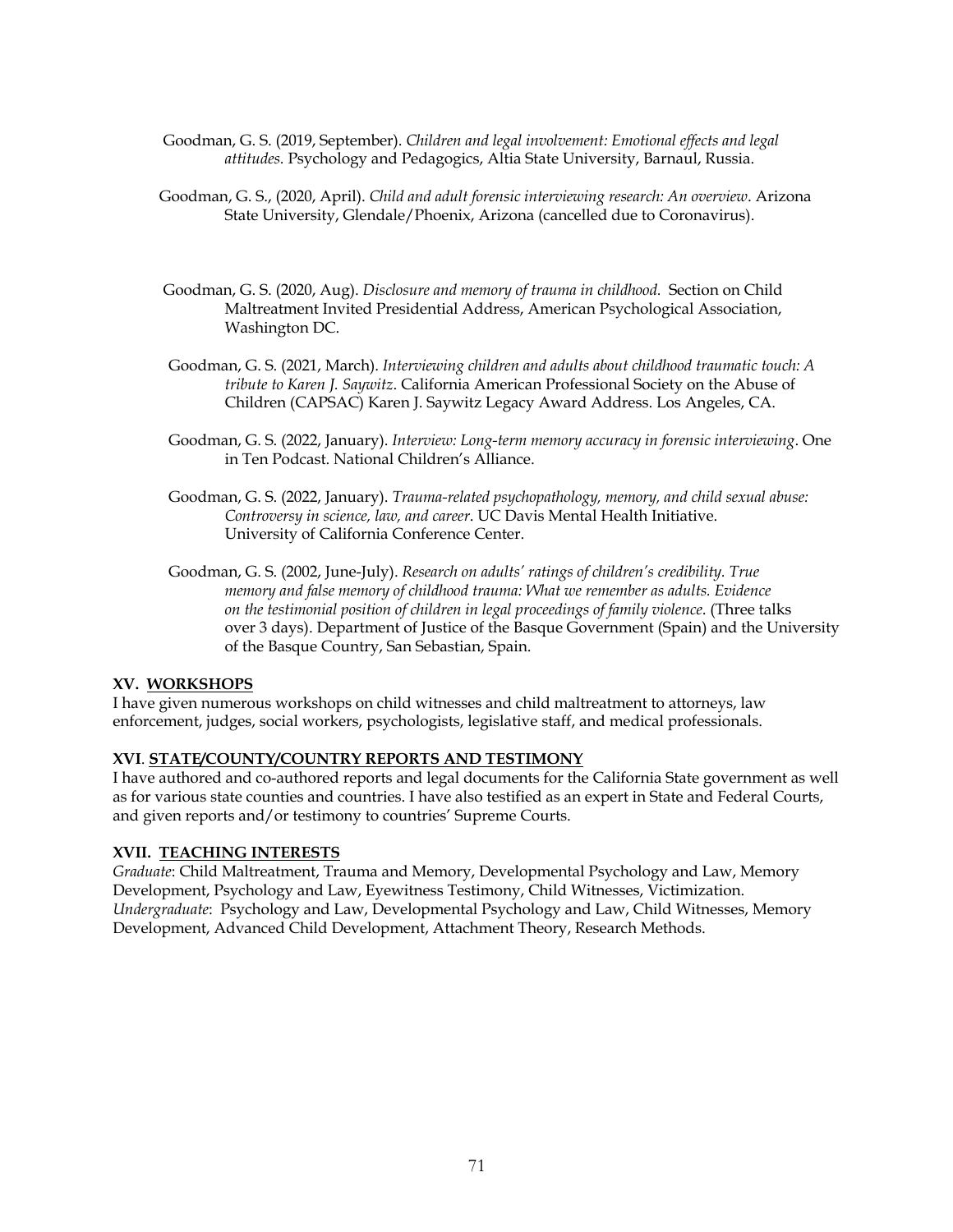Goodman, G. S. (2019, September). *Children and legal involvement: Emotional effects and legal attitudes.* Psychology and Pedagogics, Altia State University, Barnaul, Russia.

Goodman, G. S., (2020, April). *Child and adult forensic interviewing research: An overview*. Arizona State University, Glendale/Phoenix, Arizona (cancelled due to Coronavirus).

Goodman, G. S. (2020, Aug). *Disclosure and memory of trauma in childhood.* Section on Child Maltreatment Invited Presidential Address, American Psychological Association, Washington DC.

Goodman, G. S. (2021, March). *Interviewing children and adults about childhood traumatic touch: A tribute to Karen J. Saywitz*. California American Professional Society on the Abuse of Children (CAPSAC) Karen J. Saywitz Legacy Award Address. Los Angeles, CA.

Goodman, G. S. (2022, January). *Interview: Long-term memory accuracy in forensic interviewing*. One in Ten Podcast. National Children's Alliance.

Goodman, G. S. (2022, January). *Trauma-related psychopathology, memory, and child sexual abuse: Controversy in science, law, and career*. UC Davis Mental Health Initiative. University of California Conference Center.

Goodman, G. S. (2002, June-July). *Research on adults' ratings of children's credibility. True memory and false memory of childhood trauma: What we remember as adults. Evidence on the testimonial position of children in legal proceedings of family violence*. (Three talks over 3 days). Department of Justice of the Basque Government (Spain) and the University of the Basque Country, San Sebastian, Spain.

## XV. WORKSHOPS

I have given numerous workshops on child witnesses and child maltreatment to attorneys, law enforcement, judges, social workers, psychologists, legislative staff, and medical professionals.

## XVI. STATE/COUNTY/COUNTRY REPORTS AND TESTIMONY

I have authored and co-authored reports and legal documents for the California State government as well as for various state counties and countries. I have also testified as an expert in State and Federal Courts, and given reports and/or testimony to countries' Supreme Courts.

## XVII. TEACHING INTERESTS

*Graduate*: Child Maltreatment, Trauma and Memory, Developmental Psychology and Law, Memory Development, Psychology and Law, Eyewitness Testimony, Child Witnesses, Victimization.
*Undergraduate*: Psychology and Law, Developmental Psychology and Law, Child Witnesses, Memory Development, Advanced Child Development, Attachment Theory, Research Methods.